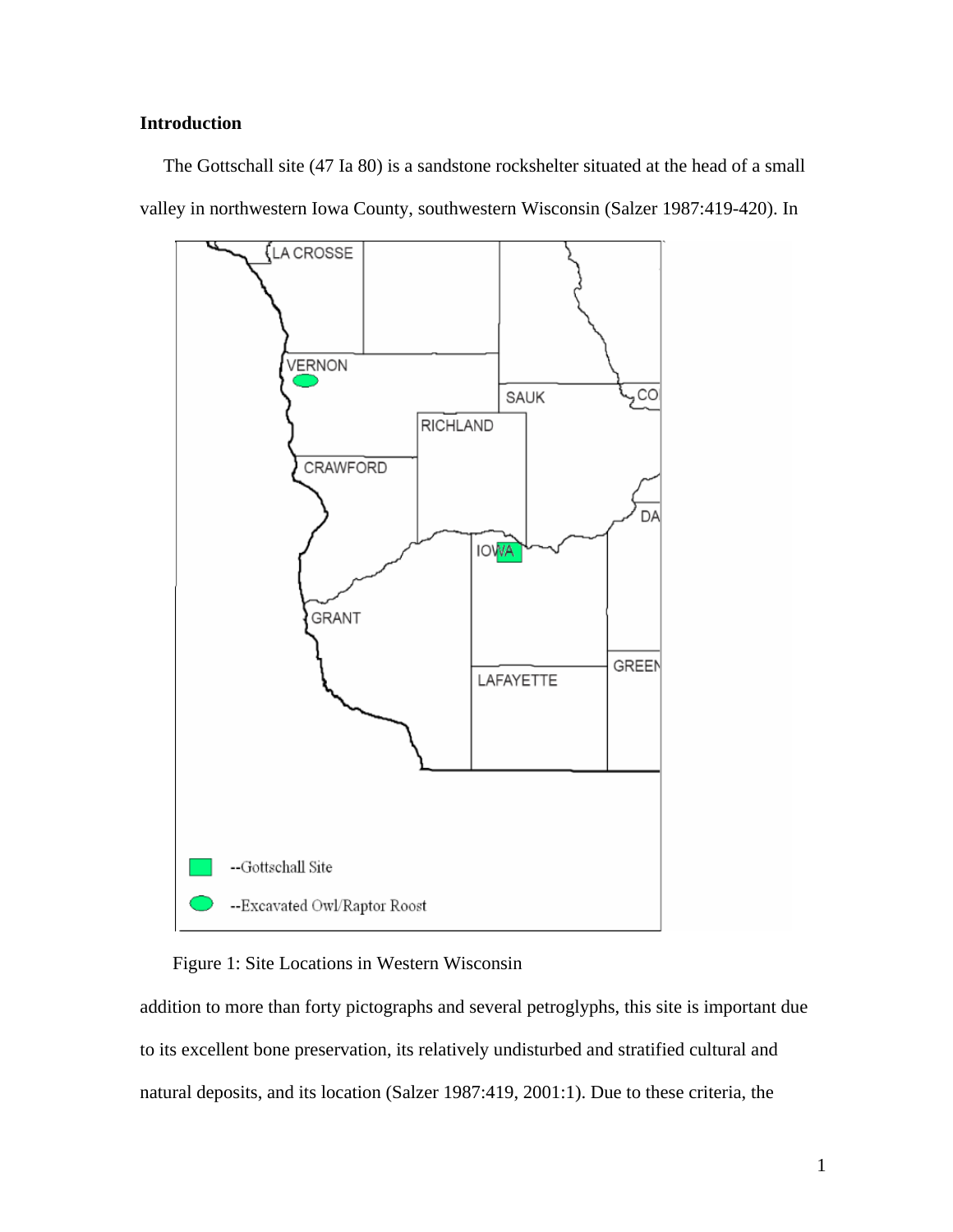**Introduction**

The Gottschall site (47 Ia 80) is a sandstone rockshelter situated at the head of a small valley in northwestern Iowa County, southwestern Wisconsin (Salzer 1987:419-420). In

Figure 1: Site Locations in Western Wisconsin

addition to more than forty pictographs and several petroglyphs, this site is important due to its excellent bone preservation, its relatively undisturbed and stratified cultural and natural deposits, and its location (Salzer 1987:419, 2001:1). Due to these criteria, the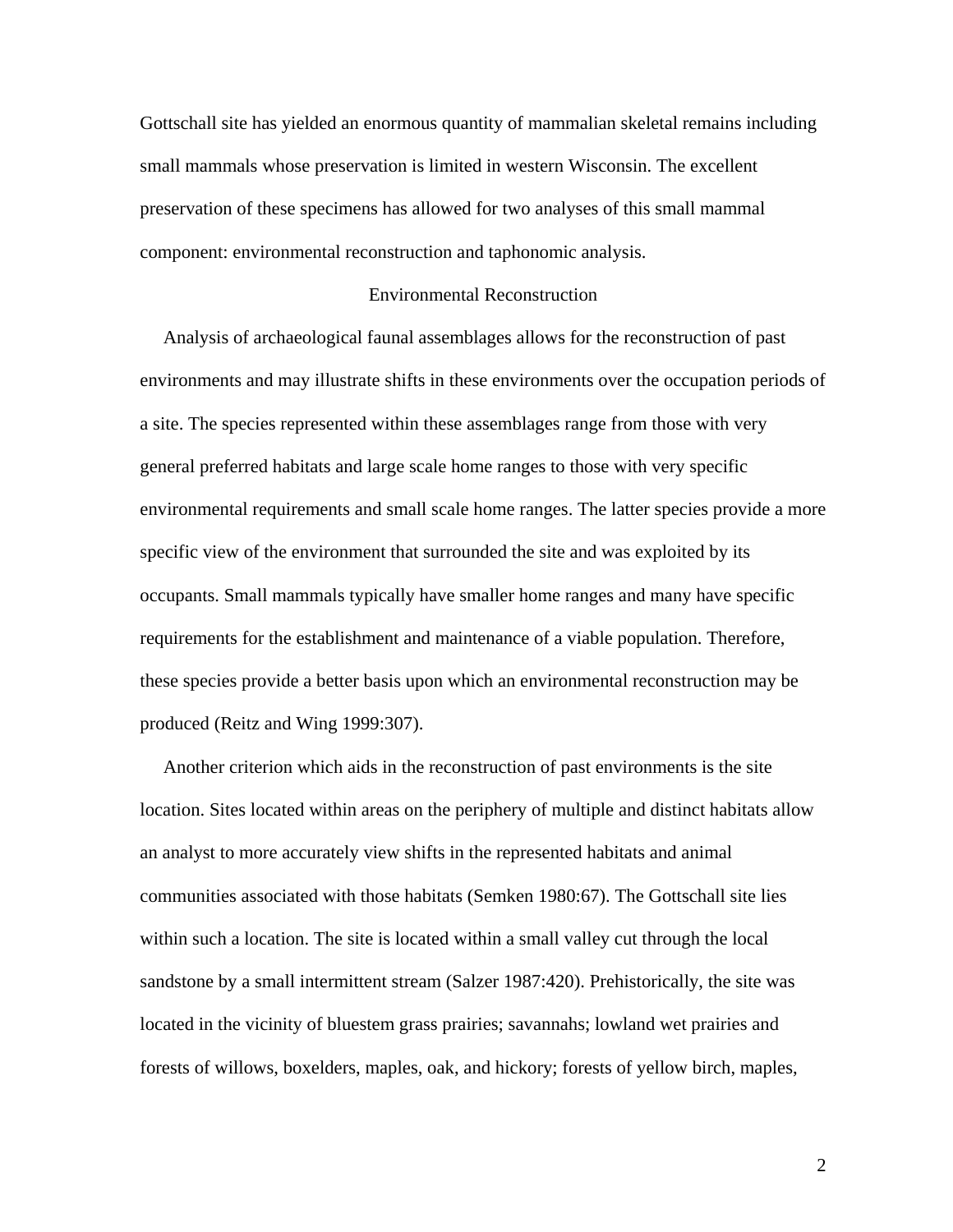Gottschall site has yielded an enormous quantity of mammalian skeletal remains including small mammals whose preservation is limited in western Wisconsin. The excellent preservation of these specimens has allowed for two analyses of this small mammal component: environmental reconstruction and taphonomic analysis.

## Environmental Reconstruction

Analysis of archaeological faunal assemblages allows for the reconstruction of past environments and may illustrate shifts in these environments over the occupation periods of a site. The species represented within these assemblages range from those with very general preferred habitats and large scale home ranges to those with very specific environmental requirements and small scale home ranges. The latter species provide a more specific view of the environment that surrounded the site and was exploited by its occupants. Small mammals typically have smaller home ranges and many have specific requirements for the establishment and maintenance of a viable population. Therefore, these species provide a better basis upon which an environmental reconstruction may be produced (Reitz and Wing 1999:307).

Another criterion which aids in the reconstruction of past environments is the site location. Sites located within areas on the periphery of multiple and distinct habitats allow an analyst to more accurately view shifts in the represented habitats and animal communities associated with those habitats (Semken 1980:67). The Gottschall site lies within such a location. The site is located within a small valley cut through the local sandstone by a small intermittent stream (Salzer 1987:420). Prehistorically, the site was located in the vicinity of bluestem grass prairies; savannahs; lowland wet prairies and forests of willows, boxelders, maples, oak, and hickory; forests of yellow birch, maples,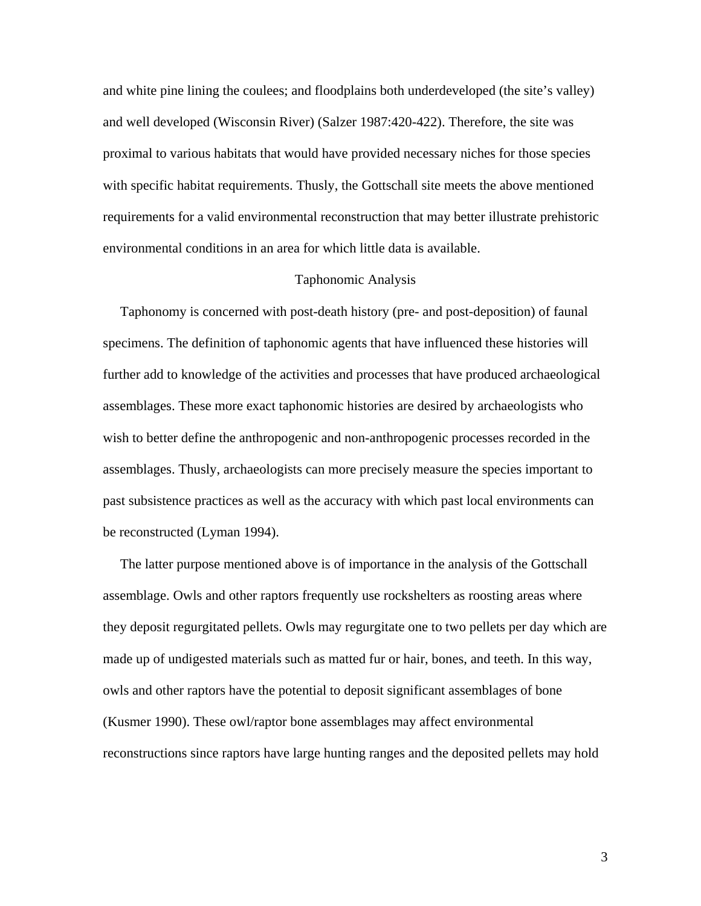and white pine lining the coulees; and floodplains both underdeveloped (the site's valley) and well developed (Wisconsin River) (Salzer 1987:420-422). Therefore, the site was proximal to various habitats that would have provided necessary niches for those species with specific habitat requirements. Thusly, the Gottschall site meets the above mentioned requirements for a valid environmental reconstruction that may better illustrate prehistoric environmental conditions in an area for which little data is available.

## Taphonomic Analysis

Taphonomy is concerned with post-death history (pre- and post-deposition) of faunal specimens. The definition of taphonomic agents that have influenced these histories will further add to knowledge of the activities and processes that have produced archaeological assemblages. These more exact taphonomic histories are desired by archaeologists who wish to better define the anthropogenic and non-anthropogenic processes recorded in the assemblages. Thusly, archaeologists can more precisely measure the species important to past subsistence practices as well as the accuracy with which past local environments can be reconstructed (Lyman 1994).

The latter purpose mentioned above is of importance in the analysis of the Gottschall assemblage. Owls and other raptors frequently use rockshelters as roosting areas where they deposit regurgitated pellets. Owls may regurgitate one to two pellets per day which are made up of undigested materials such as matted fur or hair, bones, and teeth. In this way, owls and other raptors have the potential to deposit significant assemblages of bone (Kusmer 1990). These owl/raptor bone assemblages may affect environmental reconstructions since raptors have large hunting ranges and the deposited pellets may hold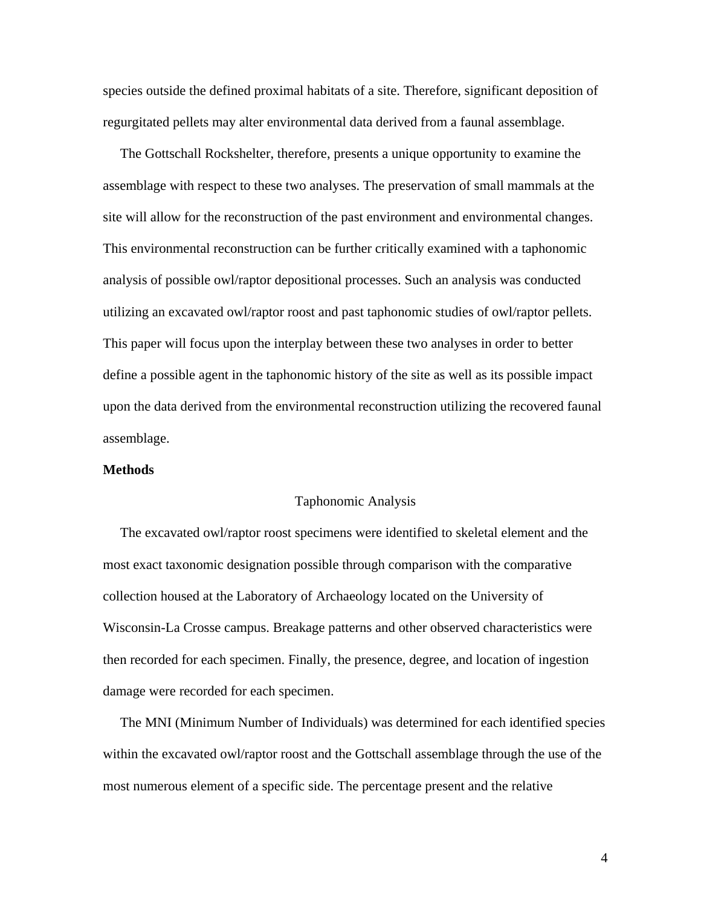species outside the defined proximal habitats of a site. Therefore, significant deposition of regurgitated pellets may alter environmental data derived from a faunal assemblage.

The Gottschall Rockshelter, therefore, presents a unique opportunity to examine the assemblage with respect to these two analyses. The preservation of small mammals at the site will allow for the reconstruction of the past environment and environmental changes. This environmental reconstruction can be further critically examined with a taphonomic analysis of possible owl/raptor depositional processes. Such an analysis was conducted utilizing an excavated owl/raptor roost and past taphonomic studies of owl/raptor pellets. This paper will focus upon the interplay between these two analyses in order to better define a possible agent in the taphonomic history of the site as well as its possible impact upon the data derived from the environmental reconstruction utilizing the recovered faunal assemblage.

## Methods

### Taphonomic Analysis

The excavated owl/raptor roost specimens were identified to skeletal element and the most exact taxonomic designation possible through comparison with the comparative collection housed at the Laboratory of Archaeology located on the University of Wisconsin-La Crosse campus. Breakage patterns and other observed characteristics were then recorded for each specimen. Finally, the presence, degree, and location of ingestion damage were recorded for each specimen.

The MNI (Minimum Number of Individuals) was determined for each identified species within the excavated owl/raptor roost and the Gottschall assemblage through the use of the most numerous element of a specific side. The percentage present and the relative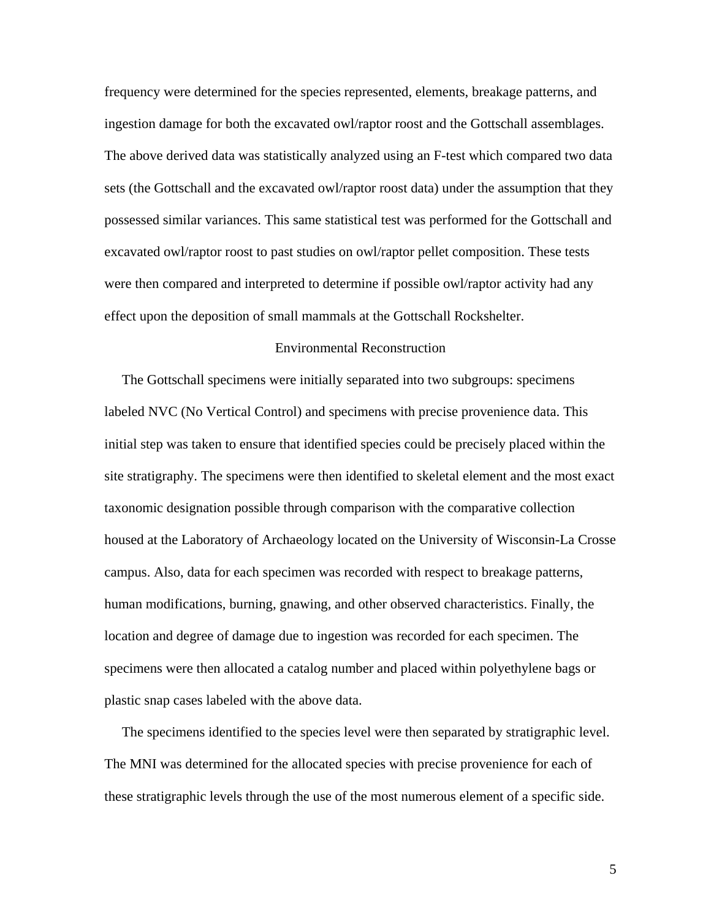frequency were determined for the species represented, elements, breakage patterns, and ingestion damage for both the excavated owl/raptor roost and the Gottschall assemblages. The above derived data was statistically analyzed using an F-test which compared two data sets (the Gottschall and the excavated owl/raptor roost data) under the assumption that they possessed similar variances. This same statistical test was performed for the Gottschall and excavated owl/raptor roost to past studies on owl/raptor pellet composition. These tests were then compared and interpreted to determine if possible owl/raptor activity had any effect upon the deposition of small mammals at the Gottschall Rockshelter.

## Environmental Reconstruction

The Gottschall specimens were initially separated into two subgroups: specimens labeled NVC (No Vertical Control) and specimens with precise provenience data. This initial step was taken to ensure that identified species could be precisely placed within the site stratigraphy. The specimens were then identified to skeletal element and the most exact taxonomic designation possible through comparison with the comparative collection housed at the Laboratory of Archaeology located on the University of Wisconsin-La Crosse campus. Also, data for each specimen was recorded with respect to breakage patterns, human modifications, burning, gnawing, and other observed characteristics. Finally, the location and degree of damage due to ingestion was recorded for each specimen. The specimens were then allocated a catalog number and placed within polyethylene bags or plastic snap cases labeled with the above data.

The specimens identified to the species level were then separated by stratigraphic level. The MNI was determined for the allocated species with precise provenience for each of these stratigraphic levels through the use of the most numerous element of a specific side.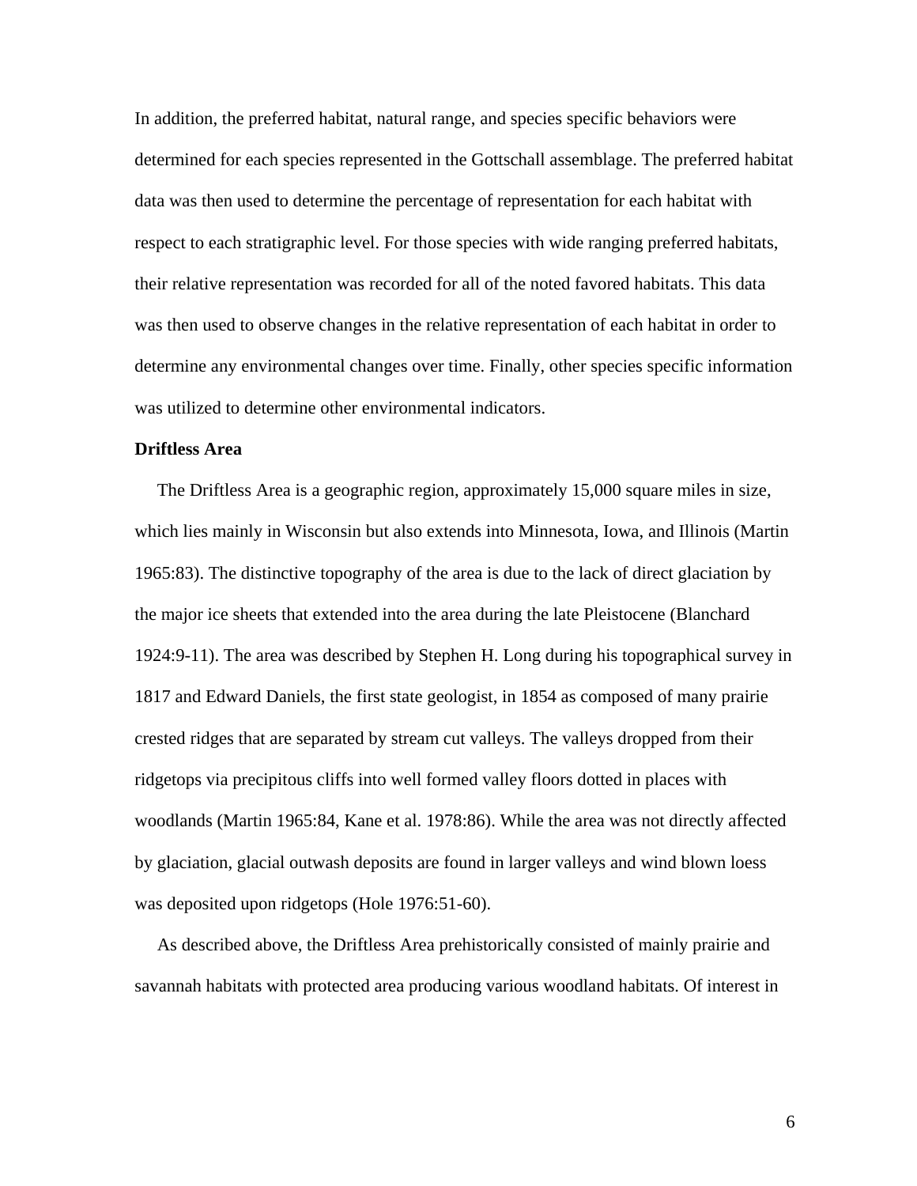In addition, the preferred habitat, natural range, and species specific behaviors were determined for each species represented in the Gottschall assemblage. The preferred habitat data was then used to determine the percentage of representation for each habitat with respect to each stratigraphic level. For those species with wide ranging preferred habitats, their relative representation was recorded for all of the noted favored habitats. This data was then used to observe changes in the relative representation of each habitat in order to determine any environmental changes over time. Finally, other species specific information was utilized to determine other environmental indicators.

**Driftless Area**

The Driftless Area is a geographic region, approximately 15,000 square miles in size, which lies mainly in Wisconsin but also extends into Minnesota, Iowa, and Illinois (Martin 1965:83). The distinctive topography of the area is due to the lack of direct glaciation by the major ice sheets that extended into the area during the late Pleistocene (Blanchard 1924:9-11). The area was described by Stephen H. Long during his topographical survey in 1817 and Edward Daniels, the first state geologist, in 1854 as composed of many prairie crested ridges that are separated by stream cut valleys. The valleys dropped from their ridgetops via precipitous cliffs into well formed valley floors dotted in places with woodlands (Martin 1965:84, Kane et al. 1978:86). While the area was not directly affected by glaciation, glacial outwash deposits are found in larger valleys and wind blown loess was deposited upon ridgetops (Hole 1976:51-60).

As described above, the Driftless Area prehistorically consisted of mainly prairie and savannah habitats with protected area producing various woodland habitats. Of interest in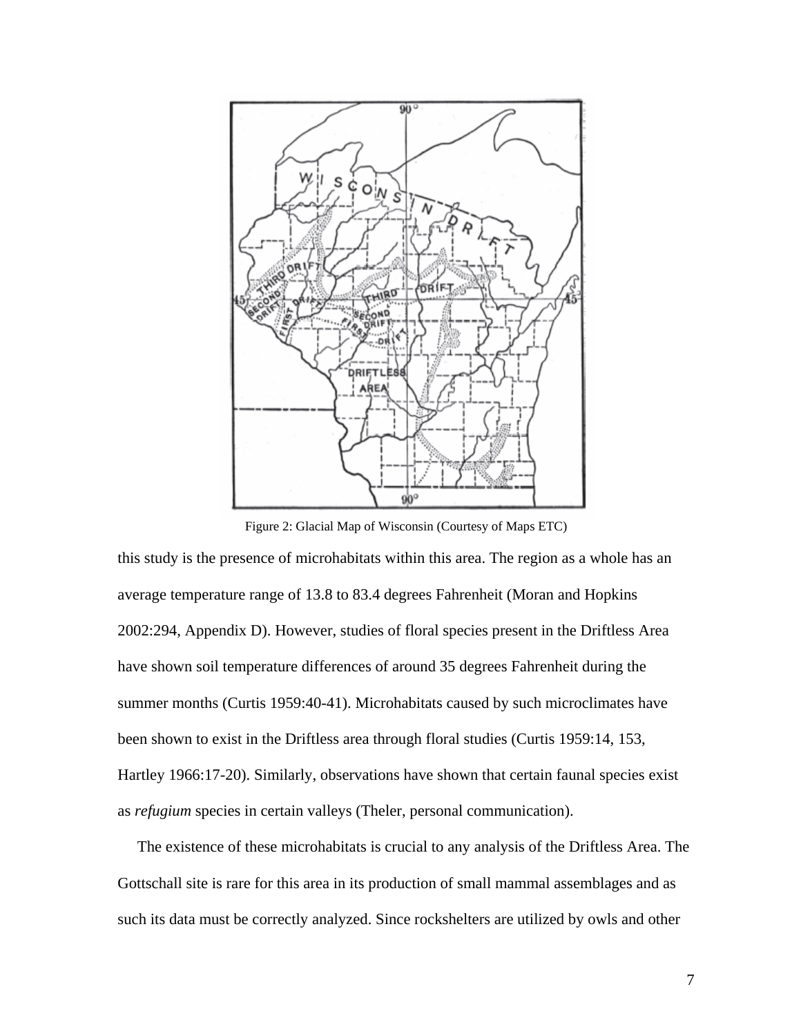Figure 2: Glacial Map of Wisconsin (Courtesy of Maps ETC)

this study is the presence of microhabitats within this area. The region as a whole has an average temperature range of 13.8 to 83.4 degrees Fahrenheit (Moran and Hopkins 2002:294, Appendix D). However, studies of floral species present in the Driftless Area have shown soil temperature differences of around 35 degrees Fahrenheit during the summer months (Curtis 1959:40-41). Microhabitats caused by such microclimates have been shown to exist in the Driftless area through floral studies (Curtis 1959:14, 153, Hartley 1966:17-20). Similarly, observations have shown that certain faunal species exist as *refugium* species in certain valleys (Theler, personal communication).

The existence of these microhabitats is crucial to any analysis of the Driftless Area. The Gottschall site is rare for this area in its production of small mammal assemblages and as such its data must be correctly analyzed. Since rockshelters are utilized by owls and other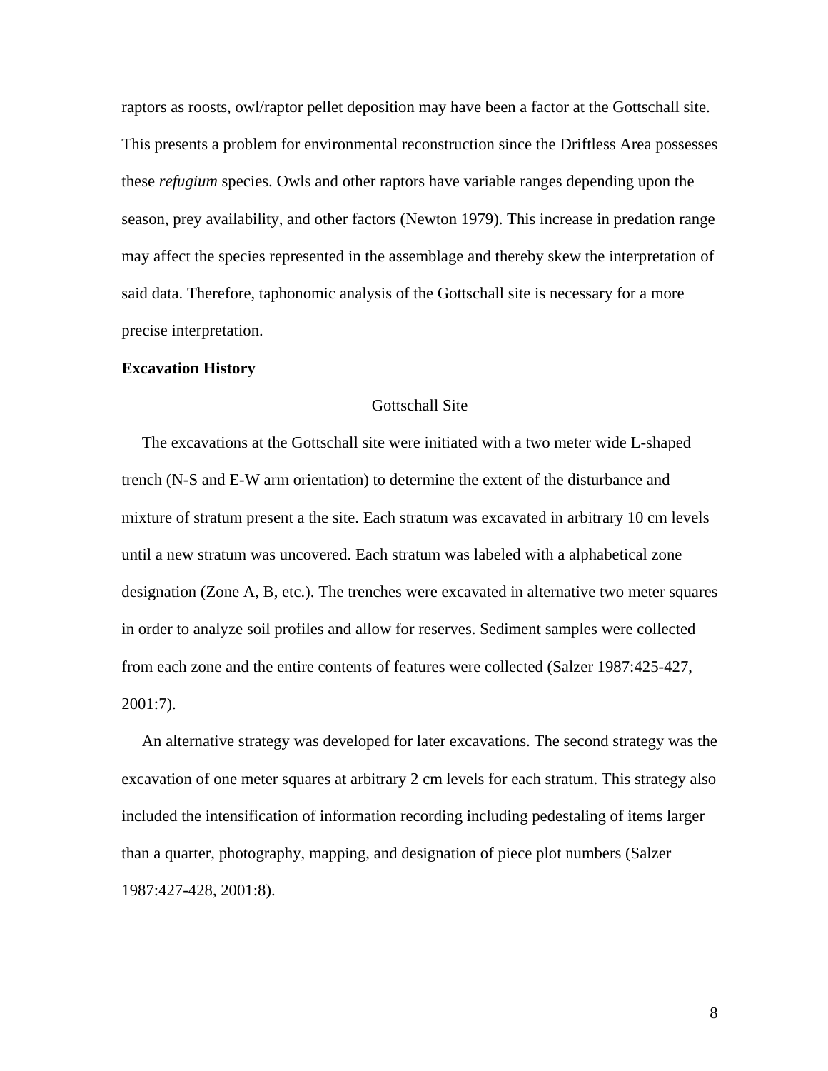raptors as roosts, owl/raptor pellet deposition may have been a factor at the Gottschall site. This presents a problem for environmental reconstruction since the Driftless Area possesses these *refugium* species. Owls and other raptors have variable ranges depending upon the season, prey availability, and other factors (Newton 1979). This increase in predation range may affect the species represented in the assemblage and thereby skew the interpretation of said data. Therefore, taphonomic analysis of the Gottschall site is necessary for a more precise interpretation.

**Excavation History**

Gottschall Site

The excavations at the Gottschall site were initiated with a two meter wide L-shaped trench (N-S and E-W arm orientation) to determine the extent of the disturbance and mixture of stratum present a the site. Each stratum was excavated in arbitrary 10 cm levels until a new stratum was uncovered. Each stratum was labeled with a alphabetical zone designation (Zone A, B, etc.). The trenches were excavated in alternative two meter squares in order to analyze soil profiles and allow for reserves. Sediment samples were collected from each zone and the entire contents of features were collected (Salzer 1987:425-427, 2001:7).

An alternative strategy was developed for later excavations. The second strategy was the excavation of one meter squares at arbitrary 2 cm levels for each stratum. This strategy also included the intensification of information recording including pedestaling of items larger than a quarter, photography, mapping, and designation of piece plot numbers (Salzer 1987:427-428, 2001:8).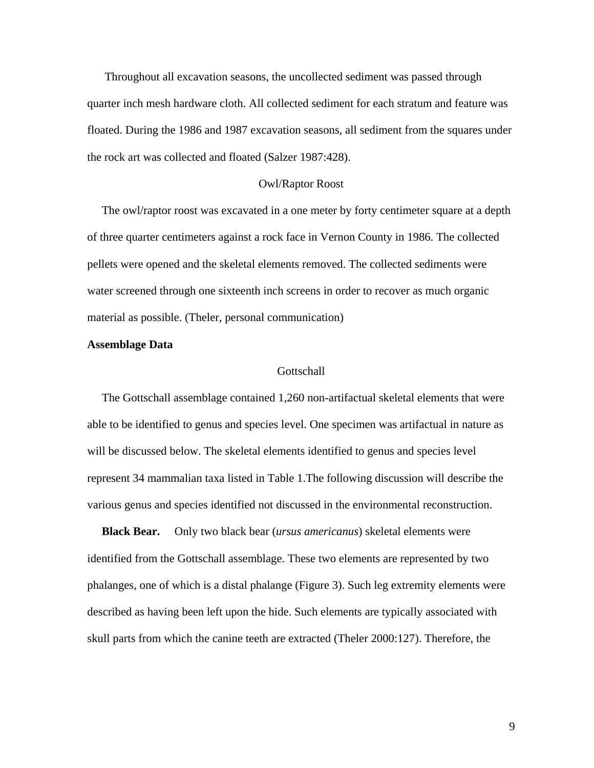Throughout all excavation seasons, the uncollected sediment was passed through quarter inch mesh hardware cloth. All collected sediment for each stratum and feature was floated. During the 1986 and 1987 excavation seasons, all sediment from the squares under the rock art was collected and floated (Salzer 1987:428).

### Owl/Raptor Roost

The owl/raptor roost was excavated in a one meter by forty centimeter square at a depth of three quarter centimeters against a rock face in Vernon County in 1986. The collected pellets were opened and the skeletal elements removed. The collected sediments were water screened through one sixteenth inch screens in order to recover as much organic material as possible. (Theler, personal communication)

## Assemblage Data

### Gottschall

The Gottschall assemblage contained 1,260 non-artifactual skeletal elements that were able to be identified to genus and species level. One specimen was artifactual in nature as will be discussed below. The skeletal elements identified to genus and species level represent 34 mammalian taxa listed in Table 1.The following discussion will describe the various genus and species identified not discussed in the environmental reconstruction.

**Black Bear.** Only two black bear (*ursus americanus*) skeletal elements were identified from the Gottschall assemblage. These two elements are represented by two phalanges, one of which is a distal phalange (Figure 3). Such leg extremity elements were described as having been left upon the hide. Such elements are typically associated with skull parts from which the canine teeth are extracted (Theler 2000:127). Therefore, the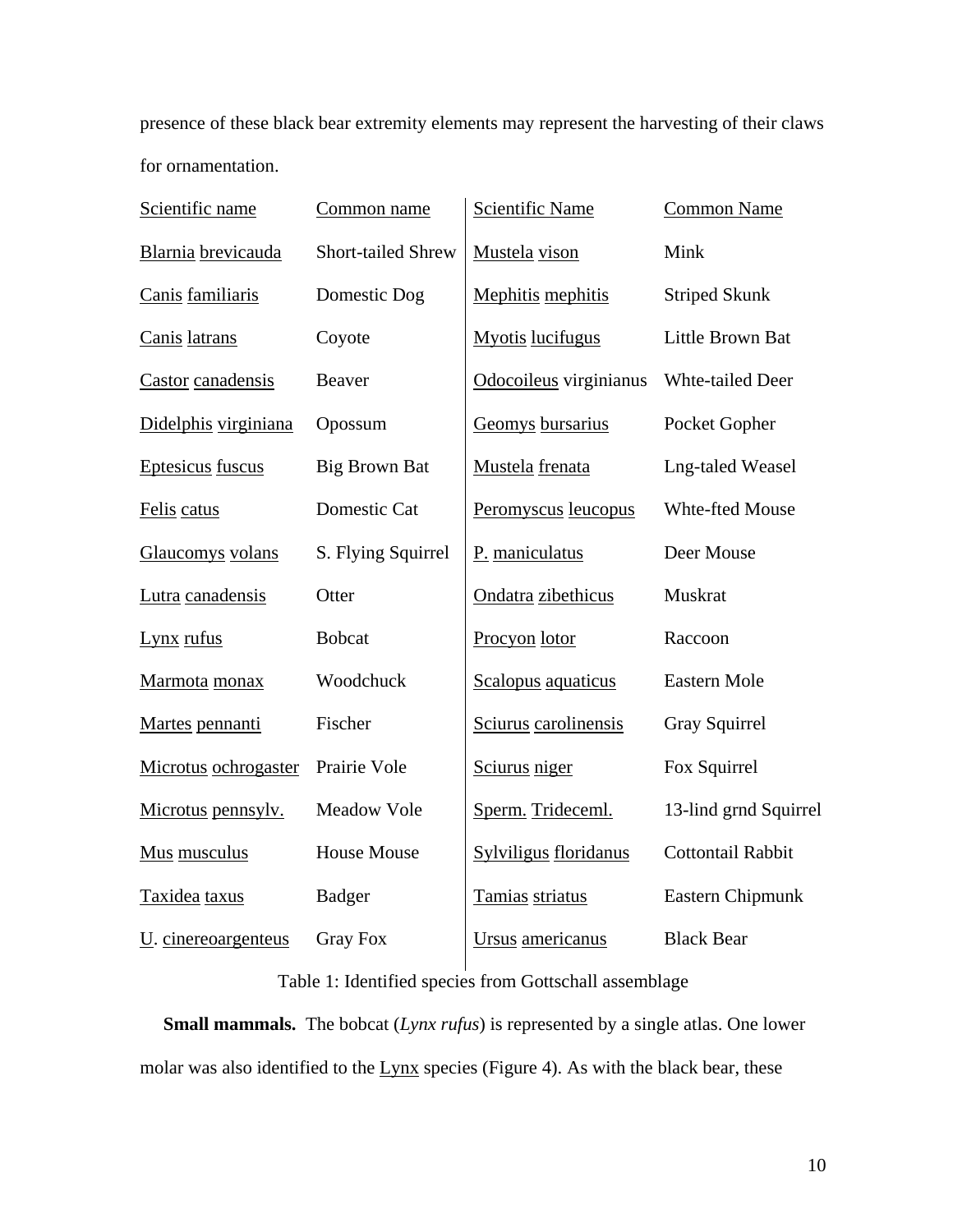presence of these black bear extremity elements may represent the harvesting of their claws for ornamentation.

| Scientific name | Common name | Scientific Name | Common Name |
|---|---|---|---|
| Blarnia brevicauda | Short-tailed Shrew | Mustela vison | Mink |
| Canis familiaris | Domestic Dog | Mephitis mephitis | Striped Skunk |
| Canis latrans | Coyote | Myotis lucifugus | Little Brown Bat |
| Castor canadensis | Beaver | Odocoileus virginianus | Whte-tailed Deer |
| Didelphis virginiana | Opossum | Geomys bursarius | Pocket Gopher |
| Eptesicus fuscus | Big Brown Bat | Mustela frenata | Lng-taled Weasel |
| Felis catus | Domestic Cat | Peromyscus leucopus | Whte-fted Mouse |
| Glaucomys volans | S. Flying Squirrel | P. maniculatus | Deer Mouse |
| Lutra canadensis | Otter | Ondatra zibethicus | Muskrat |
| Lynx rufus | Bobcat | Procyon lotor | Raccoon |
| Marmota monax | Woodchuck | Scalopus aquaticus | Eastern Mole |
| Martes pennanti | Fischer | Sciurus carolinensis | Gray Squirrel |
| Microtus ochrogaster | Prairie Vole | Sciurus niger | Fox Squirrel |
| Microtus pennsylv. | Meadow Vole | Sperm. Trideceml. | 13-lind grnd Squirrel |
| Mus musculus | House Mouse | Sylviligus floridanus | Cottontail Rabbit |
| Taxidea taxus | Badger | Tamias striatus | Eastern Chipmunk |
| U. cinereoargenteus | Gray Fox | Ursus americanus | Black Bear |

Table 1: Identified species from Gottschall assemblage

**Small mammals.** The bobcat (*Lynx rufus*) is represented by a single atlas. One lower molar was also identified to the Lynx species (Figure 4). As with the black bear, these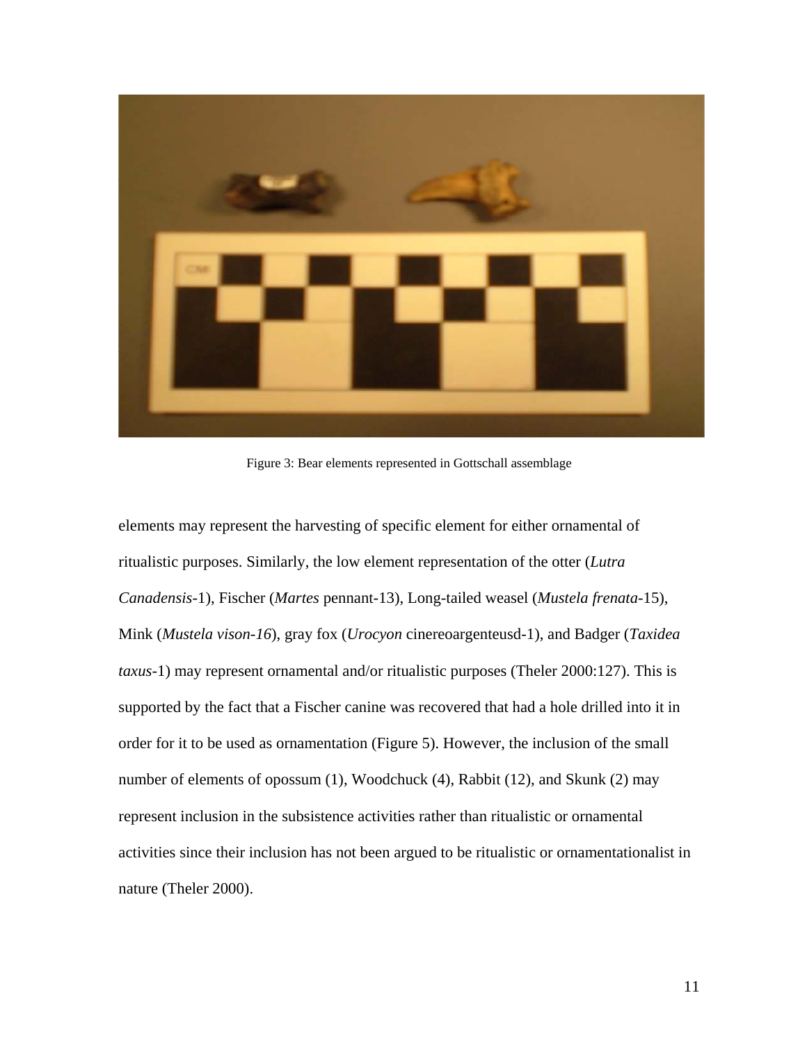Figure 3: Bear elements represented in Gottschall assemblage

elements may represent the harvesting of specific element for either ornamental of ritualistic purposes. Similarly, the low element representation of the otter (*Lutra Canadensis*-1), Fischer (*Martes* pennant-13), Long-tailed weasel (*Mustela frenata*-15), Mink (*Mustela vison-16*), gray fox (*Urocyon* cinereoargenteusd-1), and Badger (*Taxidea taxus*-1) may represent ornamental and/or ritualistic purposes (Theler 2000:127). This is supported by the fact that a Fischer canine was recovered that had a hole drilled into it in order for it to be used as ornamentation (Figure 5). However, the inclusion of the small number of elements of opossum (1), Woodchuck (4), Rabbit (12), and Skunk (2) may represent inclusion in the subsistence activities rather than ritualistic or ornamental activities since their inclusion has not been argued to be ritualistic or ornamentationalist in nature (Theler 2000).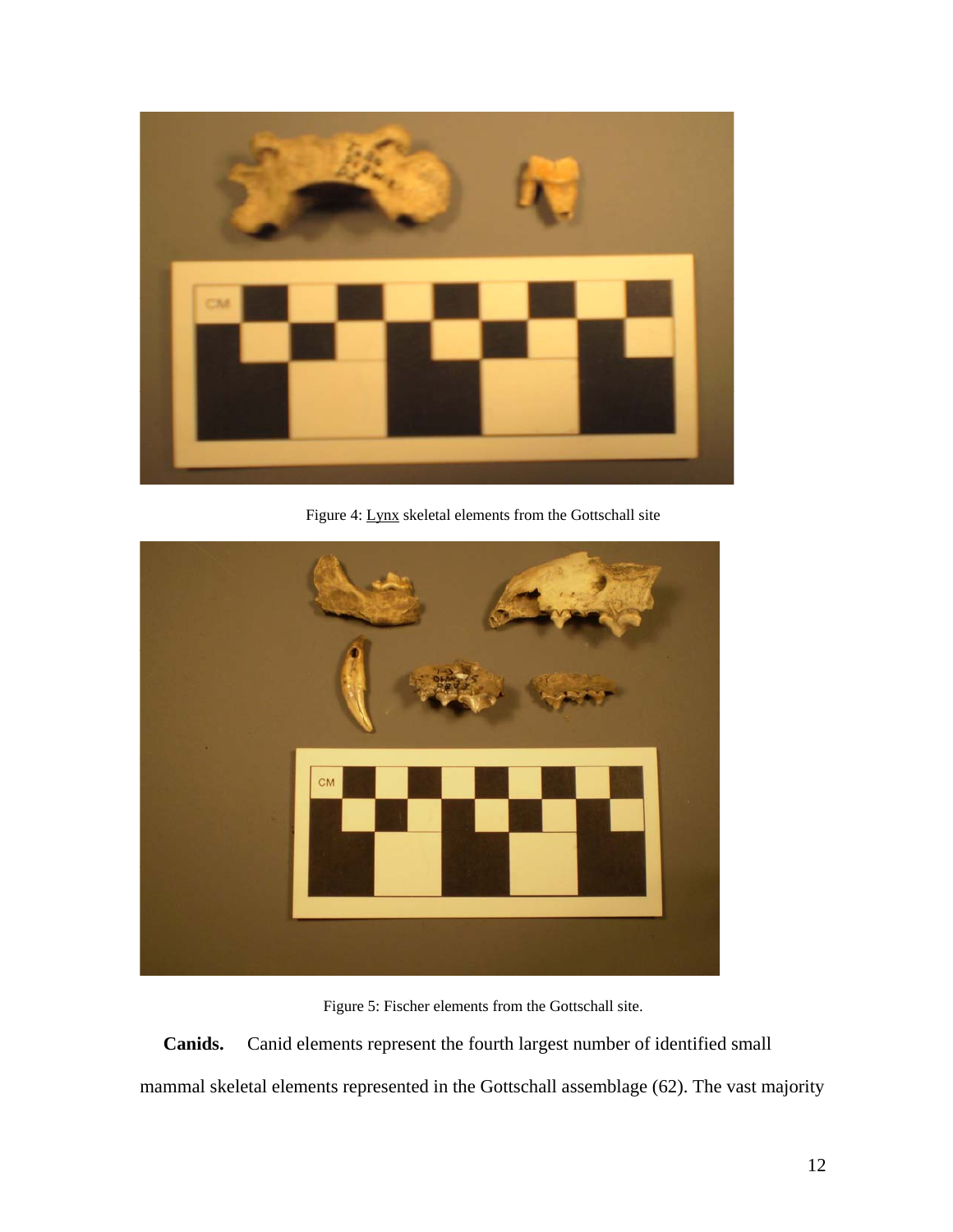Figure 4: Lynx skeletal elements from the Gottschall site

Figure 5: Fischer elements from the Gottschall site.

**Canids.** Canid elements represent the fourth largest number of identified small mammal skeletal elements represented in the Gottschall assemblage (62). The vast majority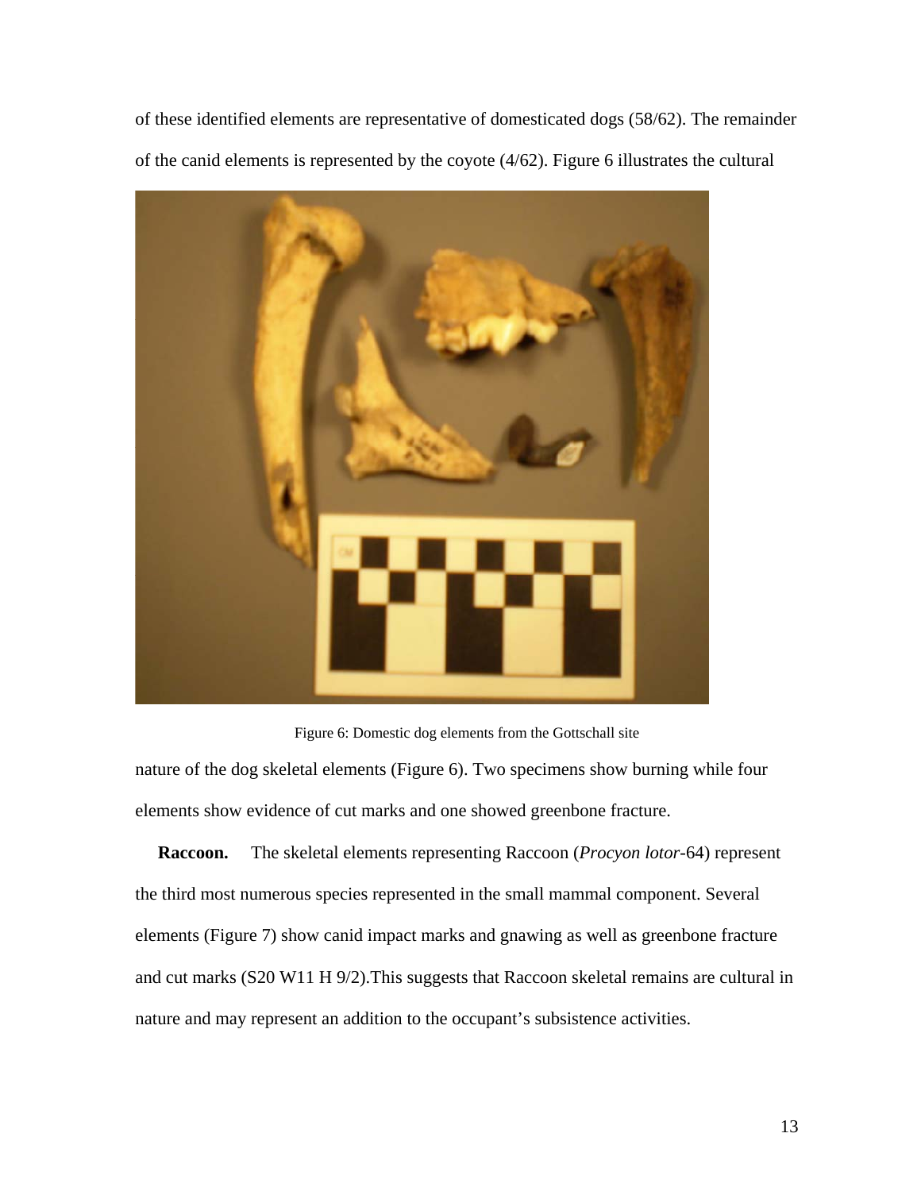of these identified elements are representative of domesticated dogs (58/62). The remainder of the canid elements is represented by the coyote (4/62). Figure 6 illustrates the cultural

Figure 6: Domestic dog elements from the Gottschall site

nature of the dog skeletal elements (Figure 6). Two specimens show burning while four elements show evidence of cut marks and one showed greenbone fracture.

**Raccoon.** The skeletal elements representing Raccoon (*Procyon lotor*-64) represent the third most numerous species represented in the small mammal component. Several elements (Figure 7) show canid impact marks and gnawing as well as greenbone fracture and cut marks (S20 W11 H 9/2).This suggests that Raccoon skeletal remains are cultural in nature and may represent an addition to the occupant's subsistence activities.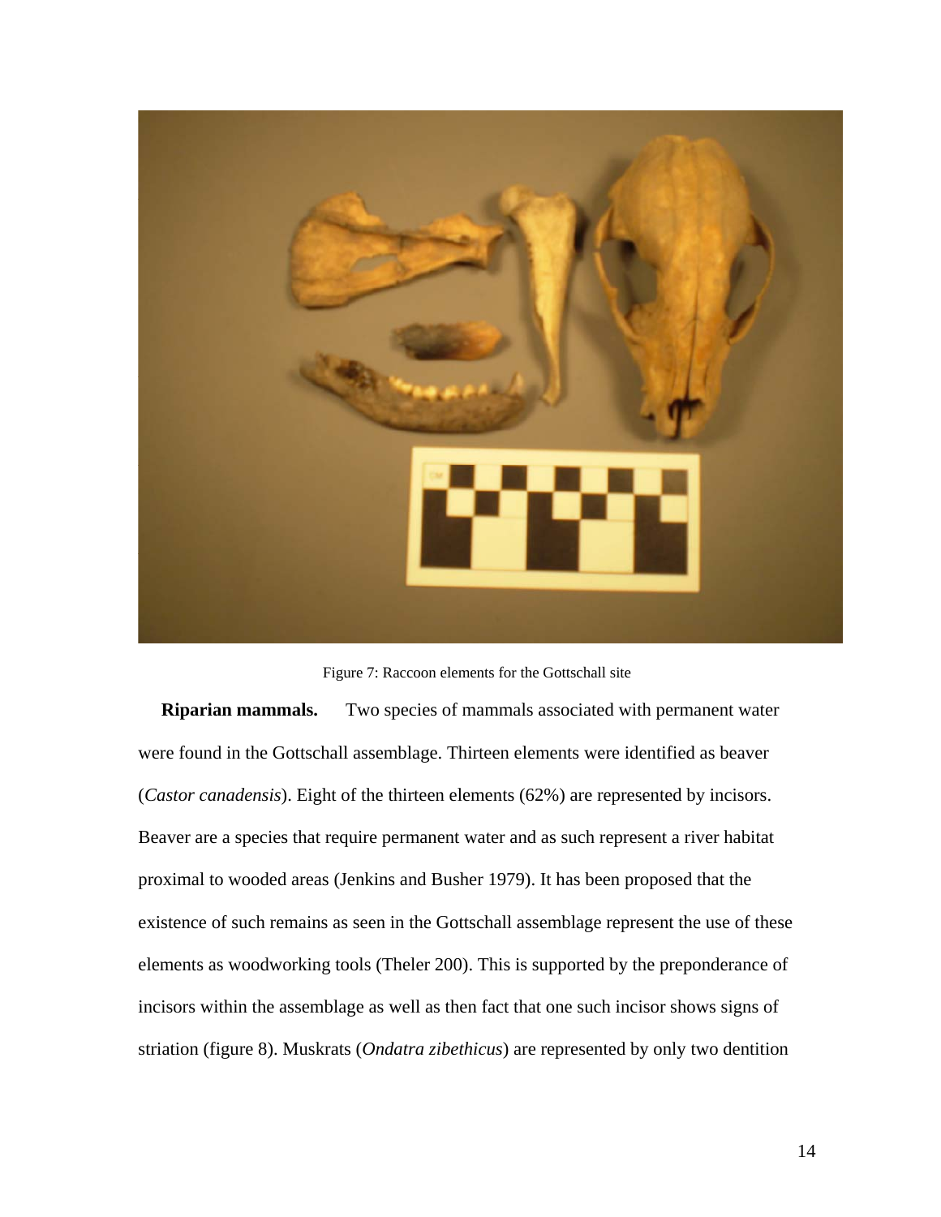Figure 7: Raccoon elements for the Gottschall site

**Riparian mammals.** Two species of mammals associated with permanent water were found in the Gottschall assemblage. Thirteen elements were identified as beaver (*Castor canadensis*). Eight of the thirteen elements (62%) are represented by incisors. Beaver are a species that require permanent water and as such represent a river habitat proximal to wooded areas (Jenkins and Busher 1979). It has been proposed that the existence of such remains as seen in the Gottschall assemblage represent the use of these elements as woodworking tools (Theler 200). This is supported by the preponderance of incisors within the assemblage as well as then fact that one such incisor shows signs of striation (figure 8). Muskrats (*Ondatra zibethicus*) are represented by only two dentition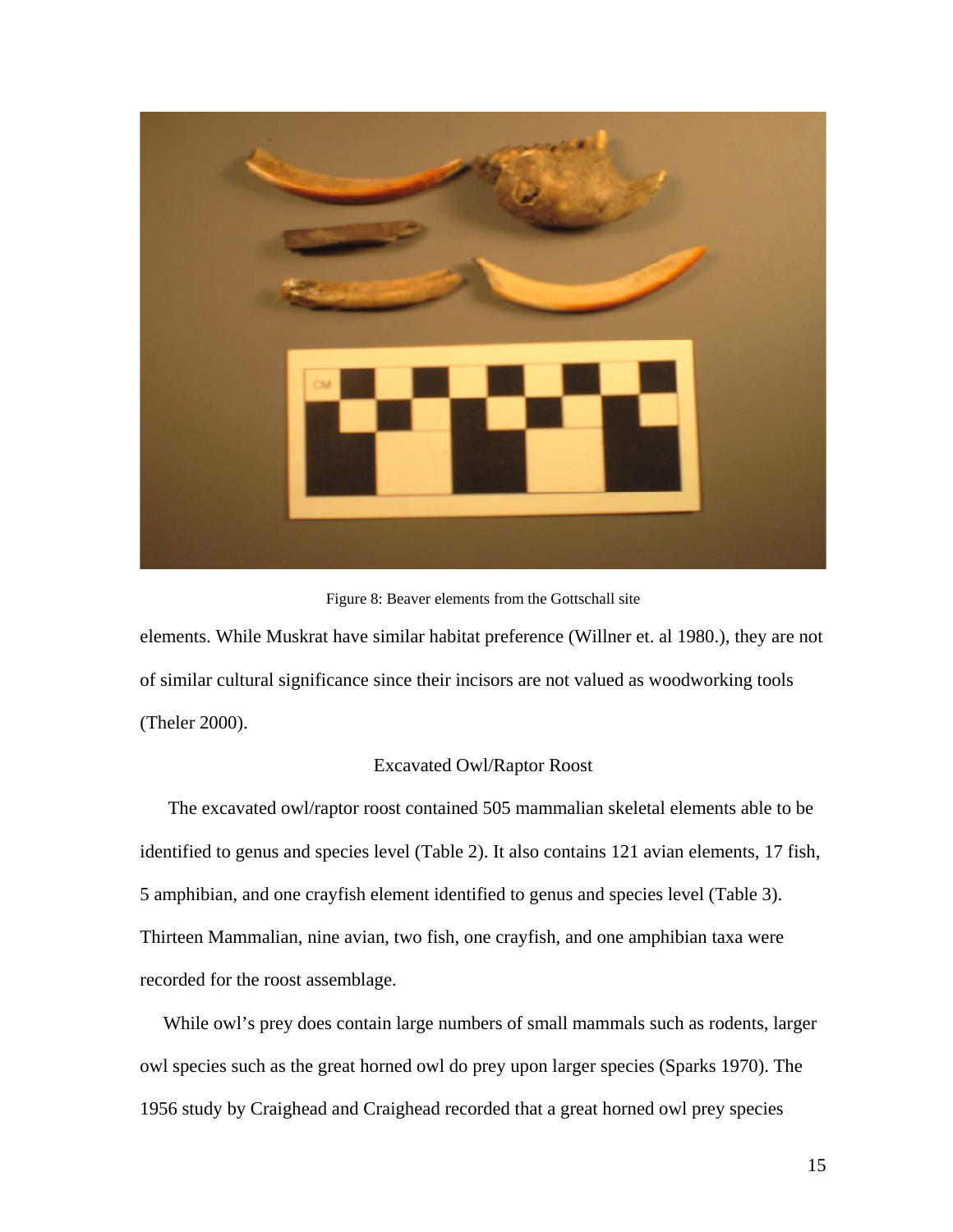Figure 8: Beaver elements from the Gottschall site

elements. While Muskrat have similar habitat preference (Willner et. al 1980.), they are not of similar cultural significance since their incisors are not valued as woodworking tools (Theler 2000).

## Excavated Owl/Raptor Roost

The excavated owl/raptor roost contained 505 mammalian skeletal elements able to be identified to genus and species level (Table 2). It also contains 121 avian elements, 17 fish, 5 amphibian, and one crayfish element identified to genus and species level (Table 3). Thirteen Mammalian, nine avian, two fish, one crayfish, and one amphibian taxa were recorded for the roost assemblage.

While owl's prey does contain large numbers of small mammals such as rodents, larger owl species such as the great horned owl do prey upon larger species (Sparks 1970). The 1956 study by Craighead and Craighead recorded that a great horned owl prey species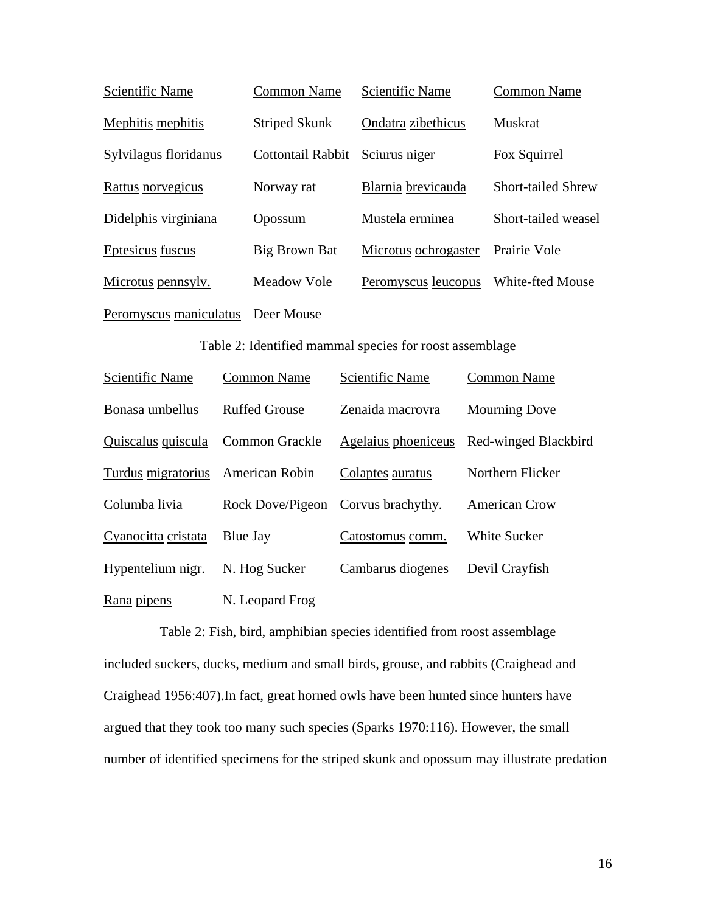| Scientific Name | Common Name | Scientific Name | Common Name |
| --- | --- | --- | --- |
| Mephitis mephitis | Striped Skunk | Ondatra zibethicus | Muskrat |
| Sylvilagus floridanus | Cottontail Rabbit | Sciurus niger | Fox Squirrel |
| Rattus norvegicus | Norway rat | Blarnia brevicauda | Short-tailed Shrew |
| Didelphis virginiana | Opossum | Mustela erminea | Short-tailed weasel |
| Eptesicus fuscus | Big Brown Bat | Microtus ochrogaster | Prairie Vole |
| Microtus pennsylv. | Meadow Vole | Peromyscus leucopus | White-fted Mouse |
| Peromyscus maniculatus | Deer Mouse | | |

Table 2: Identified mammal species for roost assemblage

| Scientific Name | Common Name | Scientific Name | Common Name |
| --- | --- | --- | --- |
| Bonasa umbellus | Ruffed Grouse | Zenaida macrovra | Mourning Dove |
| Quiscalus quiscula | Common Grackle | Agelaius phoeniceus | Red-winged Blackbird |
| Turdus migratorius | American Robin | Colaptes auratus | Northern Flicker |
| Columba livia | Rock Dove/Pigeon | Corvus brachythy. | American Crow |
| Cyanocitta cristata | Blue Jay | Catostomus comm. | White Sucker |
| Hypentelium nigr. | N. Hog Sucker | Cambarus diogenes | Devil Crayfish |
| Rana pipens | N. Leopard Frog | | |

Table 2: Fish, bird, amphibian species identified from roost assemblage

included suckers, ducks, medium and small birds, grouse, and rabbits (Craighead and Craighead 1956:407).In fact, great horned owls have been hunted since hunters have argued that they took too many such species (Sparks 1970:116). However, the small number of identified specimens for the striped skunk and opossum may illustrate predation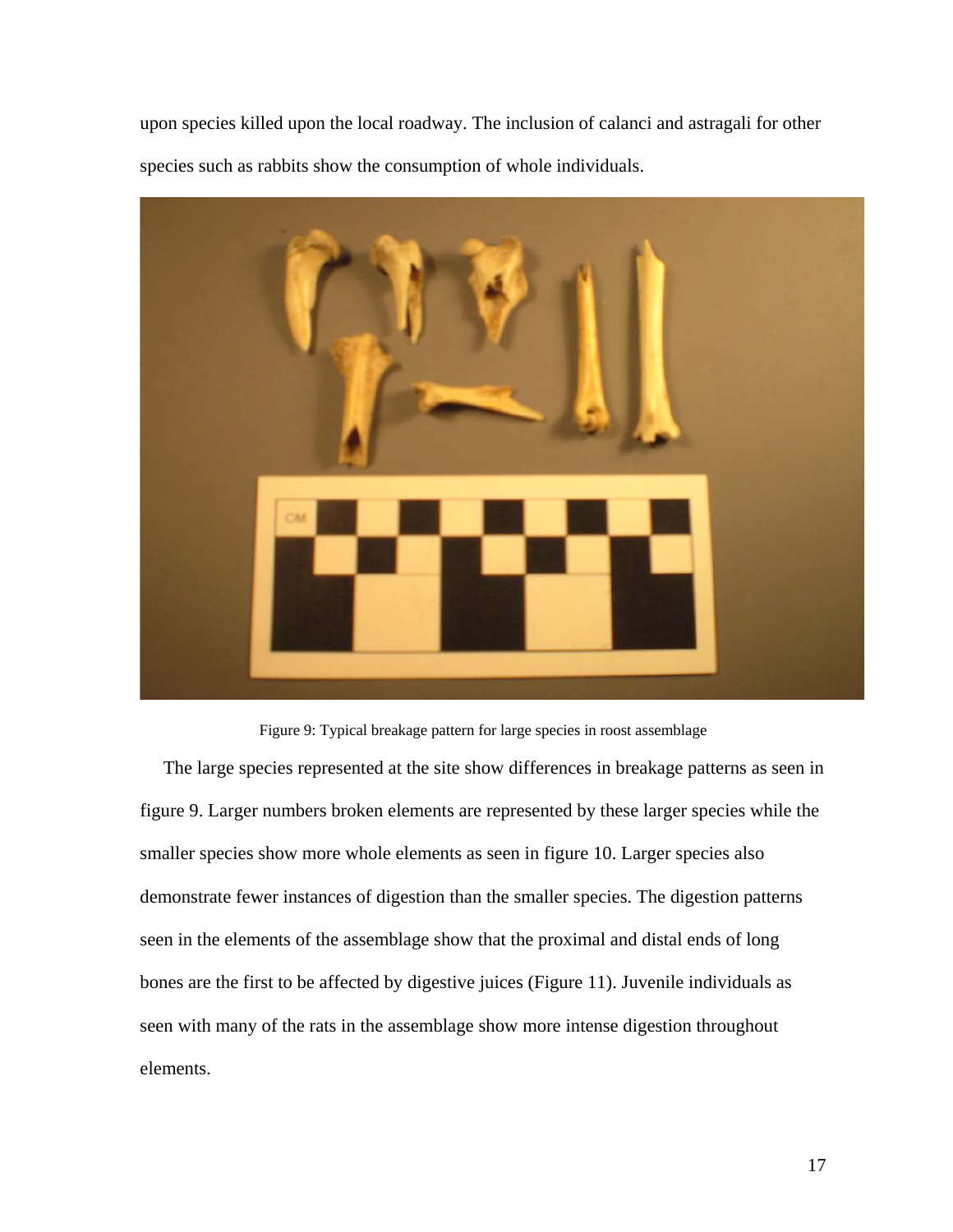upon species killed upon the local roadway. The inclusion of calanci and astragali for other species such as rabbits show the consumption of whole individuals.

Figure 9: Typical breakage pattern for large species in roost assemblage

The large species represented at the site show differences in breakage patterns as seen in figure 9. Larger numbers broken elements are represented by these larger species while the smaller species show more whole elements as seen in figure 10. Larger species also demonstrate fewer instances of digestion than the smaller species. The digestion patterns seen in the elements of the assemblage show that the proximal and distal ends of long bones are the first to be affected by digestive juices (Figure 11). Juvenile individuals as seen with many of the rats in the assemblage show more intense digestion throughout elements.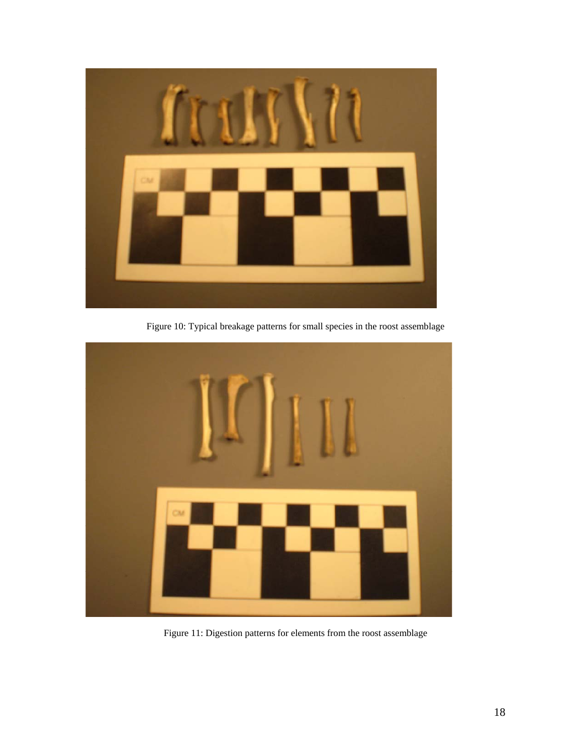Figure 10: Typical breakage patterns for small species in the roost assemblage

Figure 11: Digestion patterns for elements from the roost assemblage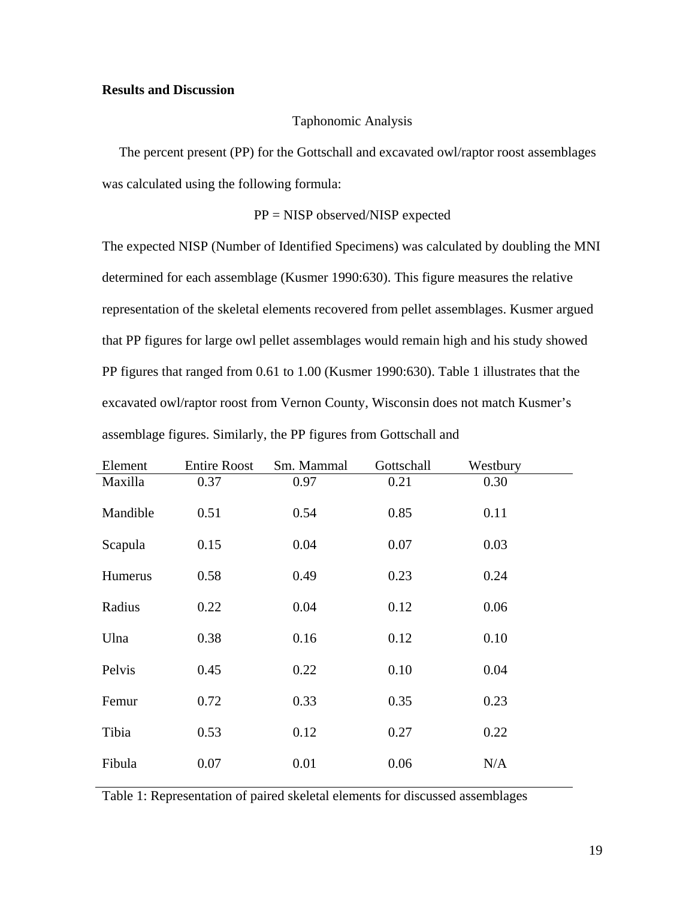**Results and Discussion**

Taphonomic Analysis

The percent present (PP) for the Gottschall and excavated owl/raptor roost assemblages was calculated using the following formula:

PP = NISP observed/NISP expected

The expected NISP (Number of Identified Specimens) was calculated by doubling the MNI determined for each assemblage (Kusmer 1990:630). This figure measures the relative representation of the skeletal elements recovered from pellet assemblages. Kusmer argued that PP figures for large owl pellet assemblages would remain high and his study showed PP figures that ranged from 0.61 to 1.00 (Kusmer 1990:630). Table 1 illustrates that the excavated owl/raptor roost from Vernon County, Wisconsin does not match Kusmer's assemblage figures. Similarly, the PP figures from Gottschall and

| Element | Entire Roost | Sm. Mammal | Gottschall | Westbury |
|---|---|---|---|---|
| Maxilla | 0.37 | 0.97 | 0.21 | 0.30 |
| Mandible | 0.51 | 0.54 | 0.85 | 0.11 |
| Scapula | 0.15 | 0.04 | 0.07 | 0.03 |
| Humerus | 0.58 | 0.49 | 0.23 | 0.24 |
| Radius | 0.22 | 0.04 | 0.12 | 0.06 |
| Ulna | 0.38 | 0.16 | 0.12 | 0.10 |
| Pelvis | 0.45 | 0.22 | 0.10 | 0.04 |
| Femur | 0.72 | 0.33 | 0.35 | 0.23 |
| Tibia | 0.53 | 0.12 | 0.27 | 0.22 |
| Fibula | 0.07 | 0.01 | 0.06 | N/A |

Table 1: Representation of paired skeletal elements for discussed assemblages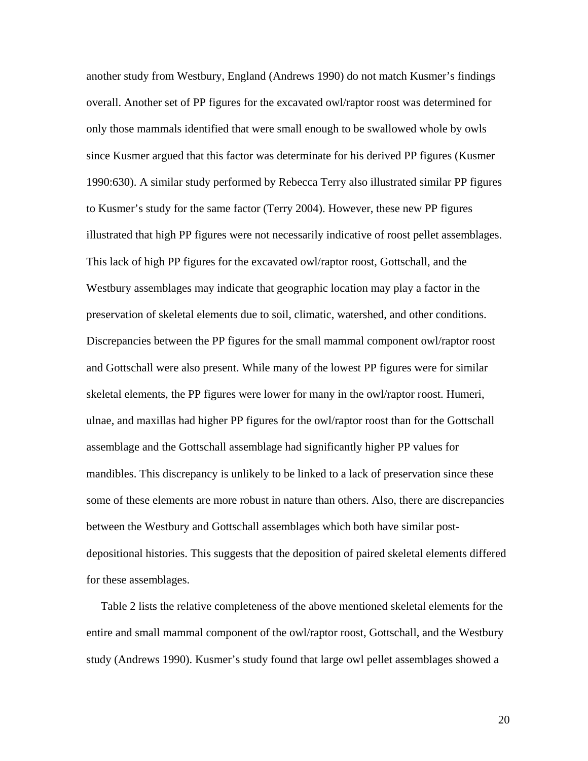another study from Westbury, England (Andrews 1990) do not match Kusmer's findings overall. Another set of PP figures for the excavated owl/raptor roost was determined for only those mammals identified that were small enough to be swallowed whole by owls since Kusmer argued that this factor was determinate for his derived PP figures (Kusmer 1990:630). A similar study performed by Rebecca Terry also illustrated similar PP figures to Kusmer's study for the same factor (Terry 2004). However, these new PP figures illustrated that high PP figures were not necessarily indicative of roost pellet assemblages. This lack of high PP figures for the excavated owl/raptor roost, Gottschall, and the Westbury assemblages may indicate that geographic location may play a factor in the preservation of skeletal elements due to soil, climatic, watershed, and other conditions. Discrepancies between the PP figures for the small mammal component owl/raptor roost and Gottschall were also present. While many of the lowest PP figures were for similar skeletal elements, the PP figures were lower for many in the owl/raptor roost. Humeri, ulnae, and maxillas had higher PP figures for the owl/raptor roost than for the Gottschall assemblage and the Gottschall assemblage had significantly higher PP values for mandibles. This discrepancy is unlikely to be linked to a lack of preservation since these some of these elements are more robust in nature than others. Also, there are discrepancies between the Westbury and Gottschall assemblages which both have similar post-depositional histories. This suggests that the deposition of paired skeletal elements differed for these assemblages.

Table 2 lists the relative completeness of the above mentioned skeletal elements for the entire and small mammal component of the owl/raptor roost, Gottschall, and the Westbury study (Andrews 1990). Kusmer's study found that large owl pellet assemblages showed a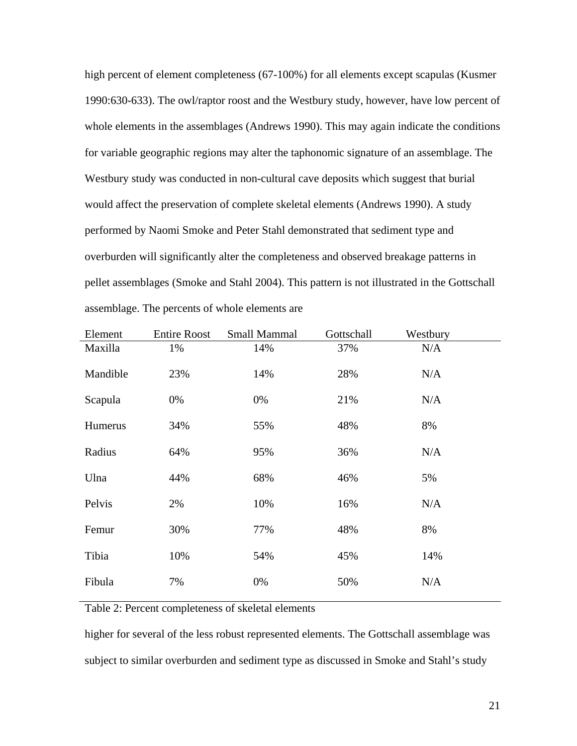high percent of element completeness (67-100%) for all elements except scapulas (Kusmer 1990:630-633). The owl/raptor roost and the Westbury study, however, have low percent of whole elements in the assemblages (Andrews 1990). This may again indicate the conditions for variable geographic regions may alter the taphonomic signature of an assemblage. The Westbury study was conducted in non-cultural cave deposits which suggest that burial would affect the preservation of complete skeletal elements (Andrews 1990). A study performed by Naomi Smoke and Peter Stahl demonstrated that sediment type and overburden will significantly alter the completeness and observed breakage patterns in pellet assemblages (Smoke and Stahl 2004). This pattern is not illustrated in the Gottschall assemblage. The percents of whole elements are

| Element | Entire Roost | Small Mammal | Gottschall | Westbury |
|---|---|---|---|---|
| Maxilla | 1% | 14% | 37% | N/A |
| Mandible | 23% | 14% | 28% | N/A |
| Scapula | 0% | 0% | 21% | N/A |
| Humerus | 34% | 55% | 48% | 8% |
| Radius | 64% | 95% | 36% | N/A |
| Ulna | 44% | 68% | 46% | 5% |
| Pelvis | 2% | 10% | 16% | N/A |
| Femur | 30% | 77% | 48% | 8% |
| Tibia | 10% | 54% | 45% | 14% |
| Fibula | 7% | 0% | 50% | N/A |

Table 2: Percent completeness of skeletal elements

higher for several of the less robust represented elements. The Gottschall assemblage was subject to similar overburden and sediment type as discussed in Smoke and Stahl's study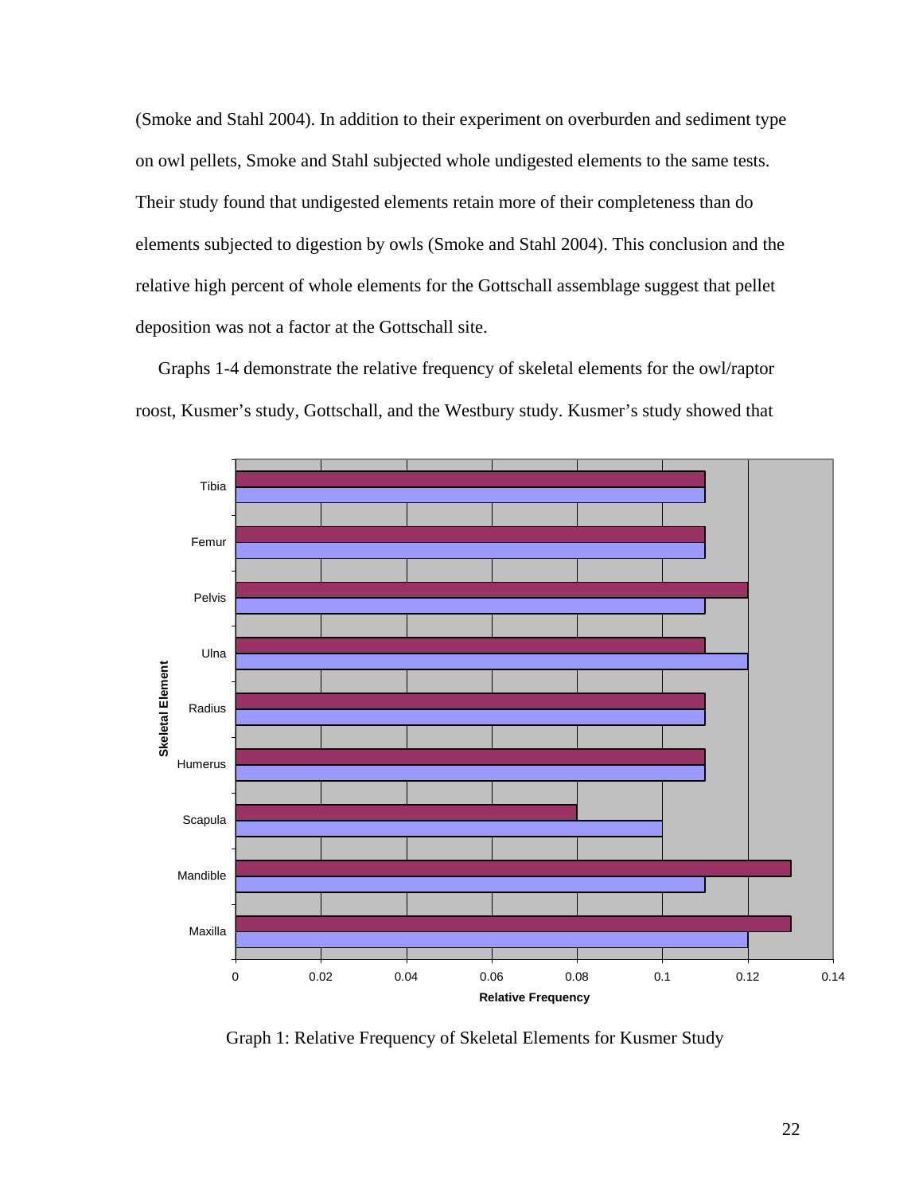(Smoke and Stahl 2004). In addition to their experiment on overburden and sediment type on owl pellets, Smoke and Stahl subjected whole undigested elements to the same tests. Their study found that undigested elements retain more of their completeness than do elements subjected to digestion by owls (Smoke and Stahl 2004). This conclusion and the relative high percent of whole elements for the Gottschall assemblage suggest that pellet deposition was not a factor at the Gottschall site.

Graphs 1-4 demonstrate the relative frequency of skeletal elements for the owl/raptor roost, Kusmer's study, Gottschall, and the Westbury study. Kusmer's study showed that

Graph 1: Relative Frequency of Skeletal Elements for Kusmer Study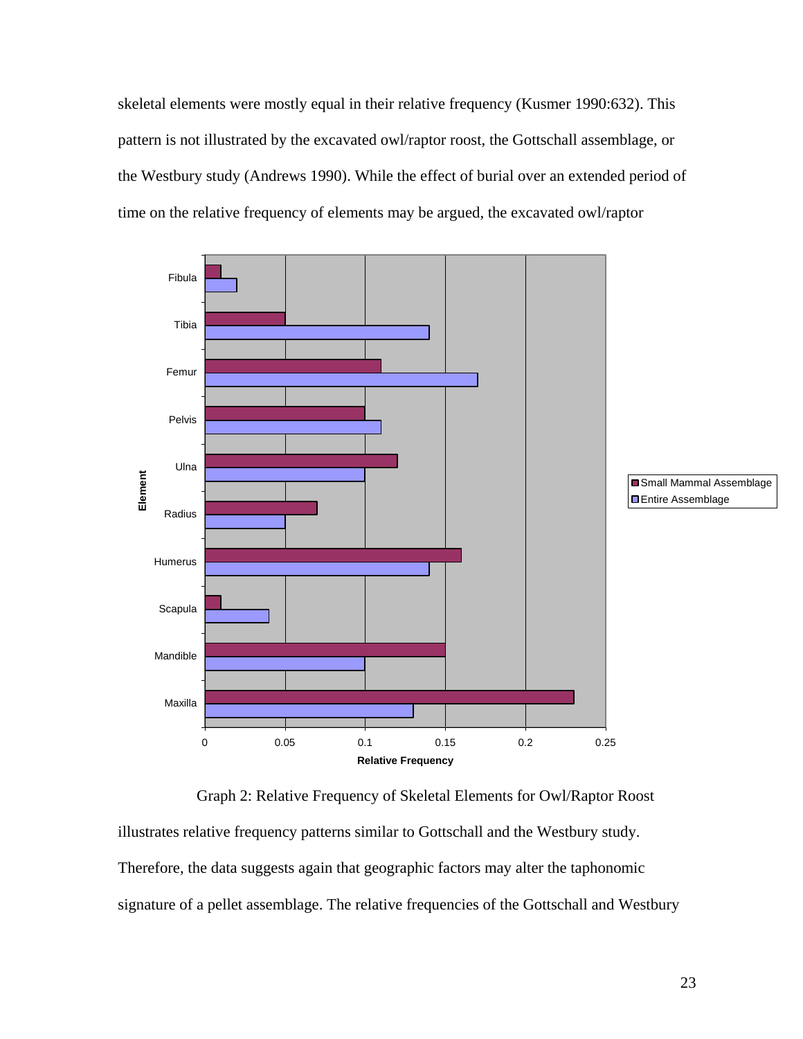skeletal elements were mostly equal in their relative frequency (Kusmer 1990:632). This pattern is not illustrated by the excavated owl/raptor roost, the Gottschall assemblage, or the Westbury study (Andrews 1990). While the effect of burial over an extended period of time on the relative frequency of elements may be argued, the excavated owl/raptor

Graph 2: Relative Frequency of Skeletal Elements for Owl/Raptor Roost

illustrates relative frequency patterns similar to Gottschall and the Westbury study. Therefore, the data suggests again that geographic factors may alter the taphonomic signature of a pellet assemblage. The relative frequencies of the Gottschall and Westbury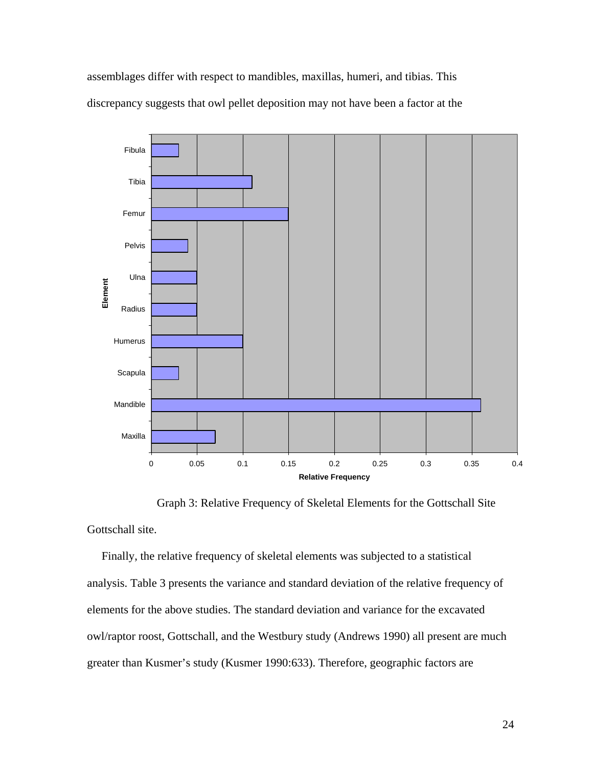assemblages differ with respect to mandibles, maxillas, humeri, and tibias. This discrepancy suggests that owl pellet deposition may not have been a factor at the

Graph 3: Relative Frequency of Skeletal Elements for the Gottschall Site

Gottschall site.

Finally, the relative frequency of skeletal elements was subjected to a statistical analysis. Table 3 presents the variance and standard deviation of the relative frequency of elements for the above studies. The standard deviation and variance for the excavated owl/raptor roost, Gottschall, and the Westbury study (Andrews 1990) all present are much greater than Kusmer's study (Kusmer 1990:633). Therefore, geographic factors are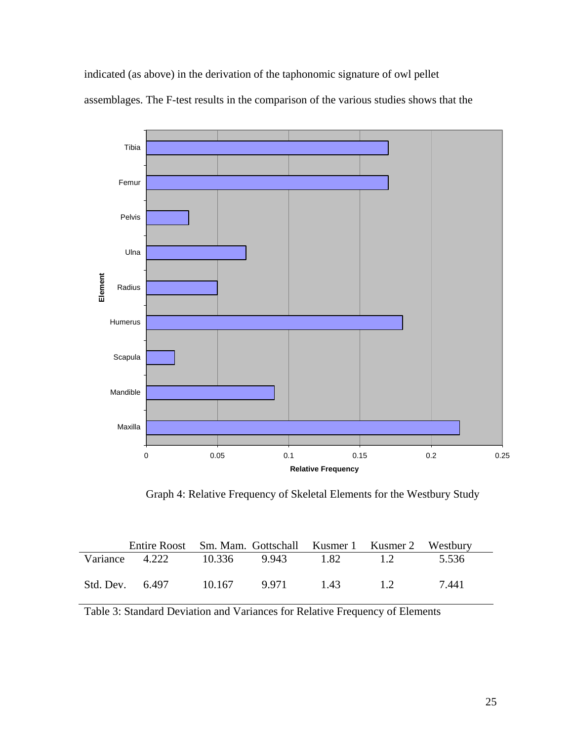indicated (as above) in the derivation of the taphonomic signature of owl pellet assemblages. The F-test results in the comparison of the various studies shows that the

Graph 4: Relative Frequency of Skeletal Elements for the Westbury Study

| | Entire Roost | Sm. Mam. | Gottschall | Kusmer 1 | Kusmer 2 | Westbury |
|---|---|---|---|---|---|---|
| Variance | 4.222 | 10.336 | 9.943 | 1.82 | 1.2 | 5.536 |
| Std. Dev. | 6.497 | 10.167 | 9.971 | 1.43 | 1.2 | 7.441 |

Table 3: Standard Deviation and Variances for Relative Frequency of Elements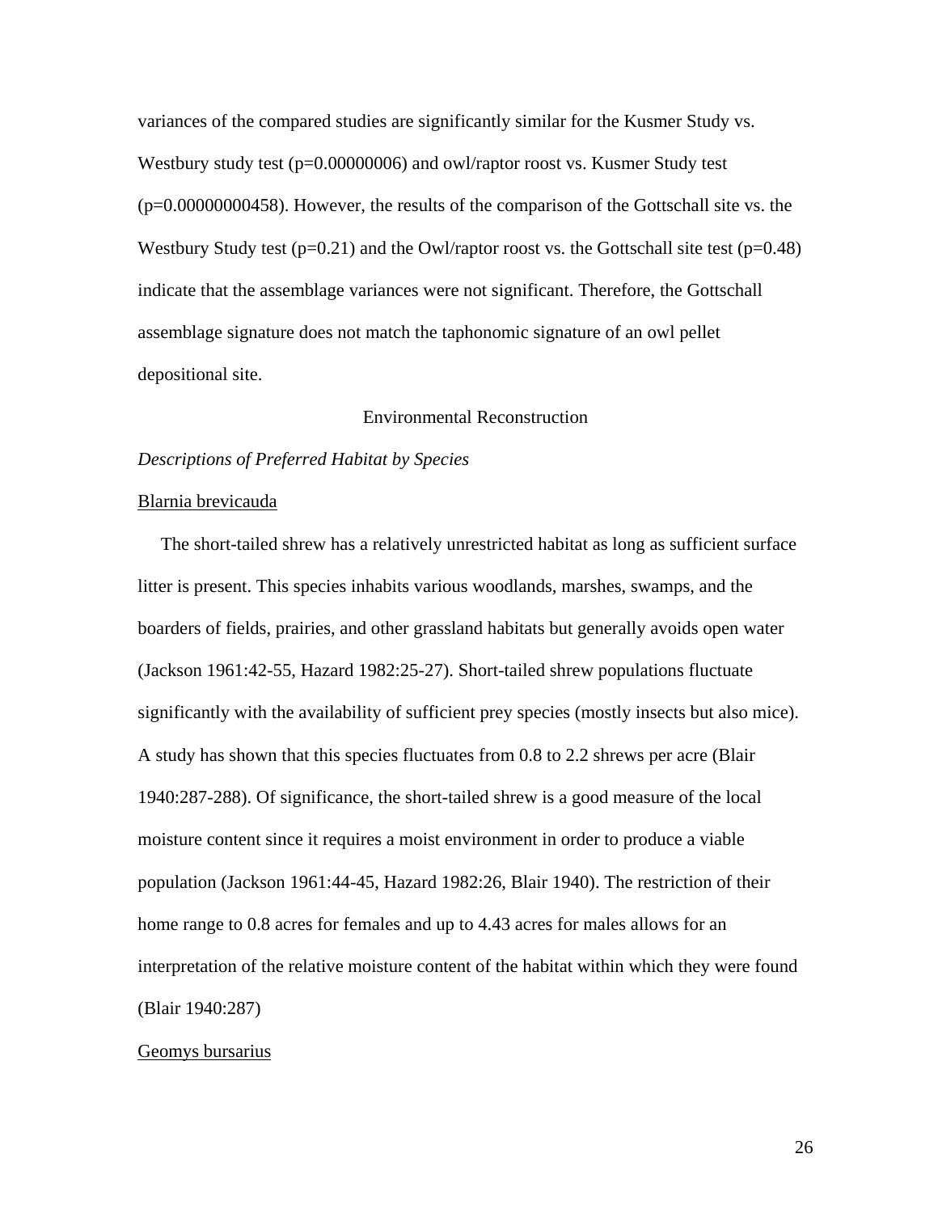variances of the compared studies are significantly similar for the Kusmer Study vs. Westbury study test ($p=0.00000006$) and owl/raptor roost vs. Kusmer Study test ($p=0.00000000458$). However, the results of the comparison of the Gottschall site vs. the Westbury Study test ($p=0.21$) and the Owl/raptor roost vs. the Gottschall site test ($p=0.48$) indicate that the assemblage variances were not significant. Therefore, the Gottschall assemblage signature does not match the taphonomic signature of an owl pellet depositional site.

## Environmental Reconstruction

### *Descriptions of Preferred Habitat by Species*

#### Blarnia brevicauda

The short-tailed shrew has a relatively unrestricted habitat as long as sufficient surface litter is present. This species inhabits various woodlands, marshes, swamps, and the boarders of fields, prairies, and other grassland habitats but generally avoids open water (Jackson 1961:42-55, Hazard 1982:25-27). Short-tailed shrew populations fluctuate significantly with the availability of sufficient prey species (mostly insects but also mice). A study has shown that this species fluctuates from 0.8 to 2.2 shrews per acre (Blair 1940:287-288). Of significance, the short-tailed shrew is a good measure of the local moisture content since it requires a moist environment in order to produce a viable population (Jackson 1961:44-45, Hazard 1982:26, Blair 1940). The restriction of their home range to 0.8 acres for females and up to 4.43 acres for males allows for an interpretation of the relative moisture content of the habitat within which they were found (Blair 1940:287)

#### Geomys bursarius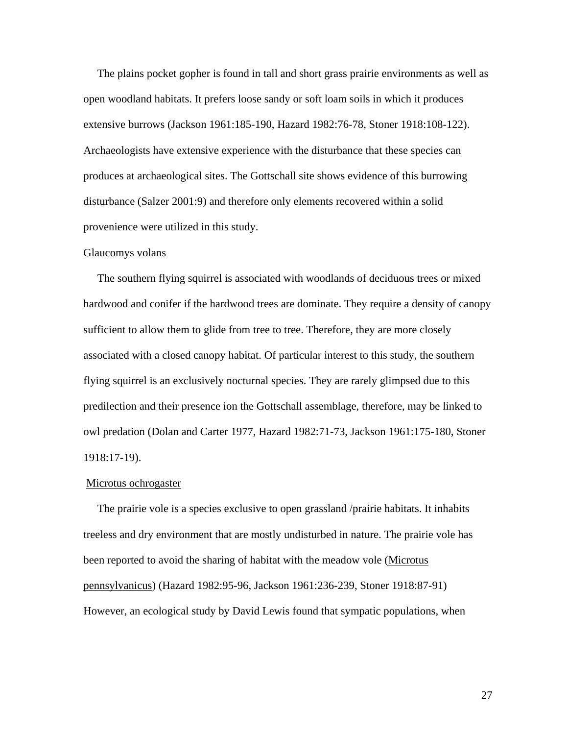The plains pocket gopher is found in tall and short grass prairie environments as well as open woodland habitats. It prefers loose sandy or soft loam soils in which it produces extensive burrows (Jackson 1961:185-190, Hazard 1982:76-78, Stoner 1918:108-122). Archaeologists have extensive experience with the disturbance that these species can produces at archaeological sites. The Gottschall site shows evidence of this burrowing disturbance (Salzer 2001:9) and therefore only elements recovered within a solid provenience were utilized in this study.

Glaucomys volans

The southern flying squirrel is associated with woodlands of deciduous trees or mixed hardwood and conifer if the hardwood trees are dominate. They require a density of canopy sufficient to allow them to glide from tree to tree. Therefore, they are more closely associated with a closed canopy habitat. Of particular interest to this study, the southern flying squirrel is an exclusively nocturnal species. They are rarely glimpsed due to this predilection and their presence ion the Gottschall assemblage, therefore, may be linked to owl predation (Dolan and Carter 1977, Hazard 1982:71-73, Jackson 1961:175-180, Stoner 1918:17-19).

Microtus ochrogaster

The prairie vole is a species exclusive to open grassland /prairie habitats. It inhabits treeless and dry environment that are mostly undisturbed in nature. The prairie vole has been reported to avoid the sharing of habitat with the meadow vole (Microtus pennsylvanicus) (Hazard 1982:95-96, Jackson 1961:236-239, Stoner 1918:87-91) However, an ecological study by David Lewis found that sympatic populations, when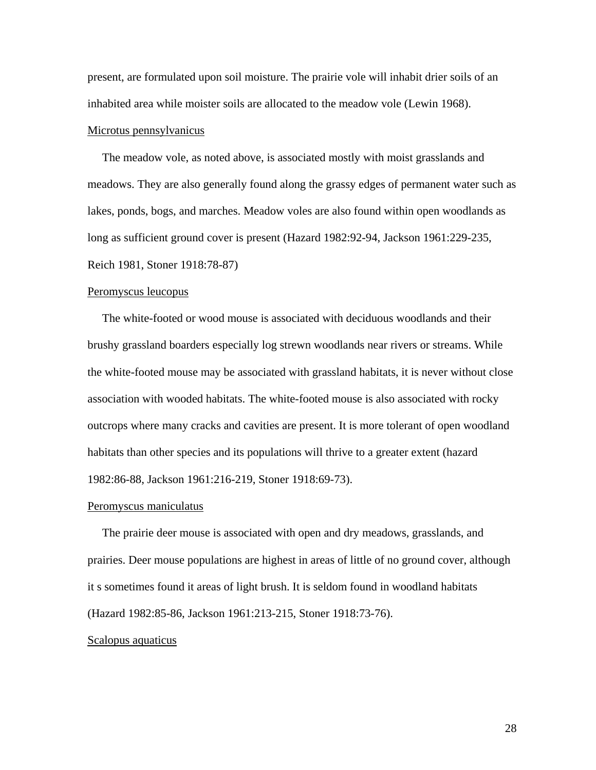present, are formulated upon soil moisture. The prairie vole will inhabit drier soils of an inhabited area while moister soils are allocated to the meadow vole (Lewin 1968).

<u>Microtus pennsylvanicus</u>

The meadow vole, as noted above, is associated mostly with moist grasslands and meadows. They are also generally found along the grassy edges of permanent water such as lakes, ponds, bogs, and marches. Meadow voles are also found within open woodlands as long as sufficient ground cover is present (Hazard 1982:92-94, Jackson 1961:229-235, Reich 1981, Stoner 1918:78-87)

<u>Peromyscus leucopus</u>

The white-footed or wood mouse is associated with deciduous woodlands and their brushy grassland boarders especially log strewn woodlands near rivers or streams. While the white-footed mouse may be associated with grassland habitats, it is never without close association with wooded habitats. The white-footed mouse is also associated with rocky outcrops where many cracks and cavities are present. It is more tolerant of open woodland habitats than other species and its populations will thrive to a greater extent (hazard 1982:86-88, Jackson 1961:216-219, Stoner 1918:69-73).

<u>Peromyscus maniculatus</u>

The prairie deer mouse is associated with open and dry meadows, grasslands, and prairies. Deer mouse populations are highest in areas of little of no ground cover, although it s sometimes found it areas of light brush. It is seldom found in woodland habitats (Hazard 1982:85-86, Jackson 1961:213-215, Stoner 1918:73-76).

<u>Scalopus aquaticus</u>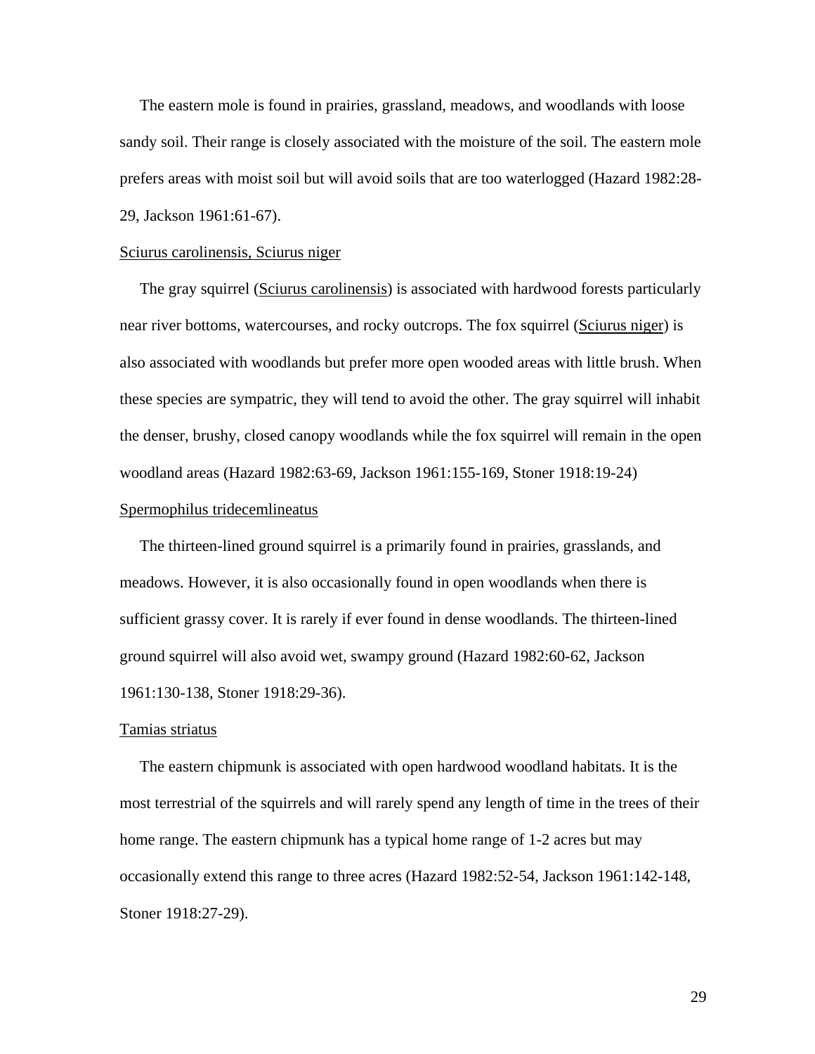The eastern mole is found in prairies, grassland, meadows, and woodlands with loose sandy soil. Their range is closely associated with the moisture of the soil. The eastern mole prefers areas with moist soil but will avoid soils that are too waterlogged (Hazard 1982:28-29, Jackson 1961:61-67).

<u>Sciurus carolinensis, Sciurus niger</u>

The gray squirrel (<u>Sciurus carolinensis</u>) is associated with hardwood forests particularly near river bottoms, watercourses, and rocky outcrops. The fox squirrel (<u>Sciurus niger</u>) is also associated with woodlands but prefer more open wooded areas with little brush. When these species are sympatric, they will tend to avoid the other. The gray squirrel will inhabit the denser, brushy, closed canopy woodlands while the fox squirrel will remain in the open woodland areas (Hazard 1982:63-69, Jackson 1961:155-169, Stoner 1918:19-24)

<u>Spermophilus tridecemlineatus</u>

The thirteen-lined ground squirrel is a primarily found in prairies, grasslands, and meadows. However, it is also occasionally found in open woodlands when there is sufficient grassy cover. It is rarely if ever found in dense woodlands. The thirteen-lined ground squirrel will also avoid wet, swampy ground (Hazard 1982:60-62, Jackson 1961:130-138, Stoner 1918:29-36).

<u>Tamias striatus</u>

The eastern chipmunk is associated with open hardwood woodland habitats. It is the most terrestrial of the squirrels and will rarely spend any length of time in the trees of their home range. The eastern chipmunk has a typical home range of 1-2 acres but may occasionally extend this range to three acres (Hazard 1982:52-54, Jackson 1961:142-148, Stoner 1918:27-29).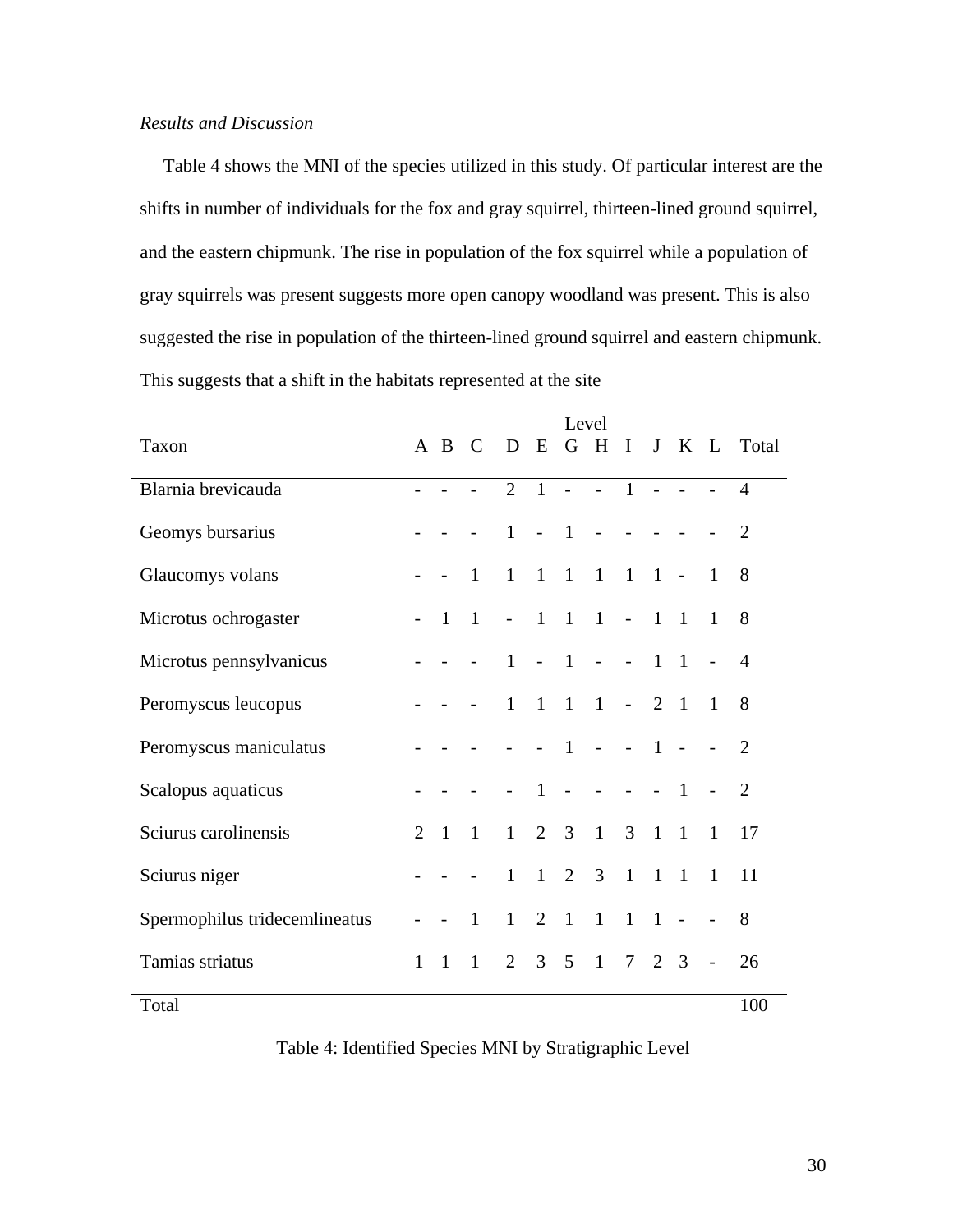*Results and Discussion*

Table 4 shows the MNI of the species utilized in this study. Of particular interest are the shifts in number of individuals for the fox and gray squirrel, thirteen-lined ground squirrel, and the eastern chipmunk. The rise in population of the fox squirrel while a population of gray squirrels was present suggests more open canopy woodland was present. This is also suggested the rise in population of the thirteen-lined ground squirrel and eastern chipmunk. This suggests that a shift in the habitats represented at the site

| | Level | | | | | | | | | | | | |
|---|---|---|---|---|---|---|---|---|---|---|---|---|---|
| Taxon | A | B | C | D | E | G | H | I | J | K | L | Total |
| Blarnia brevicauda | - | - | - | 2 | 1 | - | - | 1 | - | - | - | 4 |
| Geomys bursarius | - | - | - | 1 | - | 1 | - | - | - | - | - | 2 |
| Glaucomys volans | - | - | 1 | 1 | 1 | 1 | 1 | 1 | 1 | - | 1 | 8 |
| Microtus ochrogaster | - | 1 | 1 | - | 1 | 1 | 1 | - | 1 | 1 | 1 | 8 |
| Microtus pennsylvanicus | - | - | - | 1 | - | 1 | - | - | 1 | 1 | - | 4 |
| Peromyscus leucopus | - | - | - | 1 | 1 | 1 | 1 | - | 2 | 1 | 1 | 8 |
| Peromyscus maniculatus | - | - | - | - | - | 1 | - | - | 1 | - | - | 2 |
| Scalopus aquaticus | - | - | - | - | 1 | - | - | - | - | 1 | - | 2 |
| Sciurus carolinensis | 2 | 1 | 1 | 1 | 2 | 3 | 1 | 3 | 1 | 1 | 1 | 17 |
| Sciurus niger | - | - | - | 1 | 1 | 2 | 3 | 1 | 1 | 1 | 1 | 11 |
| Spermophilus tridecemlineatus | - | - | 1 | 1 | 2 | 1 | 1 | 1 | 1 | - | - | 8 |
| Tamias striatus | 1 | 1 | 1 | 2 | 3 | 5 | 1 | 7 | 2 | 3 | - | 26 |
| Total | | | | | | | | | | | | 100 |

Table 4: Identified Species MNI by Stratigraphic Level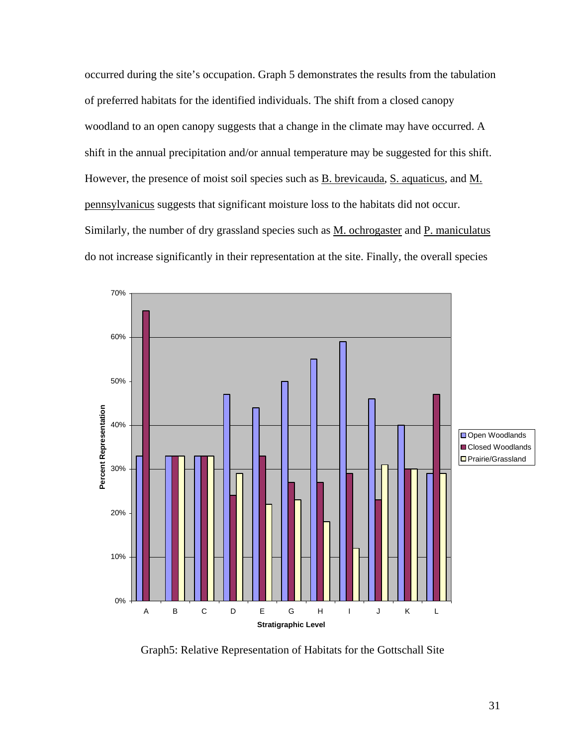occurred during the site's occupation. Graph 5 demonstrates the results from the tabulation of preferred habitats for the identified individuals. The shift from a closed canopy woodland to an open canopy suggests that a change in the climate may have occurred. A shift in the annual precipitation and/or annual temperature may be suggested for this shift. However, the presence of moist soil species such as B. brevicauda, S. aquaticus, and M. pennsylvanicus suggests that significant moisture loss to the habitats did not occur. Similarly, the number of dry grassland species such as M. ochrogaster and P. maniculatus do not increase significantly in their representation at the site. Finally, the overall species

Graph5: Relative Representation of Habitats for the Gottschall Site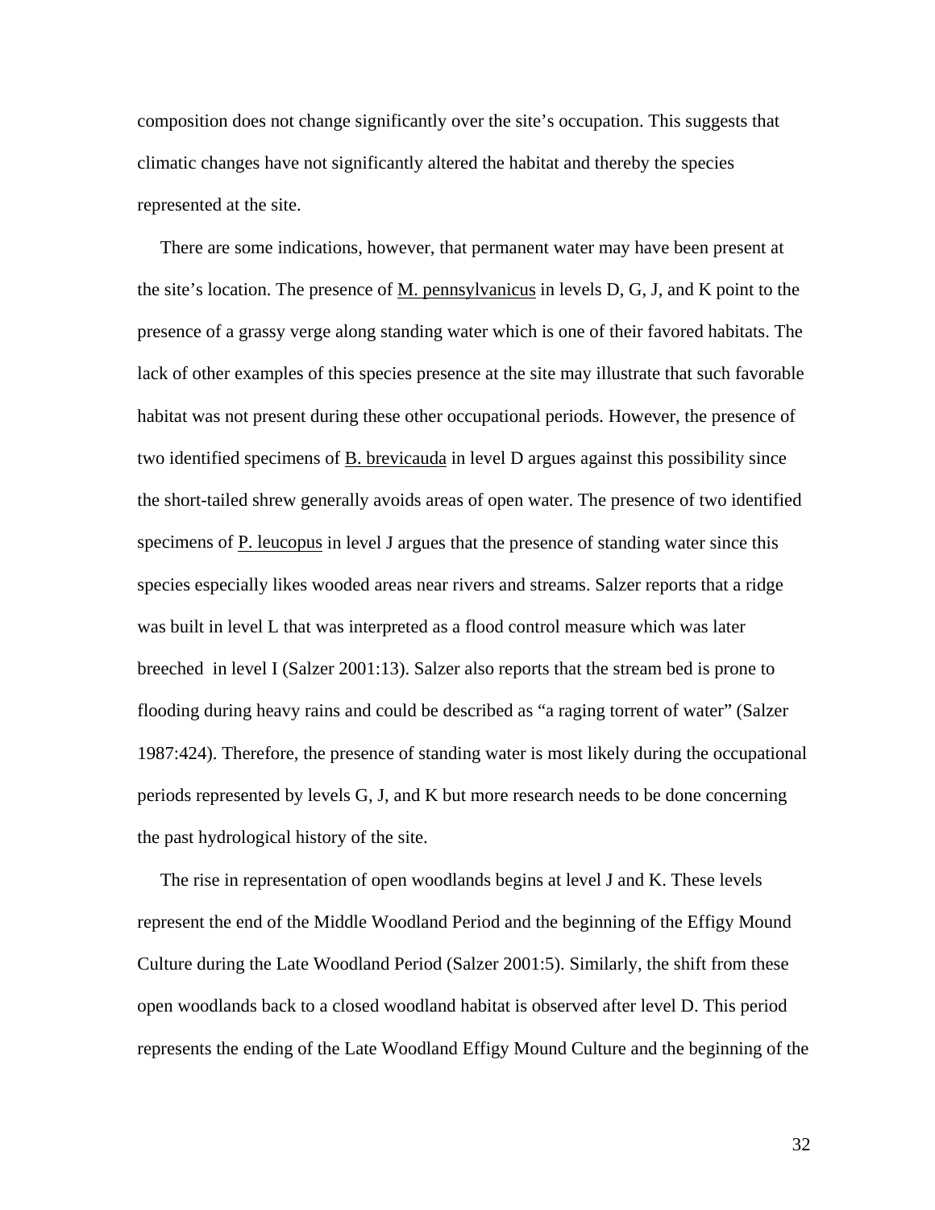composition does not change significantly over the site's occupation. This suggests that climatic changes have not significantly altered the habitat and thereby the species represented at the site.

There are some indications, however, that permanent water may have been present at the site's location. The presence of M. pennsylvanicus in levels D, G, J, and K point to the presence of a grassy verge along standing water which is one of their favored habitats. The lack of other examples of this species presence at the site may illustrate that such favorable habitat was not present during these other occupational periods. However, the presence of two identified specimens of B. brevicauda in level D argues against this possibility since the short-tailed shrew generally avoids areas of open water. The presence of two identified specimens of P. leucopus in level J argues that the presence of standing water since this species especially likes wooded areas near rivers and streams. Salzer reports that a ridge was built in level L that was interpreted as a flood control measure which was later breeched in level I (Salzer 2001:13). Salzer also reports that the stream bed is prone to flooding during heavy rains and could be described as "a raging torrent of water" (Salzer 1987:424). Therefore, the presence of standing water is most likely during the occupational periods represented by levels G, J, and K but more research needs to be done concerning the past hydrological history of the site.

The rise in representation of open woodlands begins at level J and K. These levels represent the end of the Middle Woodland Period and the beginning of the Effigy Mound Culture during the Late Woodland Period (Salzer 2001:5). Similarly, the shift from these open woodlands back to a closed woodland habitat is observed after level D. This period represents the ending of the Late Woodland Effigy Mound Culture and the beginning of the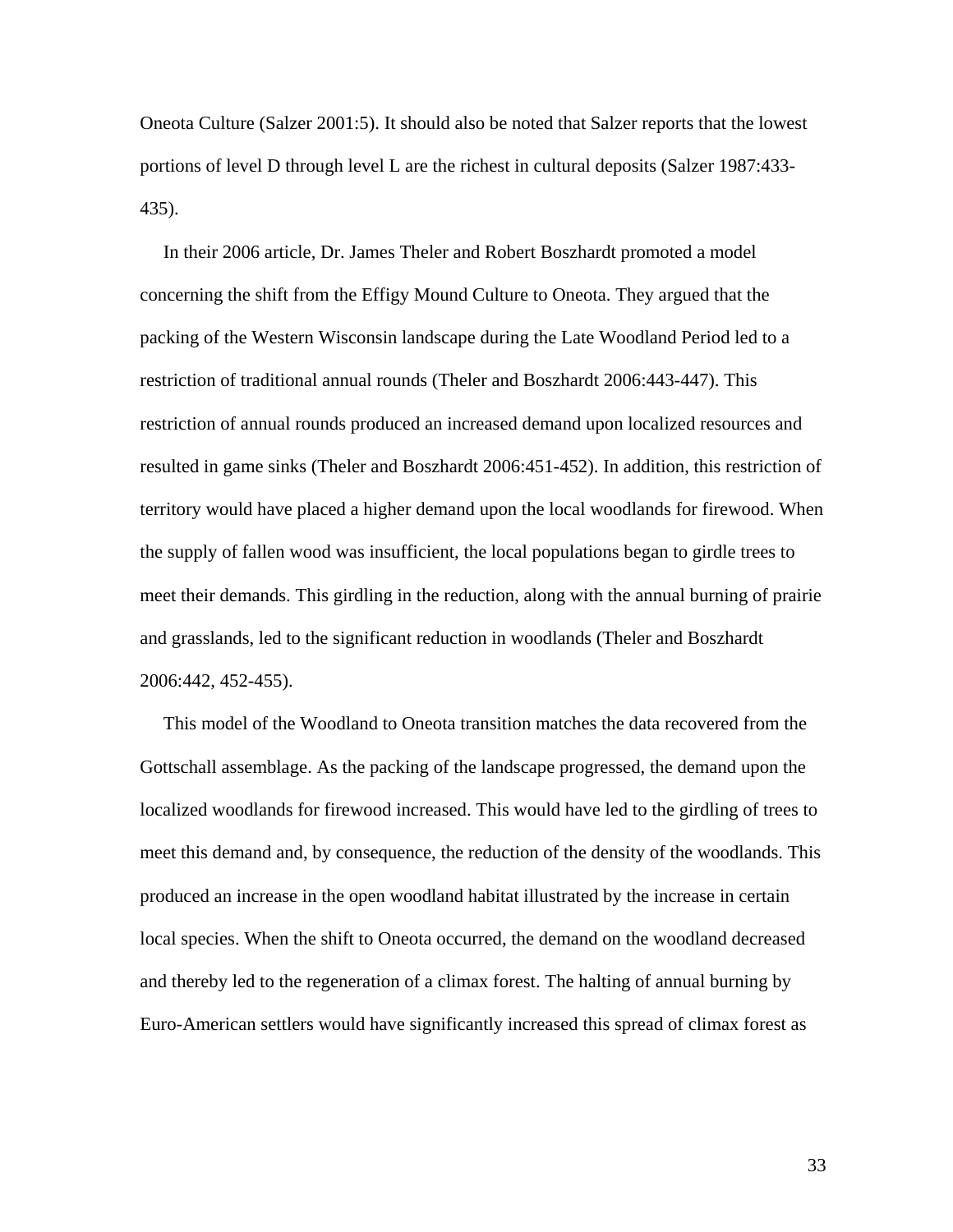Oneota Culture (Salzer 2001:5). It should also be noted that Salzer reports that the lowest portions of level D through level L are the richest in cultural deposits (Salzer 1987:433-435).

In their 2006 article, Dr. James Theler and Robert Boszhardt promoted a model concerning the shift from the Effigy Mound Culture to Oneota. They argued that the packing of the Western Wisconsin landscape during the Late Woodland Period led to a restriction of traditional annual rounds (Theler and Boszhardt 2006:443-447). This restriction of annual rounds produced an increased demand upon localized resources and resulted in game sinks (Theler and Boszhardt 2006:451-452). In addition, this restriction of territory would have placed a higher demand upon the local woodlands for firewood. When the supply of fallen wood was insufficient, the local populations began to girdle trees to meet their demands. This girdling in the reduction, along with the annual burning of prairie and grasslands, led to the significant reduction in woodlands (Theler and Boszhardt 2006:442, 452-455).

This model of the Woodland to Oneota transition matches the data recovered from the Gottschall assemblage. As the packing of the landscape progressed, the demand upon the localized woodlands for firewood increased. This would have led to the girdling of trees to meet this demand and, by consequence, the reduction of the density of the woodlands. This produced an increase in the open woodland habitat illustrated by the increase in certain local species. When the shift to Oneota occurred, the demand on the woodland decreased and thereby led to the regeneration of a climax forest. The halting of annual burning by Euro-American settlers would have significantly increased this spread of climax forest as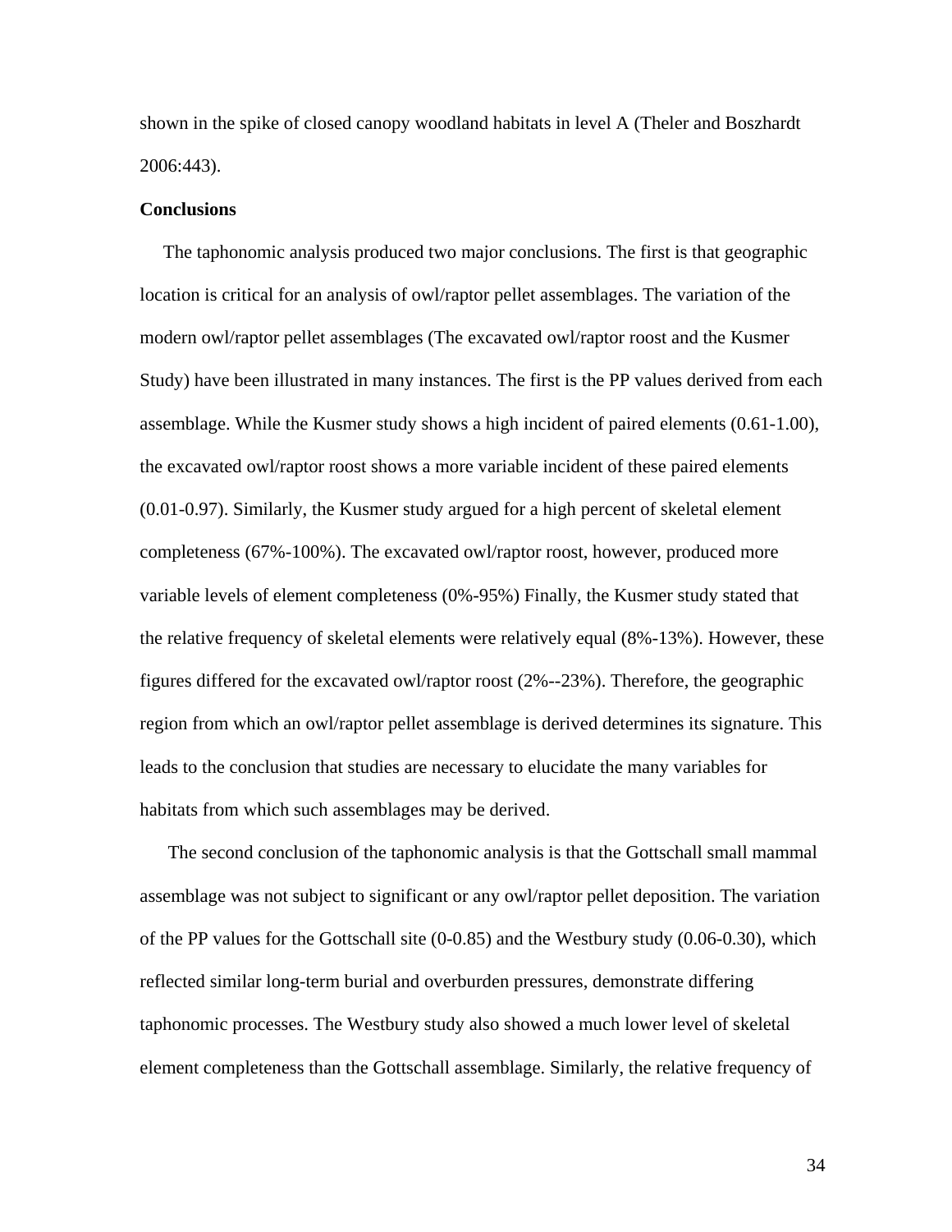shown in the spike of closed canopy woodland habitats in level A (Theler and Boszhardt 2006:443).

**Conclusions**

The taphonomic analysis produced two major conclusions. The first is that geographic location is critical for an analysis of owl/raptor pellet assemblages. The variation of the modern owl/raptor pellet assemblages (The excavated owl/raptor roost and the Kusmer Study) have been illustrated in many instances. The first is the PP values derived from each assemblage. While the Kusmer study shows a high incident of paired elements (0.61-1.00), the excavated owl/raptor roost shows a more variable incident of these paired elements (0.01-0.97). Similarly, the Kusmer study argued for a high percent of skeletal element completeness (67%-100%). The excavated owl/raptor roost, however, produced more variable levels of element completeness (0%-95%) Finally, the Kusmer study stated that the relative frequency of skeletal elements were relatively equal (8%-13%). However, these figures differed for the excavated owl/raptor roost (2%--23%). Therefore, the geographic region from which an owl/raptor pellet assemblage is derived determines its signature. This leads to the conclusion that studies are necessary to elucidate the many variables for habitats from which such assemblages may be derived.

The second conclusion of the taphonomic analysis is that the Gottschall small mammal assemblage was not subject to significant or any owl/raptor pellet deposition. The variation of the PP values for the Gottschall site (0-0.85) and the Westbury study (0.06-0.30), which reflected similar long-term burial and overburden pressures, demonstrate differing taphonomic processes. The Westbury study also showed a much lower level of skeletal element completeness than the Gottschall assemblage. Similarly, the relative frequency of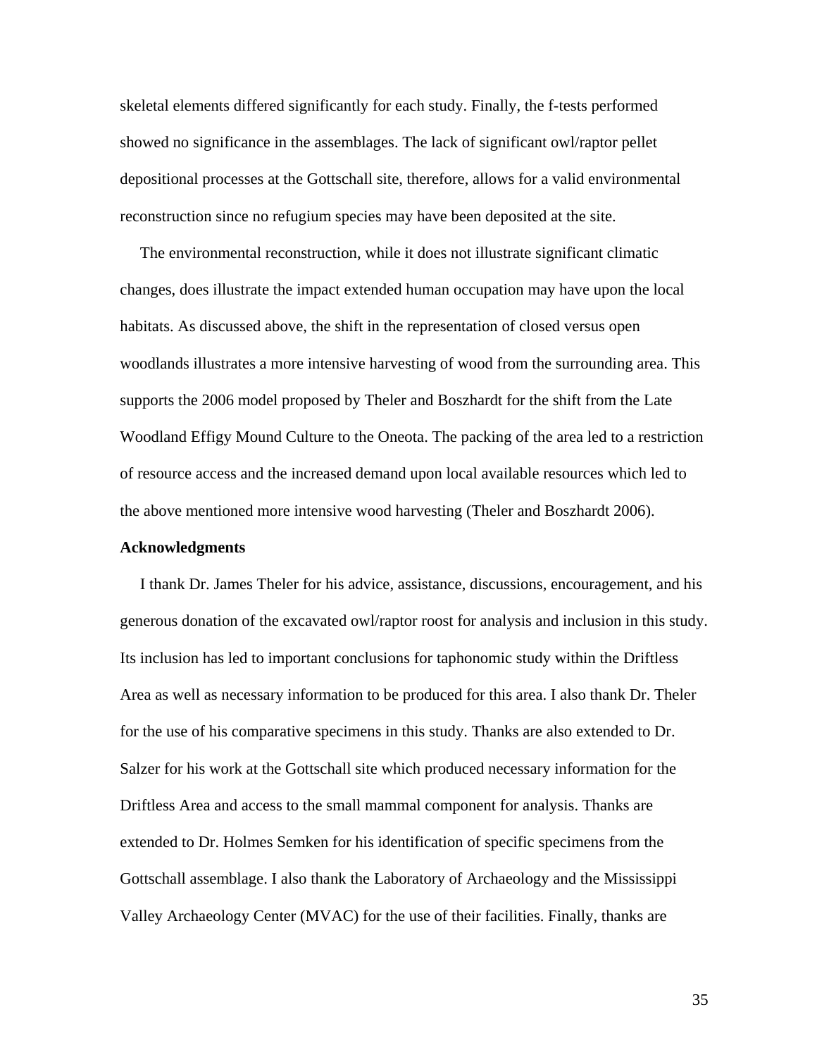skeletal elements differed significantly for each study. Finally, the f-tests performed showed no significance in the assemblages. The lack of significant owl/raptor pellet depositional processes at the Gottschall site, therefore, allows for a valid environmental reconstruction since no refugium species may have been deposited at the site.

The environmental reconstruction, while it does not illustrate significant climatic changes, does illustrate the impact extended human occupation may have upon the local habitats. As discussed above, the shift in the representation of closed versus open woodlands illustrates a more intensive harvesting of wood from the surrounding area. This supports the 2006 model proposed by Theler and Boszhardt for the shift from the Late Woodland Effigy Mound Culture to the Oneota. The packing of the area led to a restriction of resource access and the increased demand upon local available resources which led to the above mentioned more intensive wood harvesting (Theler and Boszhardt 2006).

## Acknowledgments

I thank Dr. James Theler for his advice, assistance, discussions, encouragement, and his generous donation of the excavated owl/raptor roost for analysis and inclusion in this study. Its inclusion has led to important conclusions for taphonomic study within the Driftless Area as well as necessary information to be produced for this area. I also thank Dr. Theler for the use of his comparative specimens in this study. Thanks are also extended to Dr. Salzer for his work at the Gottschall site which produced necessary information for the Driftless Area and access to the small mammal component for analysis. Thanks are extended to Dr. Holmes Semken for his identification of specific specimens from the Gottschall assemblage. I also thank the Laboratory of Archaeology and the Mississippi Valley Archaeology Center (MVAC) for the use of their facilities. Finally, thanks are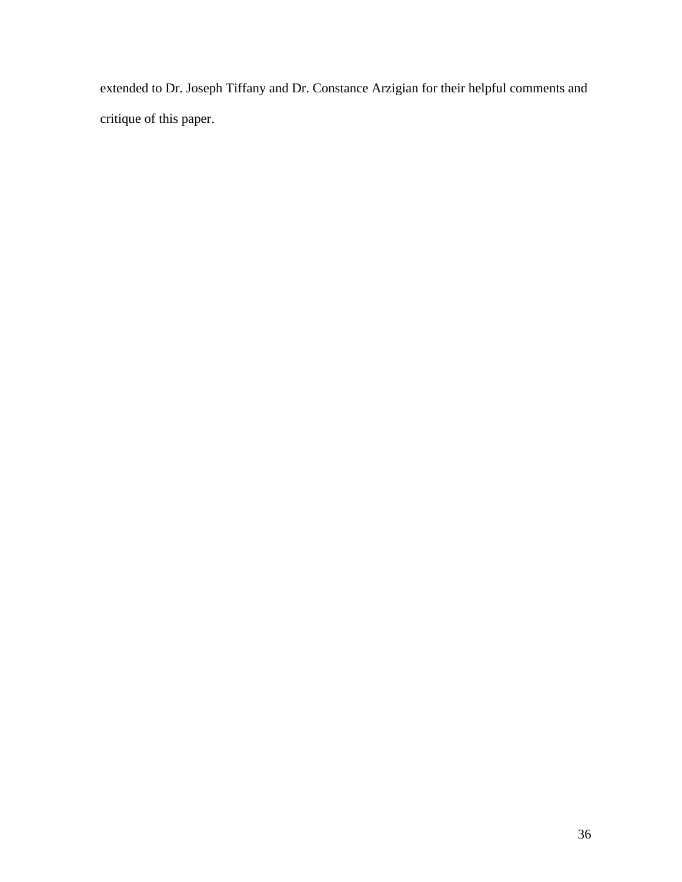extended to Dr. Joseph Tiffany and Dr. Constance Arzigian for their helpful comments and critique of this paper.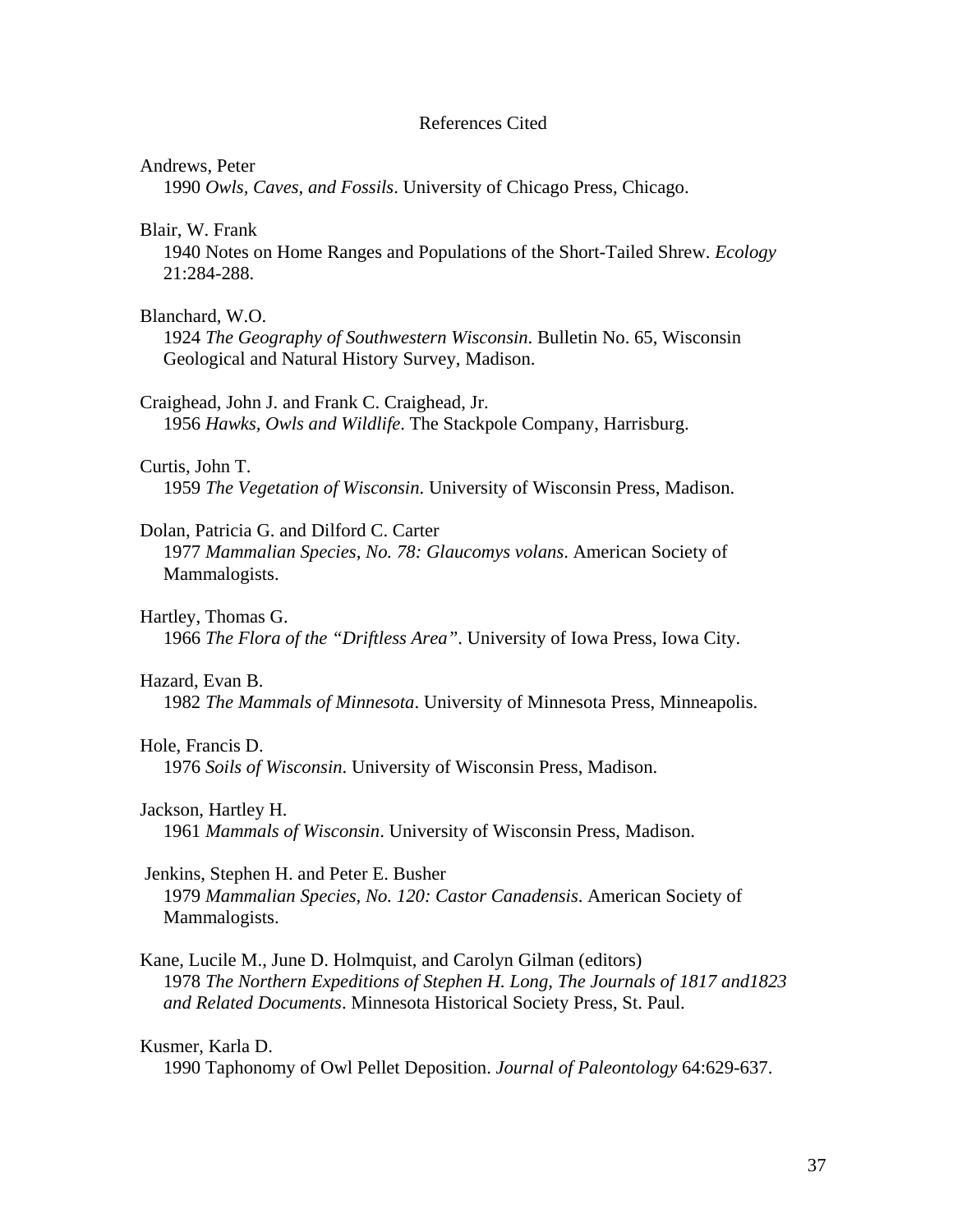# References Cited

Andrews, Peter
1990 *Owls, Caves, and Fossils*. University of Chicago Press, Chicago.

Blair, W. Frank
1940 Notes on Home Ranges and Populations of the Short-Tailed Shrew. *Ecology* 21:284-288.

Blanchard, W.O.
1924 *The Geography of Southwestern Wisconsin*. Bulletin No. 65, Wisconsin Geological and Natural History Survey, Madison.

Craighead, John J. and Frank C. Craighead, Jr.
1956 *Hawks, Owls and Wildlife*. The Stackpole Company, Harrisburg.

Curtis, John T.
1959 *The Vegetation of Wisconsin*. University of Wisconsin Press, Madison.

Dolan, Patricia G. and Dilford C. Carter
1977 *Mammalian Species, No. 78: Glaucomys volans*. American Society of Mammalogists.

Hartley, Thomas G.
1966 *The Flora of the "Driftless Area"*. University of Iowa Press, Iowa City.

Hazard, Evan B.
1982 *The Mammals of Minnesota*. University of Minnesota Press, Minneapolis.

Hole, Francis D.
1976 *Soils of Wisconsin*. University of Wisconsin Press, Madison.

Jackson, Hartley H.
1961 *Mammals of Wisconsin*. University of Wisconsin Press, Madison.

Jenkins, Stephen H. and Peter E. Busher
1979 *Mammalian Species, No. 120: Castor Canadensis*. American Society of Mammalogists.

Kane, Lucile M., June D. Holmquist, and Carolyn Gilman (editors)
1978 *The Northern Expeditions of Stephen H. Long, The Journals of 1817 and1823 and Related Documents*. Minnesota Historical Society Press, St. Paul.

Kusmer, Karla D.
1990 Taphonomy of Owl Pellet Deposition. *Journal of Paleontology* 64:629-637.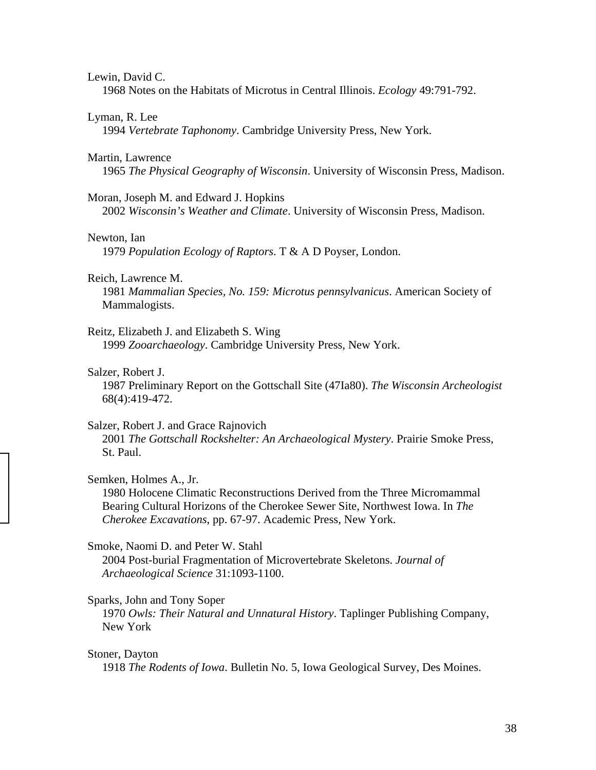Lewin, David C.
1968 Notes on the Habitats of Microtus in Central Illinois. *Ecology* 49:791-792.

Lyman, R. Lee
1994 *Vertebrate Taphonomy*. Cambridge University Press, New York.

Martin, Lawrence
1965 *The Physical Geography of Wisconsin*. University of Wisconsin Press, Madison.

Moran, Joseph M. and Edward J. Hopkins
2002 *Wisconsin's Weather and Climate*. University of Wisconsin Press, Madison.

Newton, Ian
1979 *Population Ecology of Raptors*. T & A D Poyser, London.

Reich, Lawrence M.
1981 *Mammalian Species, No. 159: Microtus pennsylvanicus*. American Society of Mammalogists.

Reitz, Elizabeth J. and Elizabeth S. Wing
1999 *Zooarchaeology*. Cambridge University Press, New York.

Salzer, Robert J.
1987 Preliminary Report on the Gottschall Site (47Ia80). *The Wisconsin Archeologist* 68(4):419-472.

Salzer, Robert J. and Grace Rajnovich
2001 *The Gottschall Rockshelter: An Archaeological Mystery*. Prairie Smoke Press, St. Paul.

Semken, Holmes A., Jr.
1980 Holocene Climatic Reconstructions Derived from the Three Micromammal Bearing Cultural Horizons of the Cherokee Sewer Site, Northwest Iowa. In *The Cherokee Excavations,* pp. 67-97. Academic Press, New York.

Smoke, Naomi D. and Peter W. Stahl
2004 Post-burial Fragmentation of Microvertebrate Skeletons. *Journal of Archaeological Science* 31:1093-1100.

Sparks, John and Tony Soper
1970 *Owls: Their Natural and Unnatural History*. Taplinger Publishing Company, New York

Stoner, Dayton
1918 *The Rodents of Iowa*. Bulletin No. 5, Iowa Geological Survey, Des Moines.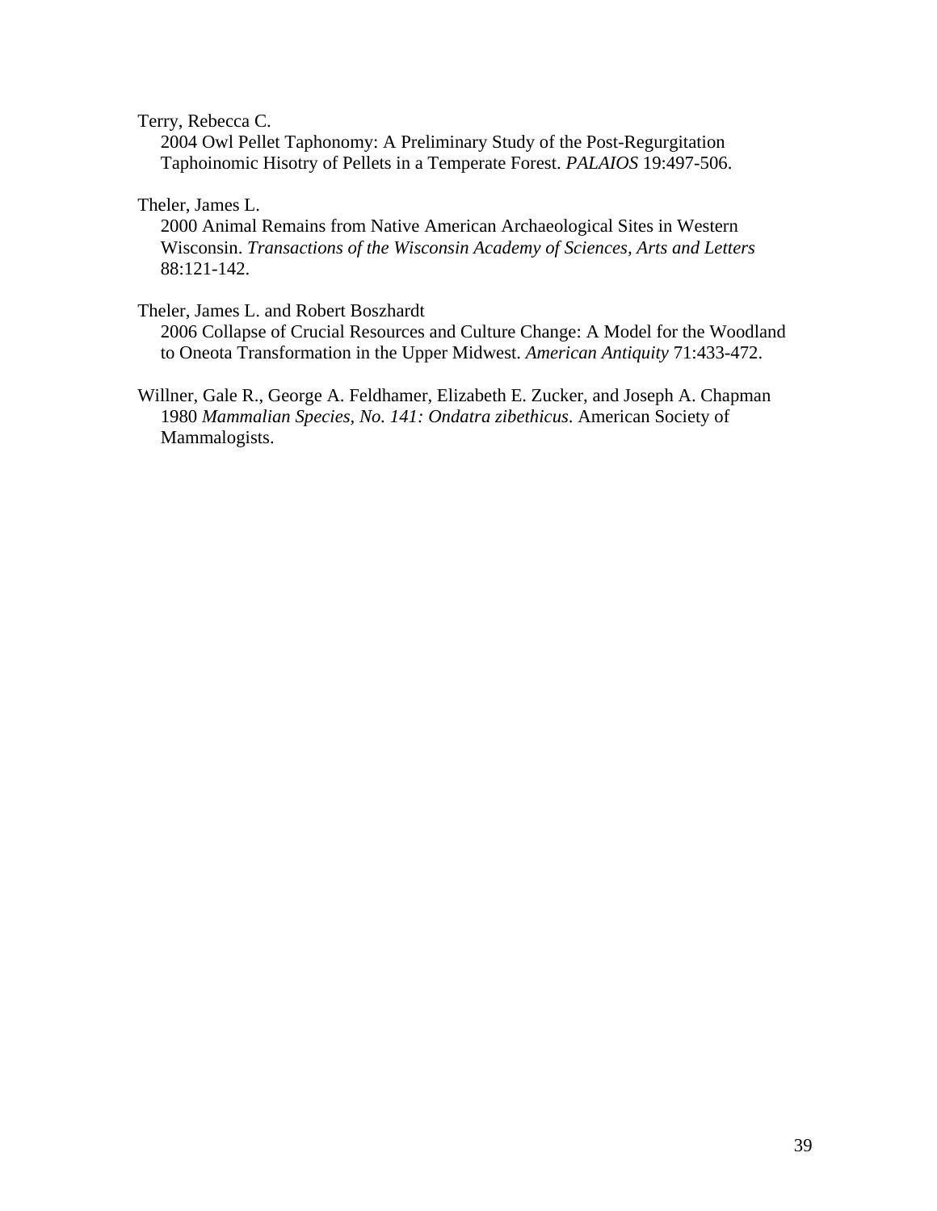Terry, Rebecca C.
2004 Owl Pellet Taphonomy: A Preliminary Study of the Post-Regurgitation Taphoinomic Hisotry of Pellets in a Temperate Forest. *PALAIOS* 19:497-506.

Theler, James L.
2000 Animal Remains from Native American Archaeological Sites in Western Wisconsin. *Transactions of the Wisconsin Academy of Sciences, Arts and Letters* 88:121-142.

Theler, James L. and Robert Boszhardt
2006 Collapse of Crucial Resources and Culture Change: A Model for the Woodland to Oneota Transformation in the Upper Midwest. *American Antiquity* 71:433-472.

Willner, Gale R., George A. Feldhamer, Elizabeth E. Zucker, and Joseph A. Chapman
1980 *Mammalian Species, No. 141: Ondatra zibethicus*. American Society of Mammalogists.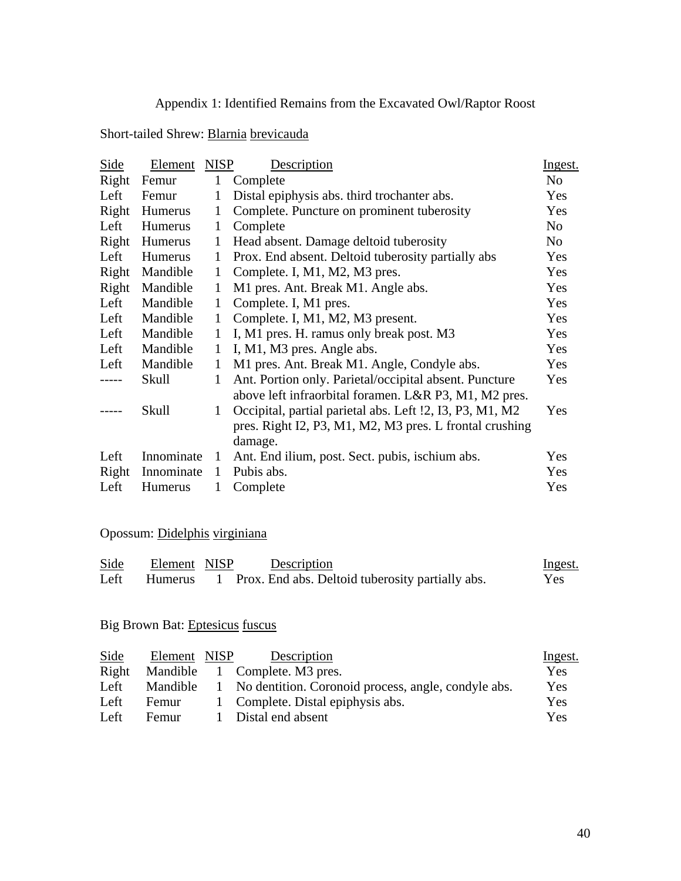Appendix 1: Identified Remains from the Excavated Owl/Raptor Roost

Short-tailed Shrew: Blarnia brevicauda

| Side | Element | NISP | Description | Ingest. |
|---|---|---|---|---|
| Right | Femur | 1 | Complete | No |
| Left | Femur | 1 | Distal epiphysis abs. third trochanter abs. | Yes |
| Right | Humerus | 1 | Complete. Puncture on prominent tuberosity | Yes |
| Left | Humerus | 1 | Complete | No |
| Right | Humerus | 1 | Head absent. Damage deltoid tuberosity | No |
| Left | Humerus | 1 | Prox. End absent. Deltoid tuberosity partially abs | Yes |
| Right | Mandible | 1 | Complete. I, M1, M2, M3 pres. | Yes |
| Right | Mandible | 1 | M1 pres. Ant. Break M1. Angle abs. | Yes |
| Left | Mandible | 1 | Complete. I, M1 pres. | Yes |
| Left | Mandible | 1 | Complete. I, M1, M2, M3 present. | Yes |
| Left | Mandible | 1 | I, M1 pres. H. ramus only break post. M3 | Yes |
| Left | Mandible | 1 | I, M1, M3 pres. Angle abs. | Yes |
| Left | Mandible | 1 | M1 pres. Ant. Break M1. Angle, Condyle abs. | Yes |
| ----- | Skull | 1 | Ant. Portion only. Parietal/occipital absent. Puncture above left infraorbital foramen. L&R P3, M1, M2 pres. | Yes |
| ----- | Skull | 1 | Occipital, partial parietal abs. Left !2, I3, P3, M1, M2 pres. Right I2, P3, M1, M2, M3 pres. L frontal crushing damage. | Yes |
| Left | Innominate | 1 | Ant. End ilium, post. Sect. pubis, ischium abs. | Yes |
| Right | Innominate | 1 | Pubis abs. | Yes |
| Left | Humerus | 1 | Complete | Yes |

Opossum: Didelphis virginiana

| Side | Element | NISP | Description | Ingest. |
|---|---|---|---|---|
| Left | Humerus | 1 | Prox. End abs. Deltoid tuberosity partially abs. | Yes |

Big Brown Bat: Eptesicus fuscus

| Side | Element | NISP | Description | Ingest. |
|---|---|---|---|---|
| Right | Mandible | 1 | Complete. M3 pres. | Yes |
| Left | Mandible | 1 | No dentition. Coronoid process, angle, condyle abs. | Yes |
| Left | Femur | 1 | Complete. Distal epiphysis abs. | Yes |
| Left | Femur | 1 | Distal end absent | Yes |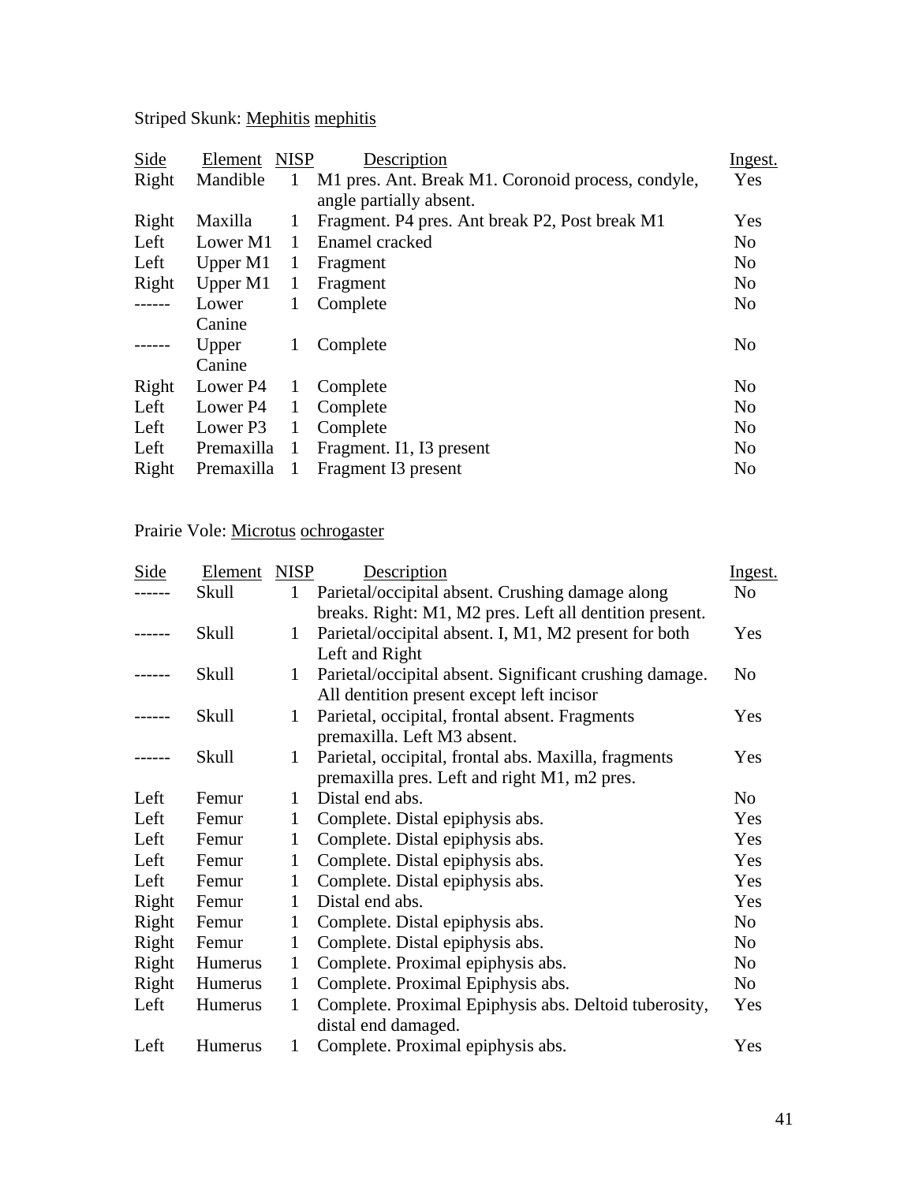Striped Skunk: Mephitis mephitis

| Side | Element | NISP | Description | Ingest. |
|---|---|---|---|---|
| Right | Mandible | 1 | M1 pres. Ant. Break M1. Coronoid process, condyle, angle partially absent. | Yes |
| Right | Maxilla | 1 | Fragment. P4 pres. Ant break P2, Post break M1 | Yes |
| Left | Lower M1 | 1 | Enamel cracked | No |
| Left | Upper M1 | 1 | Fragment | No |
| Right | Upper M1 | 1 | Fragment | No |
| ------ | Lower Canine | 1 | Complete | No |
| ------ | Upper Canine | 1 | Complete | No |
| Right | Lower P4 | 1 | Complete | No |
| Left | Lower P4 | 1 | Complete | No |
| Left | Lower P3 | 1 | Complete | No |
| Left | Premaxilla | 1 | Fragment. I1, I3 present | No |
| Right | Premaxilla | 1 | Fragment I3 present | No |

Prairie Vole: Microtus ochrogaster

| Side | Element | NISP | Description | Ingest. |
|---|---|---|---|---|
| ------ | Skull | 1 | Parietal/occipital absent. Crushing damage along breaks. Right: M1, M2 pres. Left all dentition present. | No |
| ------ | Skull | 1 | Parietal/occipital absent. I, M1, M2 present for both Left and Right | Yes |
| ------ | Skull | 1 | Parietal/occipital absent. Significant crushing damage. All dentition present except left incisor | No |
| ------ | Skull | 1 | Parietal, occipital, frontal absent. Fragments premaxilla. Left M3 absent. | Yes |
| ------ | Skull | 1 | Parietal, occipital, frontal abs. Maxilla, fragments premaxilla pres. Left and right M1, m2 pres. | Yes |
| Left | Femur | 1 | Distal end abs. | No |
| Left | Femur | 1 | Complete. Distal epiphysis abs. | Yes |
| Left | Femur | 1 | Complete. Distal epiphysis abs. | Yes |
| Left | Femur | 1 | Complete. Distal epiphysis abs. | Yes |
| Left | Femur | 1 | Complete. Distal epiphysis abs. | Yes |
| Right | Femur | 1 | Distal end abs. | Yes |
| Right | Femur | 1 | Complete. Distal epiphysis abs. | No |
| Right | Femur | 1 | Complete. Distal epiphysis abs. | No |
| Right | Humerus | 1 | Complete. Proximal epiphysis abs. | No |
| Right | Humerus | 1 | Complete. Proximal Epiphysis abs. | No |
| Left | Humerus | 1 | Complete. Proximal Epiphysis abs. Deltoid tuberosity, distal end damaged. | Yes |
| Left | Humerus | 1 | Complete. Proximal epiphysis abs. | Yes |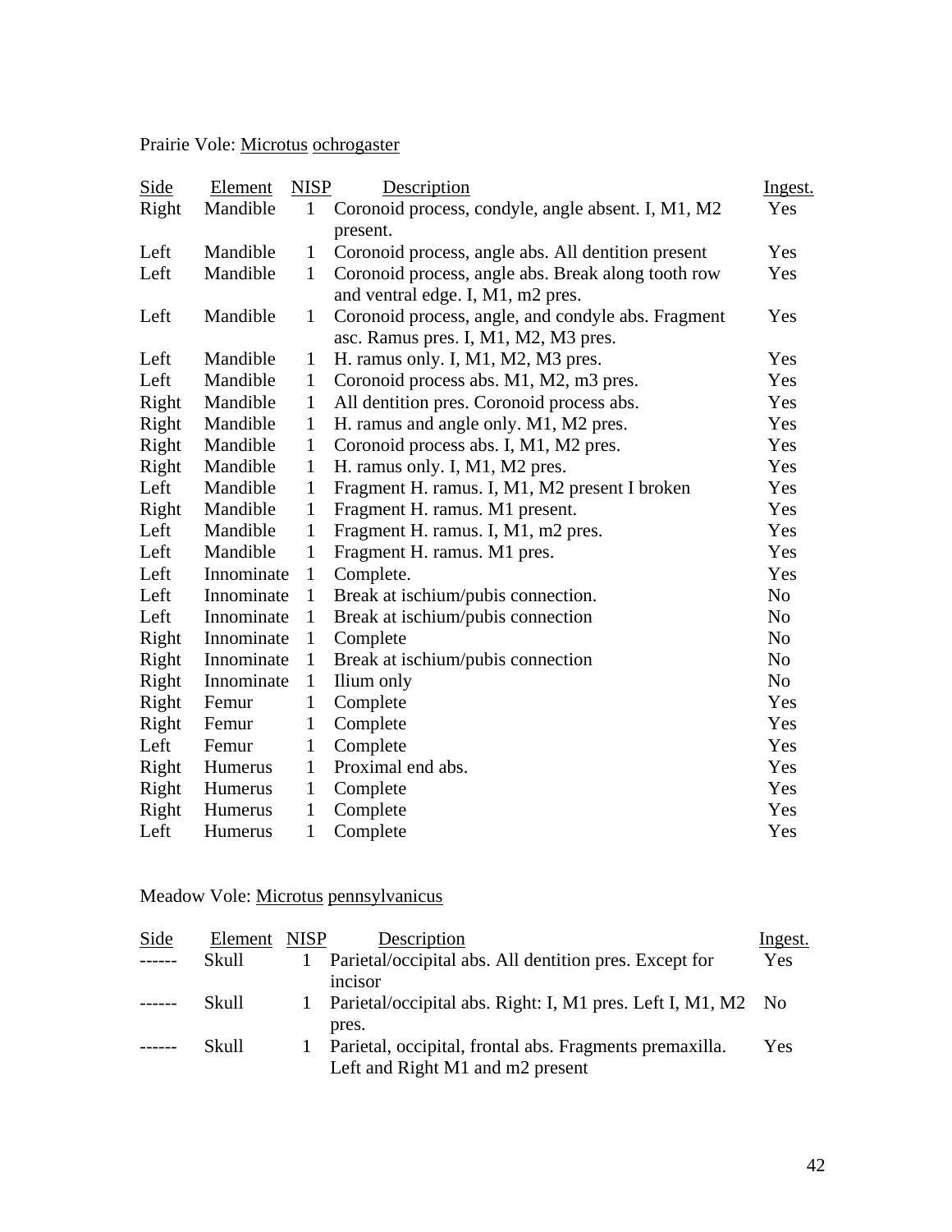Prairie Vole: Microtus ochrogaster

| Side | Element | NISP | Description | Ingest. |
| --- | --- | --- | --- | --- |
| Right | Mandible | 1 | Coronoid process, condyle, angle absent. I, M1, M2 present. | Yes |
| Left | Mandible | 1 | Coronoid process, angle abs. All dentition present | Yes |
| Left | Mandible | 1 | Coronoid process, angle abs. Break along tooth row and ventral edge. I, M1, m2 pres. | Yes |
| Left | Mandible | 1 | Coronoid process, angle, and condyle abs. Fragment asc. Ramus pres. I, M1, M2, M3 pres. | Yes |
| Left | Mandible | 1 | H. ramus only. I, M1, M2, M3 pres. | Yes |
| Left | Mandible | 1 | Coronoid process abs. M1, M2, m3 pres. | Yes |
| Right | Mandible | 1 | All dentition pres. Coronoid process abs. | Yes |
| Right | Mandible | 1 | H. ramus and angle only. M1, M2 pres. | Yes |
| Right | Mandible | 1 | Coronoid process abs. I, M1, M2 pres. | Yes |
| Right | Mandible | 1 | H. ramus only. I, M1, M2 pres. | Yes |
| Left | Mandible | 1 | Fragment H. ramus. I, M1, M2 present I broken | Yes |
| Right | Mandible | 1 | Fragment H. ramus. M1 present. | Yes |
| Left | Mandible | 1 | Fragment H. ramus. I, M1, m2 pres. | Yes |
| Left | Mandible | 1 | Fragment H. ramus. M1 pres. | Yes |
| Left | Innominate | 1 | Complete. | Yes |
| Left | Innominate | 1 | Break at ischium/pubis connection. | No |
| Left | Innominate | 1 | Break at ischium/pubis connection | No |
| Right | Innominate | 1 | Complete | No |
| Right | Innominate | 1 | Break at ischium/pubis connection | No |
| Right | Innominate | 1 | Ilium only | No |
| Right | Femur | 1 | Complete | Yes |
| Right | Femur | 1 | Complete | Yes |
| Left | Femur | 1 | Complete | Yes |
| Right | Humerus | 1 | Proximal end abs. | Yes |
| Right | Humerus | 1 | Complete | Yes |
| Right | Humerus | 1 | Complete | Yes |
| Left | Humerus | 1 | Complete | Yes |

Meadow Vole: Microtus pennsylvanicus

| Side | Element | NISP | Description | Ingest. |
| --- | --- | --- | --- | --- |
| ------ | Skull | 1 | Parietal/occipital abs. All dentition pres. Except for incisor | Yes |
| ------ | Skull | 1 | Parietal/occipital abs. Right: I, M1 pres. Left I, M1, M2 pres. | No |
| ------ | Skull | 1 | Parietal, occipital, frontal abs. Fragments premaxilla. Left and Right M1 and m2 present | Yes |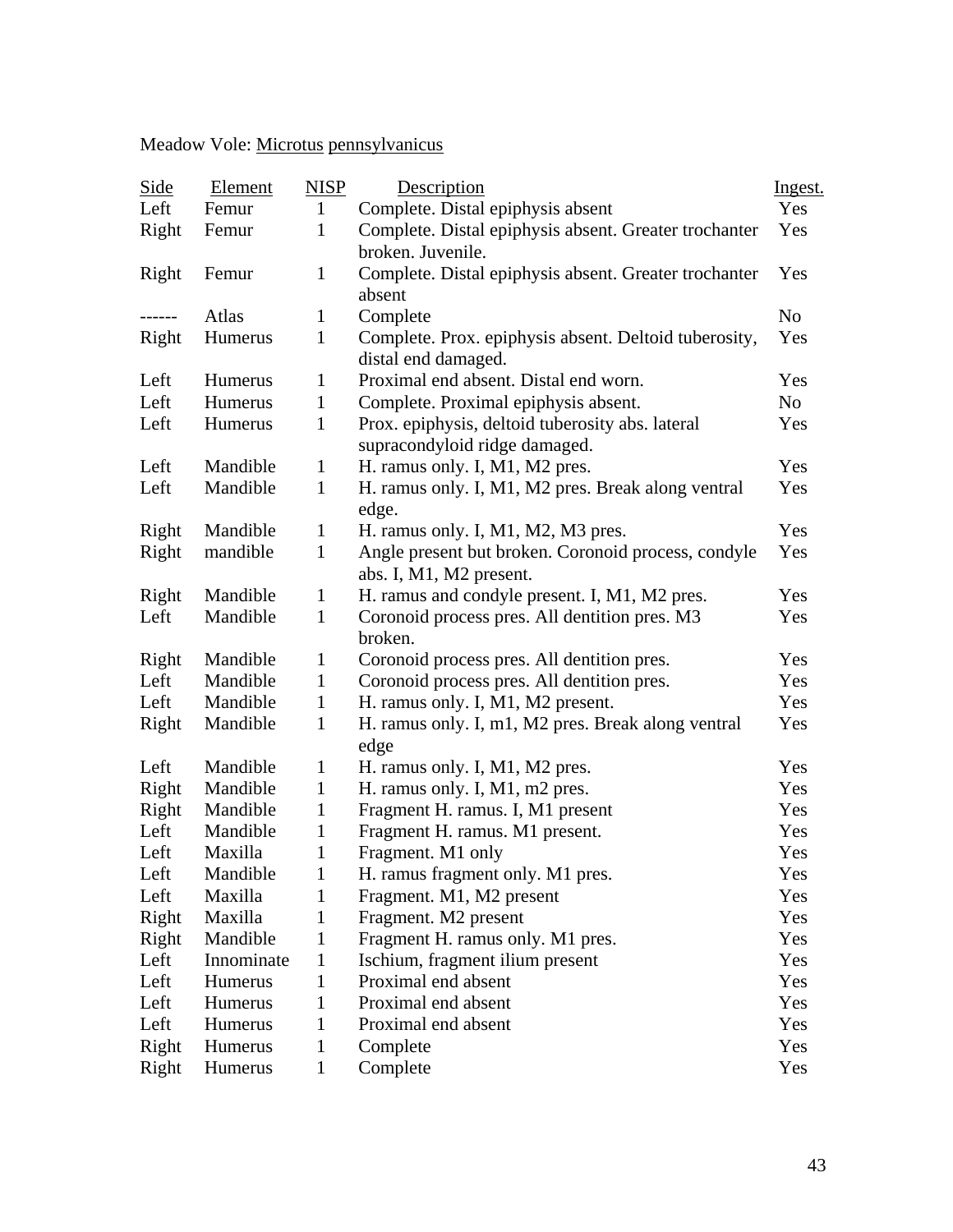Meadow Vole: Microtus pennsylvanicus

| Side | Element | NISP | Description | Ingest. |
| --- | --- | --- | --- | --- |
| Left | Femur | 1 | Complete. Distal epiphysis absent | Yes |
| Right | Femur | 1 | Complete. Distal epiphysis absent. Greater trochanter broken. Juvenile. | Yes |
| Right | Femur | 1 | Complete. Distal epiphysis absent. Greater trochanter absent | Yes |
| ------ | Atlas | 1 | Complete | No |
| Right | Humerus | 1 | Complete. Prox. epiphysis absent. Deltoid tuberosity, distal end damaged. | Yes |
| Left | Humerus | 1 | Proximal end absent. Distal end worn. | Yes |
| Left | Humerus | 1 | Complete. Proximal epiphysis absent. | No |
| Left | Humerus | 1 | Prox. epiphysis, deltoid tuberosity abs. lateral supracondyloid ridge damaged. | Yes |
| Left | Mandible | 1 | H. ramus only. I, M1, M2 pres. | Yes |
| Left | Mandible | 1 | H. ramus only. I, M1, M2 pres. Break along ventral edge. | Yes |
| Right | Mandible | 1 | H. ramus only. I, M1, M2, M3 pres. | Yes |
| Right | mandible | 1 | Angle present but broken. Coronoid process, condyle abs. I, M1, M2 present. | Yes |
| Right | Mandible | 1 | H. ramus and condyle present. I, M1, M2 pres. | Yes |
| Left | Mandible | 1 | Coronoid process pres. All dentition pres. M3 broken. | Yes |
| Right | Mandible | 1 | Coronoid process pres. All dentition pres. | Yes |
| Left | Mandible | 1 | Coronoid process pres. All dentition pres. | Yes |
| Left | Mandible | 1 | H. ramus only. I, M1, M2 present. | Yes |
| Right | Mandible | 1 | H. ramus only. I, m1, M2 pres. Break along ventral edge | Yes |
| Left | Mandible | 1 | H. ramus only. I, M1, M2 pres. | Yes |
| Right | Mandible | 1 | H. ramus only. I, M1, m2 pres. | Yes |
| Right | Mandible | 1 | Fragment H. ramus. I, M1 present | Yes |
| Left | Mandible | 1 | Fragment H. ramus. M1 present. | Yes |
| Left | Maxilla | 1 | Fragment. M1 only | Yes |
| Left | Mandible | 1 | H. ramus fragment only. M1 pres. | Yes |
| Left | Maxilla | 1 | Fragment. M1, M2 present | Yes |
| Right | Maxilla | 1 | Fragment. M2 present | Yes |
| Right | Mandible | 1 | Fragment H. ramus only. M1 pres. | Yes |
| Left | Innominate | 1 | Ischium, fragment ilium present | Yes |
| Left | Humerus | 1 | Proximal end absent | Yes |
| Left | Humerus | 1 | Proximal end absent | Yes |
| Left | Humerus | 1 | Proximal end absent | Yes |
| Right | Humerus | 1 | Complete | Yes |
| Right | Humerus | 1 | Complete | Yes |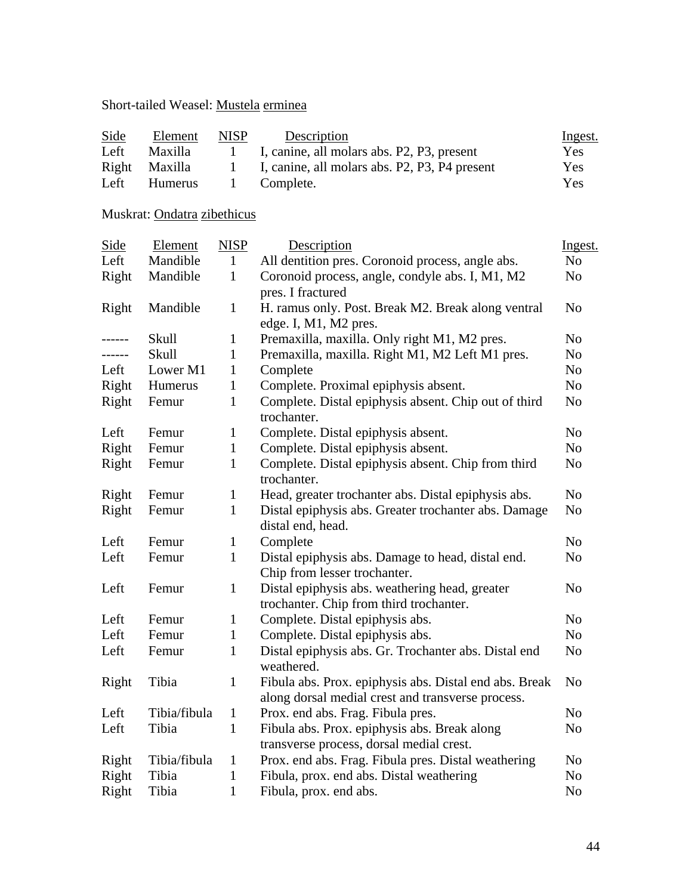Short-tailed Weasel: Mustela erminea

| Side | Element | NISP | Description | Ingest. |
|---|---|---|---|---|
| Left | Maxilla | 1 | I, canine, all molars abs. P2, P3, present | Yes |
| Right | Maxilla | 1 | I, canine, all molars abs. P2, P3, P4 present | Yes |
| Left | Humerus | 1 | Complete. | Yes |

Muskrat: Ondatra zibethicus

| Side | Element | NISP | Description | Ingest. |
|---|---|---|---|---|
| Left | Mandible | 1 | All dentition pres. Coronoid process, angle abs. | No |
| Right | Mandible | 1 | Coronoid process, angle, condyle abs. I, M1, M2 pres. I fractured | No |
| Right | Mandible | 1 | H. ramus only. Post. Break M2. Break along ventral edge. I, M1, M2 pres. | No |
| ------ | Skull | 1 | Premaxilla, maxilla. Only right M1, M2 pres. | No |
| ------ | Skull | 1 | Premaxilla, maxilla. Right M1, M2 Left M1 pres. | No |
| Left | Lower M1 | 1 | Complete | No |
| Right | Humerus | 1 | Complete. Proximal epiphysis absent. | No |
| Right | Femur | 1 | Complete. Distal epiphysis absent. Chip out of third trochanter. | No |
| Left | Femur | 1 | Complete. Distal epiphysis absent. | No |
| Right | Femur | 1 | Complete. Distal epiphysis absent. | No |
| Right | Femur | 1 | Complete. Distal epiphysis absent. Chip from third trochanter. | No |
| Right | Femur | 1 | Head, greater trochanter abs. Distal epiphysis abs. | No |
| Right | Femur | 1 | Distal epiphysis abs. Greater trochanter abs. Damage distal end, head. | No |
| Left | Femur | 1 | Complete | No |
| Left | Femur | 1 | Distal epiphysis abs. Damage to head, distal end. Chip from lesser trochanter. | No |
| Left | Femur | 1 | Distal epiphysis abs. weathering head, greater trochanter. Chip from third trochanter. | No |
| Left | Femur | 1 | Complete. Distal epiphysis abs. | No |
| Left | Femur | 1 | Complete. Distal epiphysis abs. | No |
| Left | Femur | 1 | Distal epiphysis abs. Gr. Trochanter abs. Distal end weathered. | No |
| Right | Tibia | 1 | Fibula abs. Prox. epiphysis abs. Distal end abs. Break along dorsal medial crest and transverse process. | No |
| Left | Tibia/fibula | 1 | Prox. end abs. Frag. Fibula pres. | No |
| Left | Tibia | 1 | Fibula abs. Prox. epiphysis abs. Break along transverse process, dorsal medial crest. | No |
| Right | Tibia/fibula | 1 | Prox. end abs. Frag. Fibula pres. Distal weathering | No |
| Right | Tibia | 1 | Fibula, prox. end abs. Distal weathering | No |
| Right | Tibia | 1 | Fibula, prox. end abs. | No |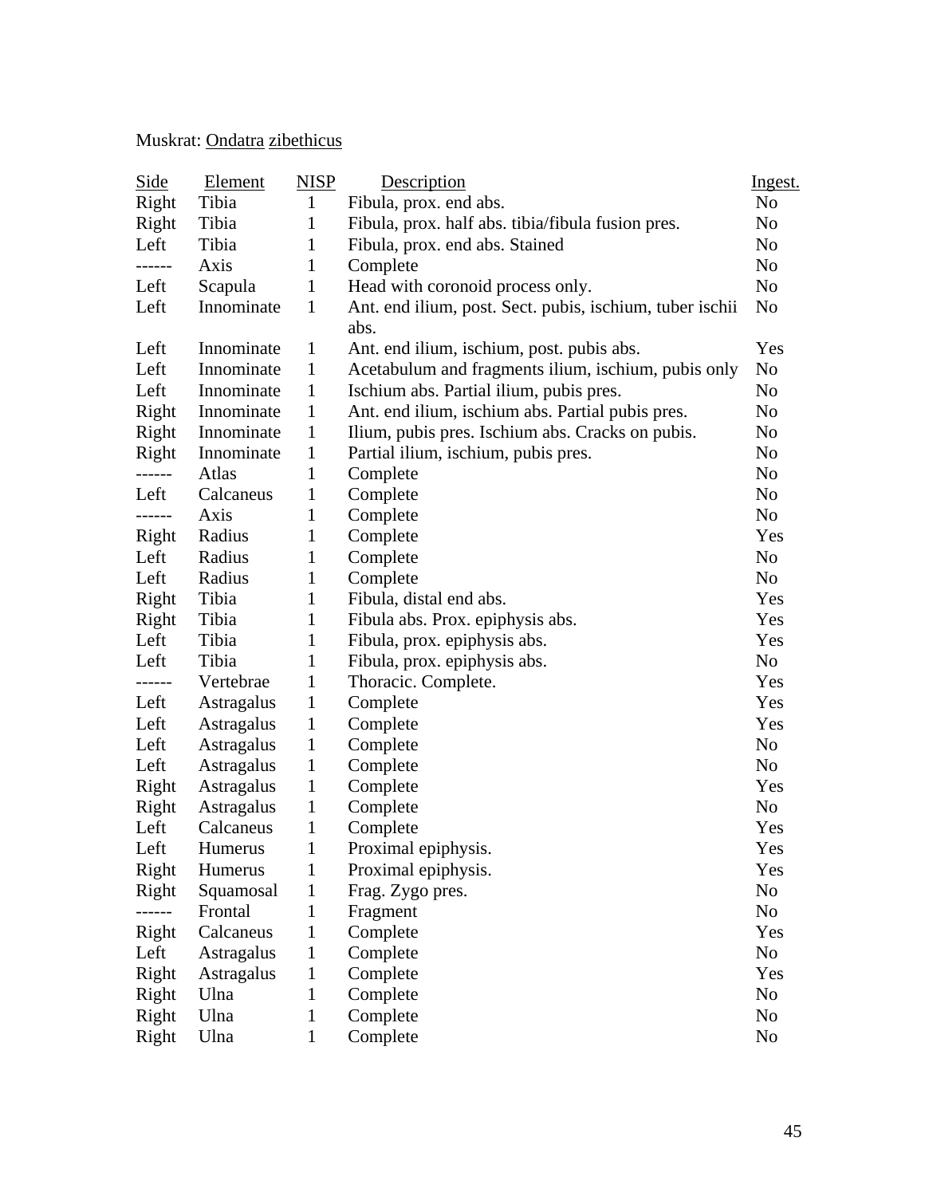Muskrat: Ondatra zibethicus

| Side | Element | NISP | Description | Ingest. |
|---|---|---|---|---|
| Right | Tibia | 1 | Fibula, prox. end abs. | No |
| Right | Tibia | 1 | Fibula, prox. half abs. tibia/fibula fusion pres. | No |
| Left | Tibia | 1 | Fibula, prox. end abs. Stained | No |
| ------ | Axis | 1 | Complete | No |
| Left | Scapula | 1 | Head with coronoid process only. | No |
| Left | Innominate | 1 | Ant. end ilium, post. Sect. pubis, ischium, tuber ischii abs. | No |
| Left | Innominate | 1 | Ant. end ilium, ischium, post. pubis abs. | Yes |
| Left | Innominate | 1 | Acetabulum and fragments ilium, ischium, pubis only | No |
| Left | Innominate | 1 | Ischium abs. Partial ilium, pubis pres. | No |
| Right | Innominate | 1 | Ant. end ilium, ischium abs. Partial pubis pres. | No |
| Right | Innominate | 1 | Ilium, pubis pres. Ischium abs. Cracks on pubis. | No |
| Right | Innominate | 1 | Partial ilium, ischium, pubis pres. | No |
| ------ | Atlas | 1 | Complete | No |
| Left | Calcaneus | 1 | Complete | No |
| ------ | Axis | 1 | Complete | No |
| Right | Radius | 1 | Complete | Yes |
| Left | Radius | 1 | Complete | No |
| Left | Radius | 1 | Complete | No |
| Right | Tibia | 1 | Fibula, distal end abs. | Yes |
| Right | Tibia | 1 | Fibula abs. Prox. epiphysis abs. | Yes |
| Left | Tibia | 1 | Fibula, prox. epiphysis abs. | Yes |
| Left | Tibia | 1 | Fibula, prox. epiphysis abs. | No |
| ------ | Vertebrae | 1 | Thoracic. Complete. | Yes |
| Left | Astragalus | 1 | Complete | Yes |
| Left | Astragalus | 1 | Complete | Yes |
| Left | Astragalus | 1 | Complete | No |
| Left | Astragalus | 1 | Complete | No |
| Right | Astragalus | 1 | Complete | Yes |
| Right | Astragalus | 1 | Complete | No |
| Left | Calcaneus | 1 | Complete | Yes |
| Left | Humerus | 1 | Proximal epiphysis. | Yes |
| Right | Humerus | 1 | Proximal epiphysis. | Yes |
| Right | Squamosal | 1 | Frag. Zygo pres. | No |
| ------ | Frontal | 1 | Fragment | No |
| Right | Calcaneus | 1 | Complete | Yes |
| Left | Astragalus | 1 | Complete | No |
| Right | Astragalus | 1 | Complete | Yes |
| Right | Ulna | 1 | Complete | No |
| Right | Ulna | 1 | Complete | No |
| Right | Ulna | 1 | Complete | No |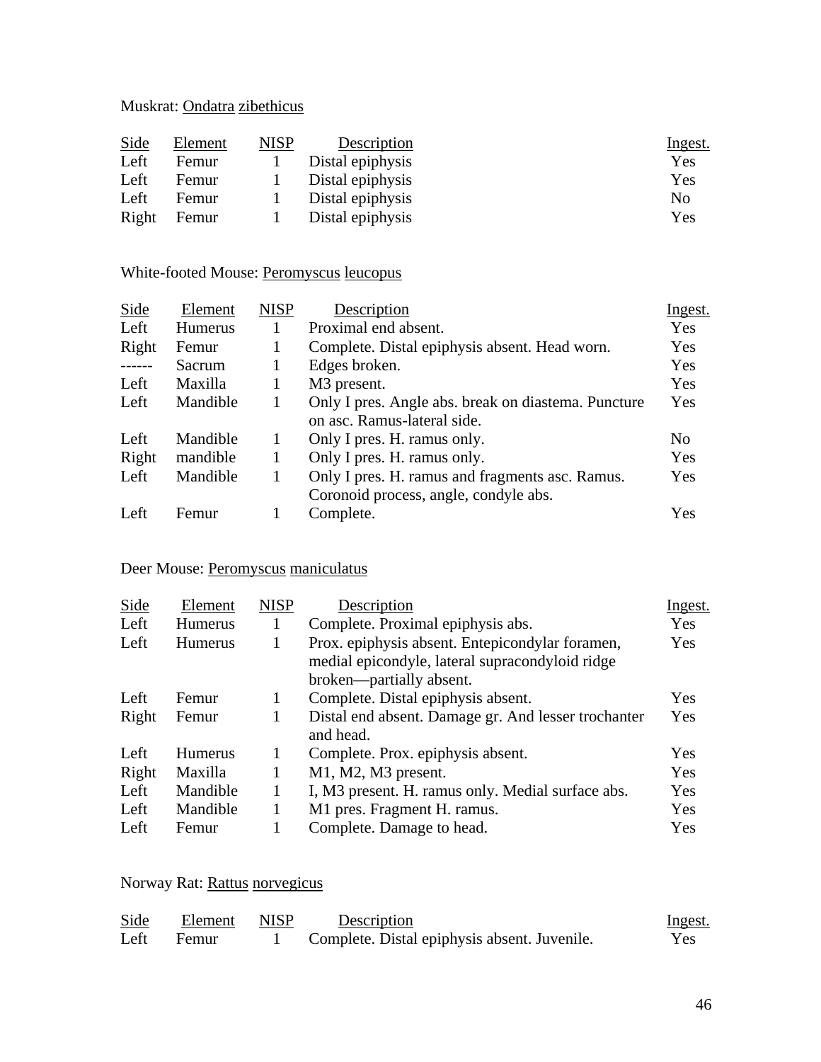Muskrat: Ondatra zibethicus

| Side | Element | NISP | Description | Ingest. |
|---|---|---|---|---|
| Left | Femur | 1 | Distal epiphysis | Yes |
| Left | Femur | 1 | Distal epiphysis | Yes |
| Left | Femur | 1 | Distal epiphysis | No |
| Right | Femur | 1 | Distal epiphysis | Yes |

White-footed Mouse: Peromyscus leucopus

| Side | Element | NISP | Description | Ingest. |
|---|---|---|---|---|
| Left | Humerus | 1 | Proximal end absent. | Yes |
| Right | Femur | 1 | Complete. Distal epiphysis absent. Head worn. | Yes |
| ------ | Sacrum | 1 | Edges broken. | Yes |
| Left | Maxilla | 1 | M3 present. | Yes |
| Left | Mandible | 1 | Only I pres. Angle abs. break on diastema. Puncture on asc. Ramus-lateral side. | Yes |
| Left | Mandible | 1 | Only I pres. H. ramus only. | No |
| Right | mandible | 1 | Only I pres. H. ramus only. | Yes |
| Left | Mandible | 1 | Only I pres. H. ramus and fragments asc. Ramus. Coronoid process, angle, condyle abs. | Yes |
| Left | Femur | 1 | Complete. | Yes |

Deer Mouse: Peromyscus maniculatus

| Side | Element | NISP | Description | Ingest. |
|---|---|---|---|---|
| Left | Humerus | 1 | Complete. Proximal epiphysis abs. | Yes |
| Left | Humerus | 1 | Prox. epiphysis absent. Entepicondylar foramen, medial epicondyle, lateral supracondyloid ridge broken—partially absent. | Yes |
| Left | Femur | 1 | Complete. Distal epiphysis absent. | Yes |
| Right | Femur | 1 | Distal end absent. Damage gr. And lesser trochanter and head. | Yes |
| Left | Humerus | 1 | Complete. Prox. epiphysis absent. | Yes |
| Right | Maxilla | 1 | M1, M2, M3 present. | Yes |
| Left | Mandible | 1 | I, M3 present. H. ramus only. Medial surface abs. | Yes |
| Left | Mandible | 1 | M1 pres. Fragment H. ramus. | Yes |
| Left | Femur | 1 | Complete. Damage to head. | Yes |

Norway Rat: Rattus norvegicus

| Side | Element | NISP | Description | Ingest. |
|---|---|---|---|---|
| Left | Femur | 1 | Complete. Distal epiphysis absent. Juvenile. | Yes |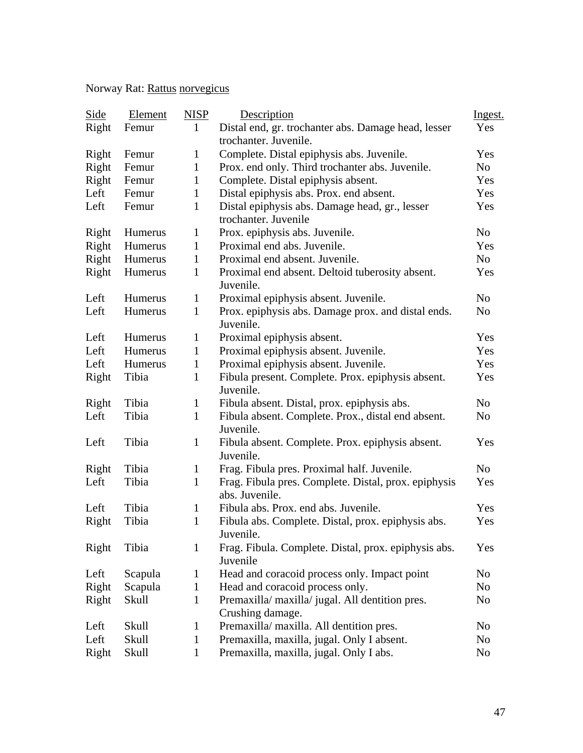Norway Rat: Rattus norvegicus

| Side | Element | NISP | Description | Ingest. |
|---|---|---|---|---|
| Right | Femur | 1 | Distal end, gr. trochanter abs. Damage head, lesser trochanter. Juvenile. | Yes |
| Right | Femur | 1 | Complete. Distal epiphysis abs. Juvenile. | Yes |
| Right | Femur | 1 | Prox. end only. Third trochanter abs. Juvenile. | No |
| Right | Femur | 1 | Complete. Distal epiphysis absent. | Yes |
| Left | Femur | 1 | Distal epiphysis abs. Prox. end absent. | Yes |
| Left | Femur | 1 | Distal epiphysis abs. Damage head, gr., lesser trochanter. Juvenile | Yes |
| Right | Humerus | 1 | Prox. epiphysis abs. Juvenile. | No |
| Right | Humerus | 1 | Proximal end abs. Juvenile. | Yes |
| Right | Humerus | 1 | Proximal end absent. Juvenile. | No |
| Right | Humerus | 1 | Proximal end absent. Deltoid tuberosity absent. Juvenile. | Yes |
| Left | Humerus | 1 | Proximal epiphysis absent. Juvenile. | No |
| Left | Humerus | 1 | Prox. epiphysis abs. Damage prox. and distal ends. Juvenile. | No |
| Left | Humerus | 1 | Proximal epiphysis absent. | Yes |
| Left | Humerus | 1 | Proximal epiphysis absent. Juvenile. | Yes |
| Left | Humerus | 1 | Proximal epiphysis absent. Juvenile. | Yes |
| Right | Tibia | 1 | Fibula present. Complete. Prox. epiphysis absent. Juvenile. | Yes |
| Right | Tibia | 1 | Fibula absent. Distal, prox. epiphysis abs. | No |
| Left | Tibia | 1 | Fibula absent. Complete. Prox., distal end absent. Juvenile. | No |
| Left | Tibia | 1 | Fibula absent. Complete. Prox. epiphysis absent. Juvenile. | Yes |
| Right | Tibia | 1 | Frag. Fibula pres. Proximal half. Juvenile. | No |
| Left | Tibia | 1 | Frag. Fibula pres. Complete. Distal, prox. epiphysis abs. Juvenile. | Yes |
| Left | Tibia | 1 | Fibula abs. Prox. end abs. Juvenile. | Yes |
| Right | Tibia | 1 | Fibula abs. Complete. Distal, prox. epiphysis abs. Juvenile. | Yes |
| Right | Tibia | 1 | Frag. Fibula. Complete. Distal, prox. epiphysis abs. Juvenile | Yes |
| Left | Scapula | 1 | Head and coracoid process only. Impact point | No |
| Right | Scapula | 1 | Head and coracoid process only. | No |
| Right | Skull | 1 | Premaxilla/ maxilla/ jugal. All dentition pres. Crushing damage. | No |
| Left | Skull | 1 | Premaxilla/ maxilla. All dentition pres. | No |
| Left | Skull | 1 | Premaxilla, maxilla, jugal. Only I absent. | No |
| Right | Skull | 1 | Premaxilla, maxilla, jugal. Only I abs. | No |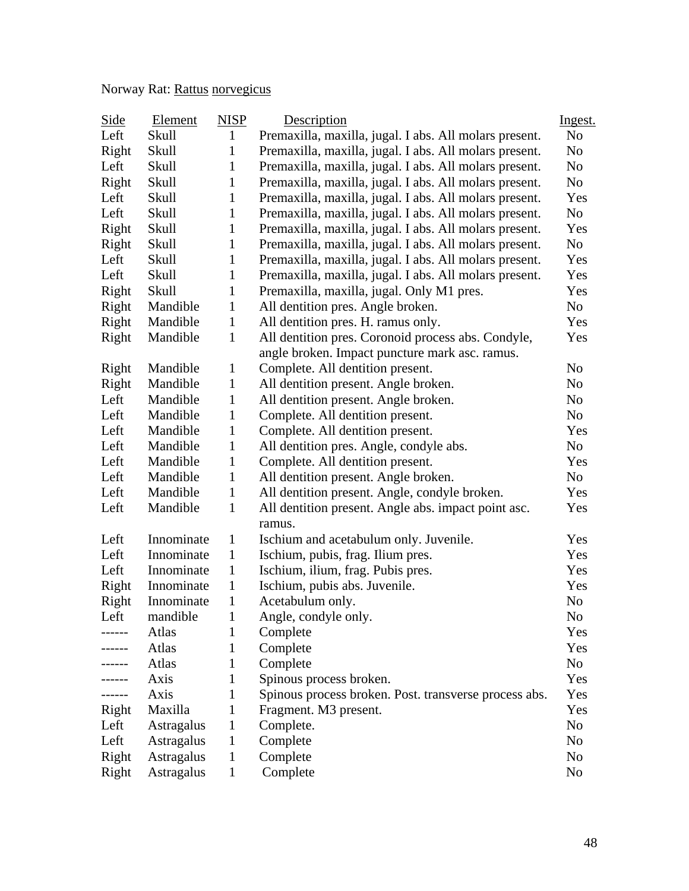Norway Rat: Rattus norvegicus

| Side | Element | NISP | Description | Ingest. |
|---|---|---|---|---|
| Left | Skull | 1 | Premaxilla, maxilla, jugal. I abs. All molars present. | No |
| Right | Skull | 1 | Premaxilla, maxilla, jugal. I abs. All molars present. | No |
| Left | Skull | 1 | Premaxilla, maxilla, jugal. I abs. All molars present. | No |
| Right | Skull | 1 | Premaxilla, maxilla, jugal. I abs. All molars present. | No |
| Left | Skull | 1 | Premaxilla, maxilla, jugal. I abs. All molars present. | Yes |
| Left | Skull | 1 | Premaxilla, maxilla, jugal. I abs. All molars present. | No |
| Right | Skull | 1 | Premaxilla, maxilla, jugal. I abs. All molars present. | Yes |
| Right | Skull | 1 | Premaxilla, maxilla, jugal. I abs. All molars present. | No |
| Left | Skull | 1 | Premaxilla, maxilla, jugal. I abs. All molars present. | Yes |
| Left | Skull | 1 | Premaxilla, maxilla, jugal. I abs. All molars present. | Yes |
| Right | Skull | 1 | Premaxilla, maxilla, jugal. Only M1 pres. | Yes |
| Right | Mandible | 1 | All dentition pres. Angle broken. | No |
| Right | Mandible | 1 | All dentition pres. H. ramus only. | Yes |
| Right | Mandible | 1 | All dentition pres. Coronoid process abs. Condyle, angle broken. Impact puncture mark asc. ramus. | Yes |
| Right | Mandible | 1 | Complete. All dentition present. | No |
| Right | Mandible | 1 | All dentition present. Angle broken. | No |
| Left | Mandible | 1 | All dentition present. Angle broken. | No |
| Left | Mandible | 1 | Complete. All dentition present. | No |
| Left | Mandible | 1 | Complete. All dentition present. | Yes |
| Left | Mandible | 1 | All dentition pres. Angle, condyle abs. | No |
| Left | Mandible | 1 | Complete. All dentition present. | Yes |
| Left | Mandible | 1 | All dentition present. Angle broken. | No |
| Left | Mandible | 1 | All dentition present. Angle, condyle broken. | Yes |
| Left | Mandible | 1 | All dentition present. Angle abs. impact point asc. ramus. | Yes |
| Left | Innominate | 1 | Ischium and acetabulum only. Juvenile. | Yes |
| Left | Innominate | 1 | Ischium, pubis, frag. Ilium pres. | Yes |
| Left | Innominate | 1 | Ischium, ilium, frag. Pubis pres. | Yes |
| Right | Innominate | 1 | Ischium, pubis abs. Juvenile. | Yes |
| Right | Innominate | 1 | Acetabulum only. | No |
| Left | mandible | 1 | Angle, condyle only. | No |
| ------ | Atlas | 1 | Complete | Yes |
| ------ | Atlas | 1 | Complete | Yes |
| ------ | Atlas | 1 | Complete | No |
| ------ | Axis | 1 | Spinous process broken. | Yes |
| ------ | Axis | 1 | Spinous process broken. Post. transverse process abs. | Yes |
| Right | Maxilla | 1 | Fragment. M3 present. | Yes |
| Left | Astragalus | 1 | Complete. | No |
| Left | Astragalus | 1 | Complete | No |
| Right | Astragalus | 1 | Complete | No |
| Right | Astragalus | 1 | Complete | No |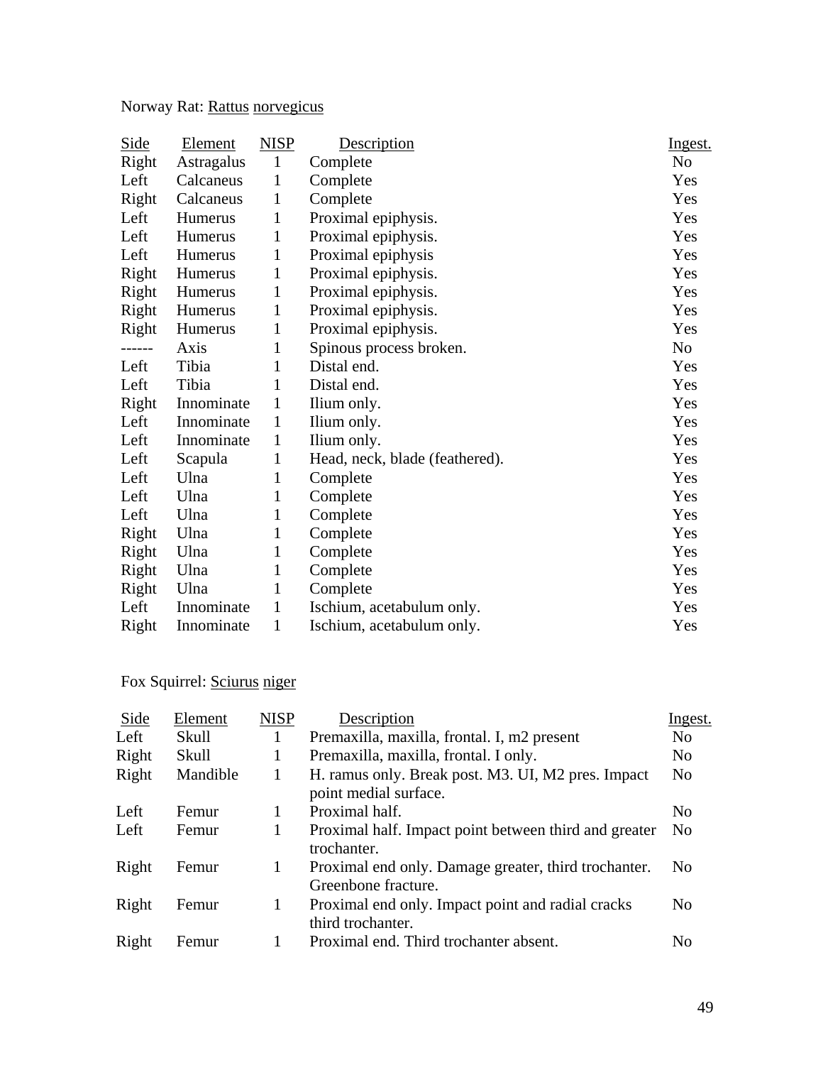Norway Rat: Rattus norvegicus

| Side | Element | NISP | Description | Ingest. |
|---|---|---|---|---|
| Right | Astragalus | 1 | Complete | No |
| Left | Calcaneus | 1 | Complete | Yes |
| Right | Calcaneus | 1 | Complete | Yes |
| Left | Humerus | 1 | Proximal epiphysis. | Yes |
| Left | Humerus | 1 | Proximal epiphysis. | Yes |
| Left | Humerus | 1 | Proximal epiphysis | Yes |
| Right | Humerus | 1 | Proximal epiphysis. | Yes |
| Right | Humerus | 1 | Proximal epiphysis. | Yes |
| Right | Humerus | 1 | Proximal epiphysis. | Yes |
| Right | Humerus | 1 | Proximal epiphysis. | Yes |
| ------ | Axis | 1 | Spinous process broken. | No |
| Left | Tibia | 1 | Distal end. | Yes |
| Left | Tibia | 1 | Distal end. | Yes |
| Right | Innominate | 1 | Ilium only. | Yes |
| Left | Innominate | 1 | Ilium only. | Yes |
| Left | Innominate | 1 | Ilium only. | Yes |
| Left | Scapula | 1 | Head, neck, blade (feathered). | Yes |
| Left | Ulna | 1 | Complete | Yes |
| Left | Ulna | 1 | Complete | Yes |
| Left | Ulna | 1 | Complete | Yes |
| Right | Ulna | 1 | Complete | Yes |
| Right | Ulna | 1 | Complete | Yes |
| Right | Ulna | 1 | Complete | Yes |
| Right | Ulna | 1 | Complete | Yes |
| Left | Innominate | 1 | Ischium, acetabulum only. | Yes |
| Right | Innominate | 1 | Ischium, acetabulum only. | Yes |

Fox Squirrel: Sciurus niger

| Side | Element | NISP | Description | Ingest. |
|---|---|---|---|---|
| Left | Skull | 1 | Premaxilla, maxilla, frontal. I, m2 present | No |
| Right | Skull | 1 | Premaxilla, maxilla, frontal. I only. | No |
| Right | Mandible | 1 | H. ramus only. Break post. M3. UI, M2 pres. Impact point medial surface. | No |
| Left | Femur | 1 | Proximal half. | No |
| Left | Femur | 1 | Proximal half. Impact point between third and greater trochanter. | No |
| Right | Femur | 1 | Proximal end only. Damage greater, third trochanter. Greenbone fracture. | No |
| Right | Femur | 1 | Proximal end only. Impact point and radial cracks third trochanter. | No |
| Right | Femur | 1 | Proximal end. Third trochanter absent. | No |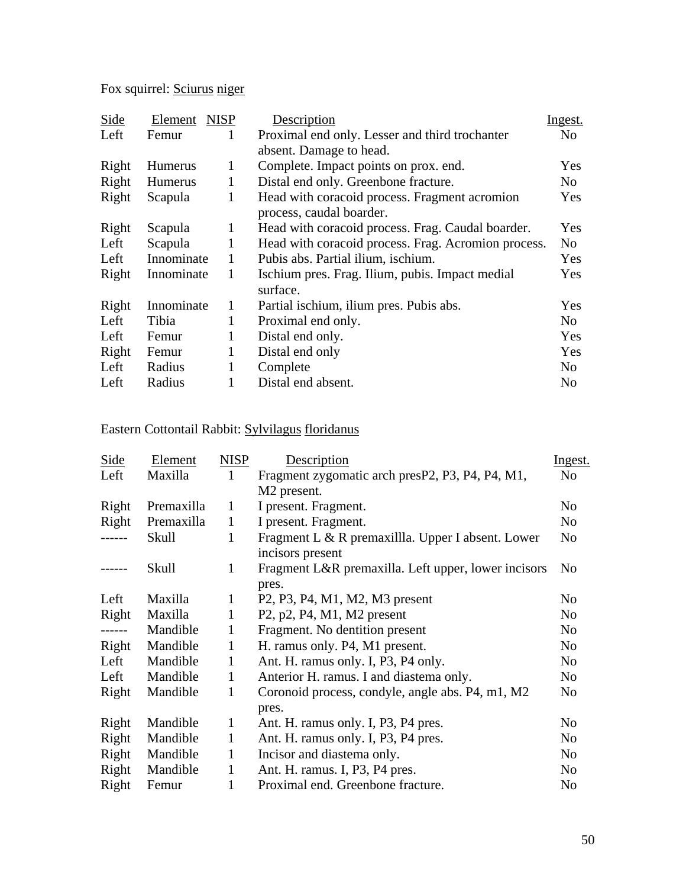Fox squirrel: Sciurus niger

| Side | Element | NISP | Description | Ingest. |
|---|---|---|---|---|
| Left | Femur | 1 | Proximal end only. Lesser and third trochanter absent. Damage to head. | No |
| Right | Humerus | 1 | Complete. Impact points on prox. end. | Yes |
| Right | Humerus | 1 | Distal end only. Greenbone fracture. | No |
| Right | Scapula | 1 | Head with coracoid process. Fragment acromion process, caudal boarder. | Yes |
| Right | Scapula | 1 | Head with coracoid process. Frag. Caudal boarder. | Yes |
| Left | Scapula | 1 | Head with coracoid process. Frag. Acromion process. | No |
| Left | Innominate | 1 | Pubis abs. Partial ilium, ischium. | Yes |
| Right | Innominate | 1 | Ischium pres. Frag. Ilium, pubis. Impact medial surface. | Yes |
| Right | Innominate | 1 | Partial ischium, ilium pres. Pubis abs. | Yes |
| Left | Tibia | 1 | Proximal end only. | No |
| Left | Femur | 1 | Distal end only. | Yes |
| Right | Femur | 1 | Distal end only | Yes |
| Left | Radius | 1 | Complete | No |
| Left | Radius | 1 | Distal end absent. | No |

Eastern Cottontail Rabbit: Sylvilagus floridanus

| Side | Element | NISP | Description | Ingest. |
|---|---|---|---|---|
| Left | Maxilla | 1 | Fragment zygomatic arch presP2, P3, P4, P4, M1, M2 present. | No |
| Right | Premaxilla | 1 | I present. Fragment. | No |
| Right | Premaxilla | 1 | I present. Fragment. | No |
| ------ | Skull | 1 | Fragment L & R premaxillla. Upper I absent. Lower incisors present | No |
| ------ | Skull | 1 | Fragment L&R premaxilla. Left upper, lower incisors pres. | No |
| Left | Maxilla | 1 | P2, P3, P4, M1, M2, M3 present | No |
| Right | Maxilla | 1 | P2, p2, P4, M1, M2 present | No |
| ------ | Mandible | 1 | Fragment. No dentition present | No |
| Right | Mandible | 1 | H. ramus only. P4, M1 present. | No |
| Left | Mandible | 1 | Ant. H. ramus only. I, P3, P4 only. | No |
| Left | Mandible | 1 | Anterior H. ramus. I and diastema only. | No |
| Right | Mandible | 1 | Coronoid process, condyle, angle abs. P4, m1, M2 pres. | No |
| Right | Mandible | 1 | Ant. H. ramus only. I, P3, P4 pres. | No |
| Right | Mandible | 1 | Ant. H. ramus only. I, P3, P4 pres. | No |
| Right | Mandible | 1 | Incisor and diastema only. | No |
| Right | Mandible | 1 | Ant. H. ramus. I, P3, P4 pres. | No |
| Right | Femur | 1 | Proximal end. Greenbone fracture. | No |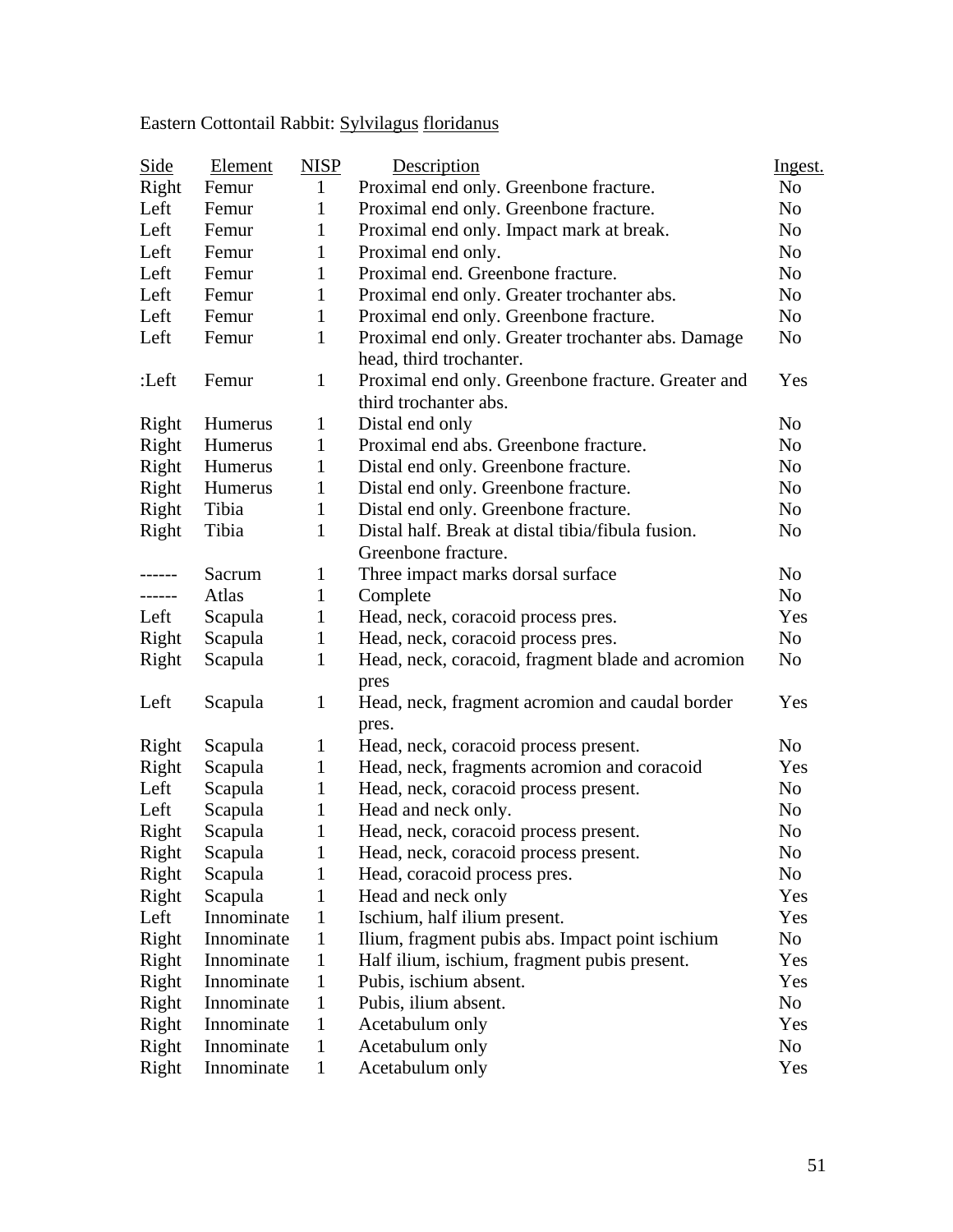Eastern Cottontail Rabbit: _Sylvilagus_ _floridanus_

| Side | Element | NISP | Description | Ingest. |
|---|---|---|---|---|
| Right | Femur | 1 | Proximal end only. Greenbone fracture. | No |
| Left | Femur | 1 | Proximal end only. Greenbone fracture. | No |
| Left | Femur | 1 | Proximal end only. Impact mark at break. | No |
| Left | Femur | 1 | Proximal end only. | No |
| Left | Femur | 1 | Proximal end. Greenbone fracture. | No |
| Left | Femur | 1 | Proximal end only. Greater trochanter abs. | No |
| Left | Femur | 1 | Proximal end only. Greenbone fracture. | No |
| Left | Femur | 1 | Proximal end only. Greater trochanter abs. Damage head, third trochanter. | No |
| :Left | Femur | 1 | Proximal end only. Greenbone fracture. Greater and third trochanter abs. | Yes |
| Right | Humerus | 1 | Distal end only | No |
| Right | Humerus | 1 | Proximal end abs. Greenbone fracture. | No |
| Right | Humerus | 1 | Distal end only. Greenbone fracture. | No |
| Right | Humerus | 1 | Distal end only. Greenbone fracture. | No |
| Right | Tibia | 1 | Distal end only. Greenbone fracture. | No |
| Right | Tibia | 1 | Distal half. Break at distal tibia/fibula fusion. Greenbone fracture. | No |
| ------ | Sacrum | 1 | Three impact marks dorsal surface | No |
| ------ | Atlas | 1 | Complete | No |
| Left | Scapula | 1 | Head, neck, coracoid process pres. | Yes |
| Right | Scapula | 1 | Head, neck, coracoid process pres. | No |
| Right | Scapula | 1 | Head, neck, coracoid, fragment blade and acromion pres | No |
| Left | Scapula | 1 | Head, neck, fragment acromion and caudal border pres. | Yes |
| Right | Scapula | 1 | Head, neck, coracoid process present. | No |
| Right | Scapula | 1 | Head, neck, fragments acromion and coracoid | Yes |
| Left | Scapula | 1 | Head, neck, coracoid process present. | No |
| Left | Scapula | 1 | Head and neck only. | No |
| Right | Scapula | 1 | Head, neck, coracoid process present. | No |
| Right | Scapula | 1 | Head, neck, coracoid process present. | No |
| Right | Scapula | 1 | Head, coracoid process pres. | No |
| Right | Scapula | 1 | Head and neck only | Yes |
| Left | Innominate | 1 | Ischium, half ilium present. | Yes |
| Right | Innominate | 1 | Ilium, fragment pubis abs. Impact point ischium | No |
| Right | Innominate | 1 | Half ilium, ischium, fragment pubis present. | Yes |
| Right | Innominate | 1 | Pubis, ischium absent. | Yes |
| Right | Innominate | 1 | Pubis, ilium absent. | No |
| Right | Innominate | 1 | Acetabulum only | Yes |
| Right | Innominate | 1 | Acetabulum only | No |
| Right | Innominate | 1 | Acetabulum only | Yes |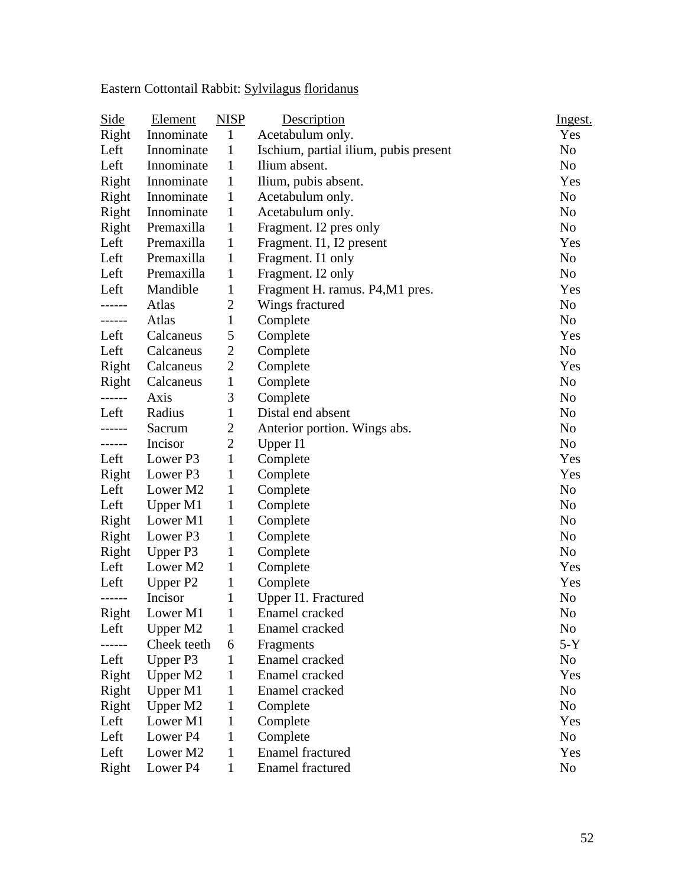Eastern Cottontail Rabbit: _Sylvilagus_ _floridanus_

| Side | Element | NISP | Description | Ingest. |
|---|---|---|---|---|
| Right | Innominate | 1 | Acetabulum only. | Yes |
| Left | Innominate | 1 | Ischium, partial ilium, pubis present | No |
| Left | Innominate | 1 | Ilium absent. | No |
| Right | Innominate | 1 | Ilium, pubis absent. | Yes |
| Right | Innominate | 1 | Acetabulum only. | No |
| Right | Innominate | 1 | Acetabulum only. | No |
| Right | Premaxilla | 1 | Fragment. I2 pres only | No |
| Left | Premaxilla | 1 | Fragment. I1, I2 present | Yes |
| Left | Premaxilla | 1 | Fragment. I1 only | No |
| Left | Premaxilla | 1 | Fragment. I2 only | No |
| Left | Mandible | 1 | Fragment H. ramus. P4,M1 pres. | Yes |
| ------ | Atlas | 2 | Wings fractured | No |
| ------ | Atlas | 1 | Complete | No |
| Left | Calcaneus | 5 | Complete | Yes |
| Left | Calcaneus | 2 | Complete | No |
| Right | Calcaneus | 2 | Complete | Yes |
| Right | Calcaneus | 1 | Complete | No |
| ------ | Axis | 3 | Complete | No |
| Left | Radius | 1 | Distal end absent | No |
| ------ | Sacrum | 2 | Anterior portion. Wings abs. | No |
| ------ | Incisor | 2 | Upper I1 | No |
| Left | Lower P3 | 1 | Complete | Yes |
| Right | Lower P3 | 1 | Complete | Yes |
| Left | Lower M2 | 1 | Complete | No |
| Left | Upper M1 | 1 | Complete | No |
| Right | Lower M1 | 1 | Complete | No |
| Right | Lower P3 | 1 | Complete | No |
| Right | Upper P3 | 1 | Complete | No |
| Left | Lower M2 | 1 | Complete | Yes |
| Left | Upper P2 | 1 | Complete | Yes |
| ------ | Incisor | 1 | Upper I1. Fractured | No |
| Right | Lower M1 | 1 | Enamel cracked | No |
| Left | Upper M2 | 1 | Enamel cracked | No |
| ------ | Cheek teeth | 6 | Fragments | 5-Y |
| Left | Upper P3 | 1 | Enamel cracked | No |
| Right | Upper M2 | 1 | Enamel cracked | Yes |
| Right | Upper M1 | 1 | Enamel cracked | No |
| Right | Upper M2 | 1 | Complete | No |
| Left | Lower M1 | 1 | Complete | Yes |
| Left | Lower P4 | 1 | Complete | No |
| Left | Lower M2 | 1 | Enamel fractured | Yes |
| Right | Lower P4 | 1 | Enamel fractured | No |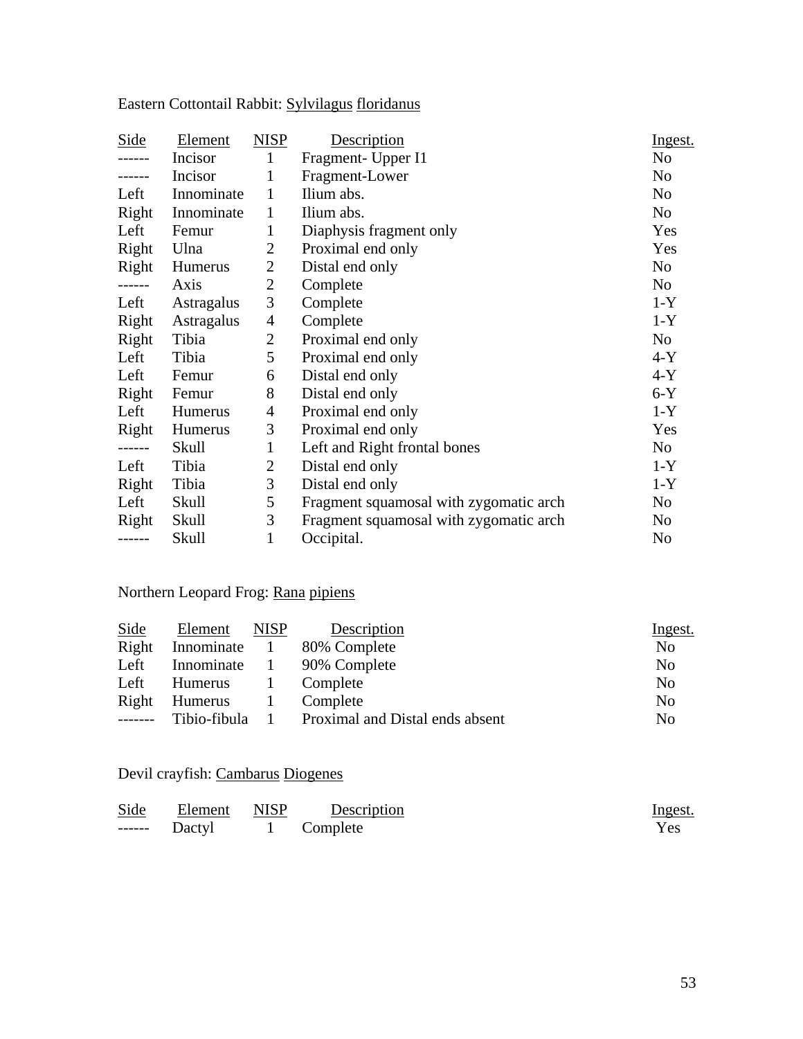Eastern Cottontail Rabbit: Sylvilagus floridanus

| Side | Element | NISP | Description | Ingest. |
|---|---|---|---|---|
| ------ | Incisor | 1 | Fragment- Upper I1 | No |
| ------ | Incisor | 1 | Fragment-Lower | No |
| Left | Innominate | 1 | Ilium abs. | No |
| Right | Innominate | 1 | Ilium abs. | No |
| Left | Femur | 1 | Diaphysis fragment only | Yes |
| Right | Ulna | 2 | Proximal end only | Yes |
| Right | Humerus | 2 | Distal end only | No |
| ------ | Axis | 2 | Complete | No |
| Left | Astragalus | 3 | Complete | 1-Y |
| Right | Astragalus | 4 | Complete | 1-Y |
| Right | Tibia | 2 | Proximal end only | No |
| Left | Tibia | 5 | Proximal end only | 4-Y |
| Left | Femur | 6 | Distal end only | 4-Y |
| Right | Femur | 8 | Distal end only | 6-Y |
| Left | Humerus | 4 | Proximal end only | 1-Y |
| Right | Humerus | 3 | Proximal end only | Yes |
| ------ | Skull | 1 | Left and Right frontal bones | No |
| Left | Tibia | 2 | Distal end only | 1-Y |
| Right | Tibia | 3 | Distal end only | 1-Y |
| Left | Skull | 5 | Fragment squamosal with zygomatic arch | No |
| Right | Skull | 3 | Fragment squamosal with zygomatic arch | No |
| ------ | Skull | 1 | Occipital. | No |

Northern Leopard Frog: Rana pipiens

| Side | Element | NISP | Description | Ingest. |
|---|---|---|---|---|
| Right | Innominate | 1 | 80% Complete | No |
| Left | Innominate | 1 | 90% Complete | No |
| Left | Humerus | 1 | Complete | No |
| Right | Humerus | 1 | Complete | No |
| ------- | Tibio-fibula | 1 | Proximal and Distal ends absent | No |

Devil crayfish: Cambarus Diogenes

| Side | Element | NISP | Description | Ingest. |
|---|---|---|---|---|
| ------ | Dactyl | 1 | Complete | Yes |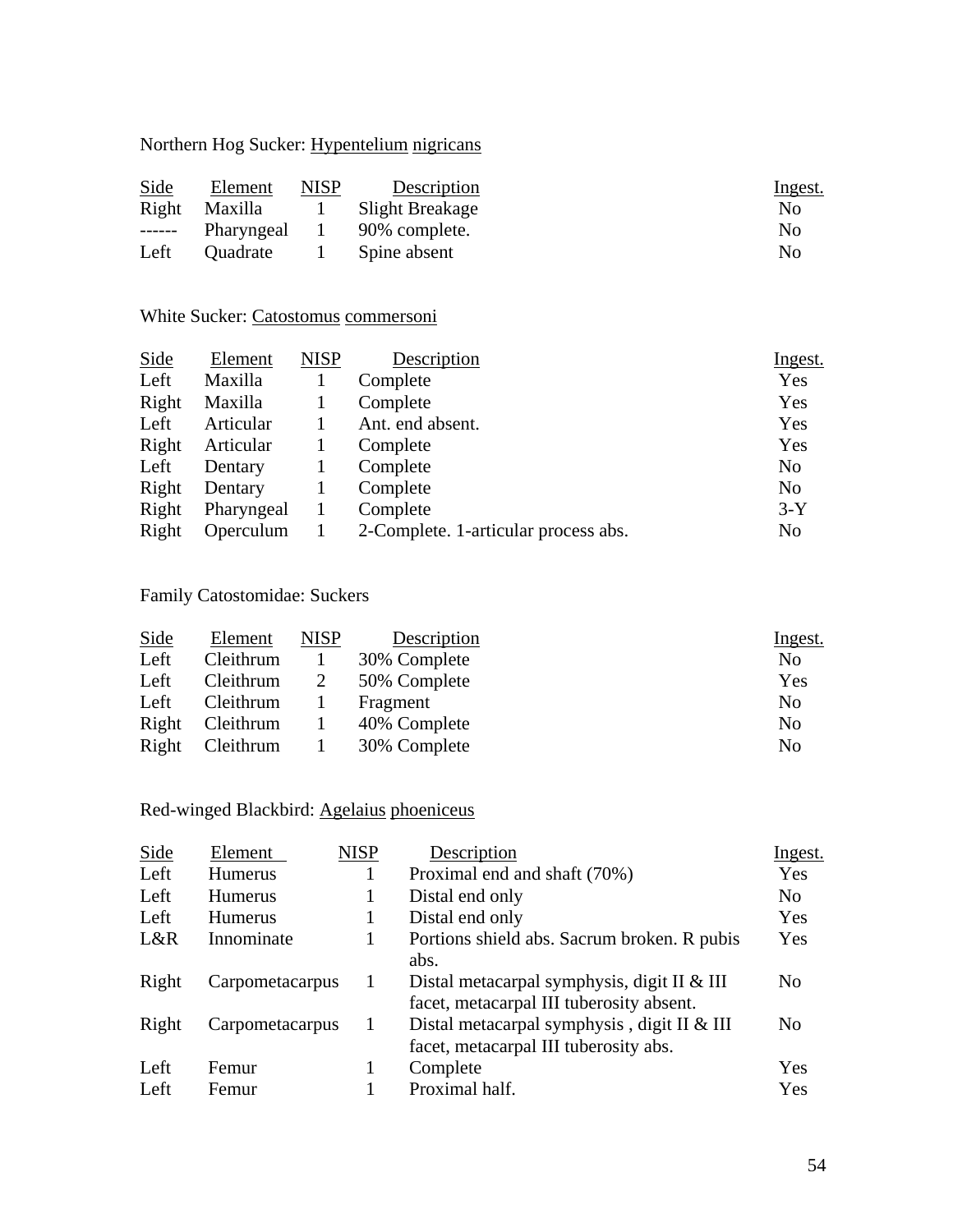Northern Hog Sucker: Hypentelium nigricans

| Side | Element | NISP | Description | Ingest. |
|---|---|---|---|---|
| Right | Maxilla | 1 | Slight Breakage | No |
| ------ | Pharyngeal | 1 | 90% complete. | No |
| Left | Quadrate | 1 | Spine absent | No |

White Sucker: Catostomus commersoni

| Side | Element | NISP | Description | Ingest. |
|---|---|---|---|---|
| Left | Maxilla | 1 | Complete | Yes |
| Right | Maxilla | 1 | Complete | Yes |
| Left | Articular | 1 | Ant. end absent. | Yes |
| Right | Articular | 1 | Complete | Yes |
| Left | Dentary | 1 | Complete | No |
| Right | Dentary | 1 | Complete | No |
| Right | Pharyngeal | 1 | Complete | 3-Y |
| Right | Operculum | 1 | 2-Complete. 1-articular process abs. | No |

Family Catostomidae: Suckers

| Side | Element | NISP | Description | Ingest. |
|---|---|---|---|---|
| Left | Cleithrum | 1 | 30% Complete | No |
| Left | Cleithrum | 2 | 50% Complete | Yes |
| Left | Cleithrum | 1 | Fragment | No |
| Right | Cleithrum | 1 | 40% Complete | No |
| Right | Cleithrum | 1 | 30% Complete | No |

Red-winged Blackbird: Agelaius phoeniceus

| Side | Element | NISP | Description | Ingest. |
|---|---|---|---|---|
| Left | Humerus | 1 | Proximal end and shaft (70%) | Yes |
| Left | Humerus | 1 | Distal end only | No |
| Left | Humerus | 1 | Distal end only | Yes |
| L&R | Innominate | 1 | Portions shield abs. Sacrum broken. R pubis abs. | Yes |
| Right | Carpometacarpus | 1 | Distal metacarpal symphysis, digit II & III facet, metacarpal III tuberosity absent. | No |
| Right | Carpometacarpus | 1 | Distal metacarpal symphysis , digit II & III facet, metacarpal III tuberosity abs. | No |
| Left | Femur | 1 | Complete | Yes |
| Left | Femur | 1 | Proximal half. | Yes |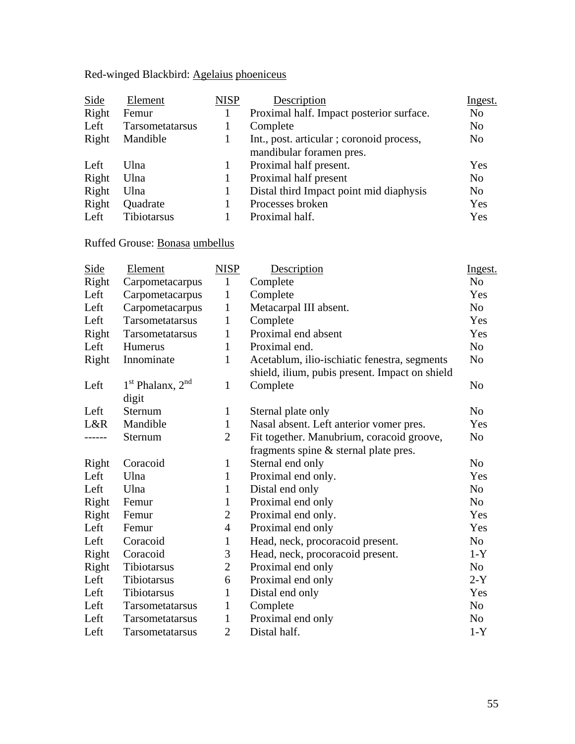Red-winged Blackbird: <u>Agelaius</u> <u>phoeniceus</u>

| Side | Element | NISP | Description | Ingest. |
|---|---|---|---|---|
| Right | Femur | 1 | Proximal half. Impact posterior surface. | No |
| Left | Tarsometatarsus | 1 | Complete | No |
| Right | Mandible | 1 | Int., post. articular ; coronoid process, mandibular foramen pres. | No |
| Left | Ulna | 1 | Proximal half present. | Yes |
| Right | Ulna | 1 | Proximal half present | No |
| Right | Ulna | 1 | Distal third Impact point mid diaphysis | No |
| Right | Quadrate | 1 | Processes broken | Yes |
| Left | Tibiotarsus | 1 | Proximal half. | Yes |

Ruffed Grouse: <u>Bonasa</u> <u>umbellus</u>

| Side | Element | NISP | Description | Ingest. |
|---|---|---|---|---|
| Right | Carpometacarpus | 1 | Complete | No |
| Left | Carpometacarpus | 1 | Complete | Yes |
| Left | Carpometacarpus | 1 | Metacarpal III absent. | No |
| Left | Tarsometatarsus | 1 | Complete | Yes |
| Right | Tarsometatarsus | 1 | Proximal end absent | Yes |
| Left | Humerus | 1 | Proximal end. | No |
| Right | Innominate | 1 | Acetablum, ilio-ischiatic fenestra, segments shield, ilium, pubis present. Impact on shield | No |
| Left | 1st Phalanx, 2nd digit | 1 | Complete | No |
| Left | Sternum | 1 | Sternal plate only | No |
| L&R | Mandible | 1 | Nasal absent. Left anterior vomer pres. | Yes |
| ------ | Sternum | 2 | Fit together. Manubrium, coracoid groove, fragments spine & sternal plate pres. | No |
| Right | Coracoid | 1 | Sternal end only | No |
| Left | Ulna | 1 | Proximal end only. | Yes |
| Left | Ulna | 1 | Distal end only | No |
| Right | Femur | 1 | Proximal end only | No |
| Right | Femur | 2 | Proximal end only. | Yes |
| Left | Femur | 4 | Proximal end only | Yes |
| Left | Coracoid | 1 | Head, neck, procoracoid present. | No |
| Right | Coracoid | 3 | Head, neck, procoracoid present. | 1-Y |
| Right | Tibiotarsus | 2 | Proximal end only | No |
| Left | Tibiotarsus | 6 | Proximal end only | 2-Y |
| Left | Tibiotarsus | 1 | Distal end only | Yes |
| Left | Tarsometatarsus | 1 | Complete | No |
| Left | Tarsometatarsus | 1 | Proximal end only | No |
| Left | Tarsometatarsus | 2 | Distal half. | 1-Y |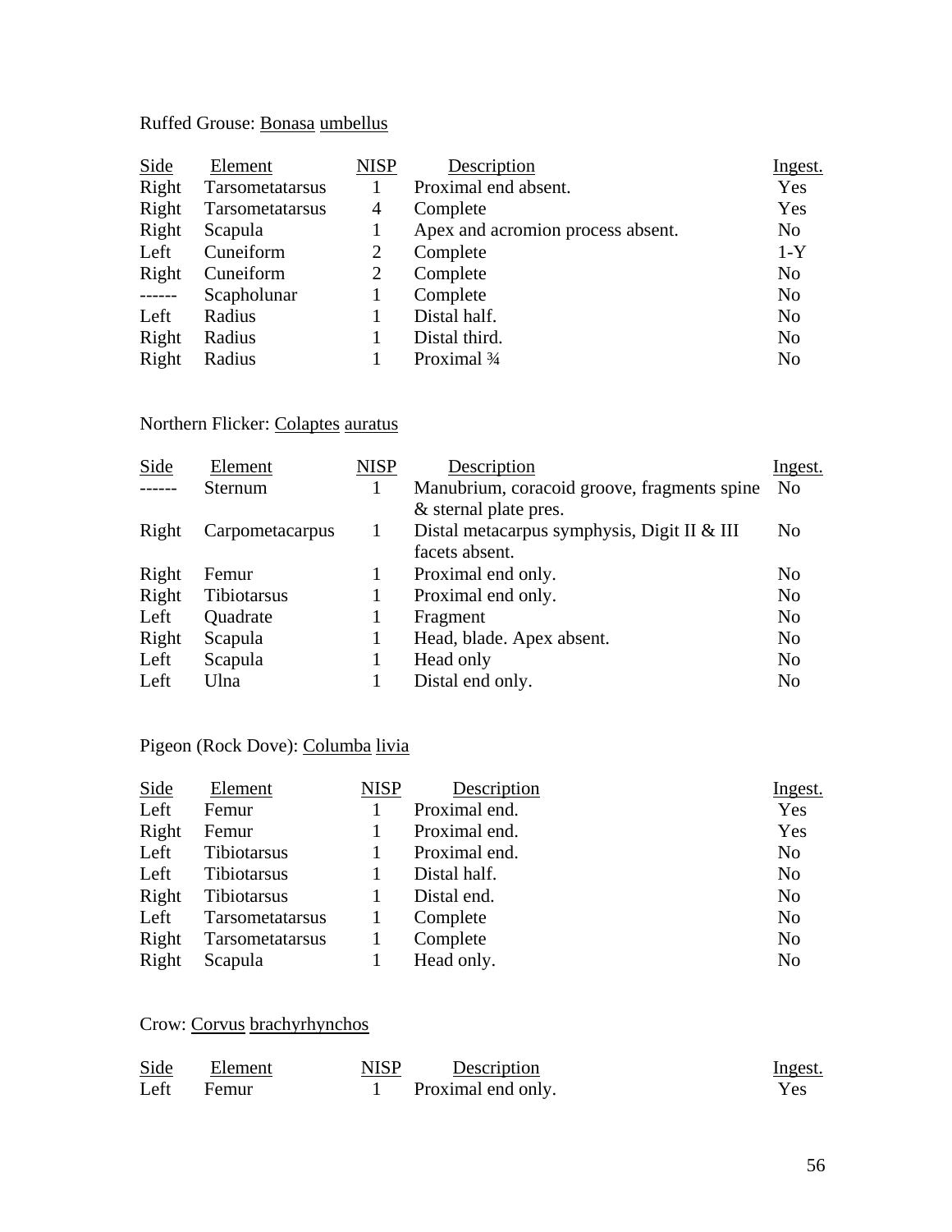Ruffed Grouse: Bonasa umbellus

| Side | Element | NISP | Description | Ingest. |
|---|---|---|---|---|
| Right | Tarsometatarsus | 1 | Proximal end absent. | Yes |
| Right | Tarsometatarsus | 4 | Complete | Yes |
| Right | Scapula | 1 | Apex and acromion process absent. | No |
| Left | Cuneiform | 2 | Complete | 1-Y |
| Right | Cuneiform | 2 | Complete | No |
| ------ | Scapholunar | 1 | Complete | No |
| Left | Radius | 1 | Distal half. | No |
| Right | Radius | 1 | Distal third. | No |
| Right | Radius | 1 | Proximal ¾ | No |

Northern Flicker: Colaptes auratus

| Side | Element | NISP | Description | Ingest. |
|---|---|---|---|---|
| ------ | Sternum | 1 | Manubrium, coracoid groove, fragments spine & sternal plate pres. | No |
| Right | Carpometacarpus | 1 | Distal metacarpus symphysis, Digit II & III facets absent. | No |
| Right | Femur | 1 | Proximal end only. | No |
| Right | Tibiotarsus | 1 | Proximal end only. | No |
| Left | Quadrate | 1 | Fragment | No |
| Right | Scapula | 1 | Head, blade. Apex absent. | No |
| Left | Scapula | 1 | Head only | No |
| Left | Ulna | 1 | Distal end only. | No |

Pigeon (Rock Dove): Columba livia

| Side | Element | NISP | Description | Ingest. |
|---|---|---|---|---|
| Left | Femur | 1 | Proximal end. | Yes |
| Right | Femur | 1 | Proximal end. | Yes |
| Left | Tibiotarsus | 1 | Proximal end. | No |
| Left | Tibiotarsus | 1 | Distal half. | No |
| Right | Tibiotarsus | 1 | Distal end. | No |
| Left | Tarsometatarsus | 1 | Complete | No |
| Right | Tarsometatarsus | 1 | Complete | No |
| Right | Scapula | 1 | Head only. | No |

Crow: Corvus brachyrhynchos

| Side | Element | NISP | Description | Ingest. |
|---|---|---|---|---|
| Left | Femur | 1 | Proximal end only. | Yes |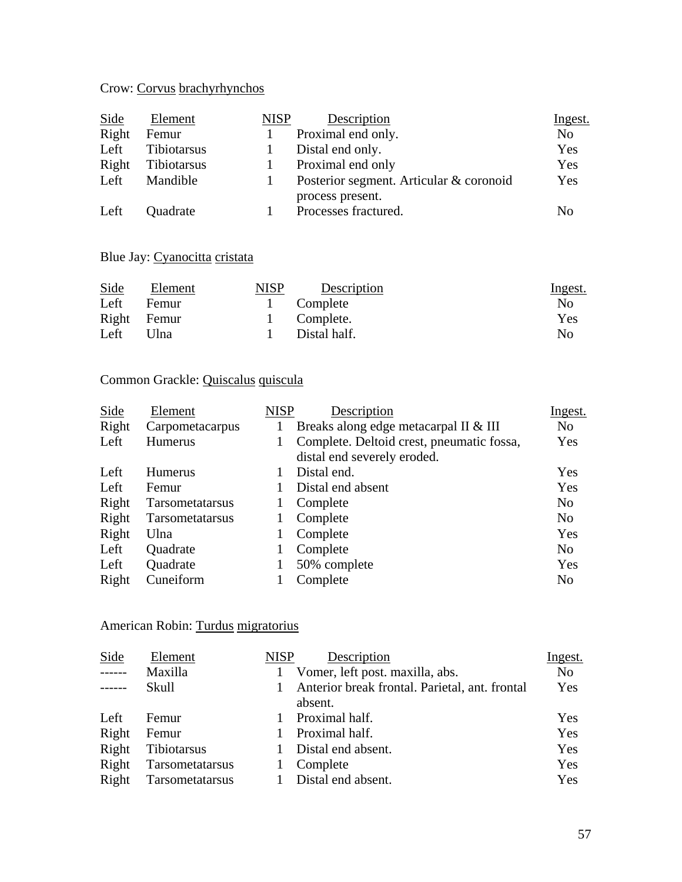Crow: Corvus brachyrhynchos

| Side | Element | NISP | Description | Ingest. |
|---|---|---|---|---|
| Right | Femur | 1 | Proximal end only. | No |
| Left | Tibiotarsus | 1 | Distal end only. | Yes |
| Right | Tibiotarsus | 1 | Proximal end only | Yes |
| Left | Mandible | 1 | Posterior segment. Articular & coronoid process present. | Yes |
| Left | Quadrate | 1 | Processes fractured. | No |

Blue Jay: Cyanocitta cristata

| Side | Element | NISP | Description | Ingest. |
|---|---|---|---|---|
| Left | Femur | 1 | Complete | No |
| Right | Femur | 1 | Complete. | Yes |
| Left | Ulna | 1 | Distal half. | No |

Common Grackle: Quiscalus quiscula

| Side | Element | NISP | Description | Ingest. |
|---|---|---|---|---|
| Right | Carpometacarpus | 1 | Breaks along edge metacarpal II & III | No |
| Left | Humerus | 1 | Complete. Deltoid crest, pneumatic fossa, distal end severely eroded. | Yes |
| Left | Humerus | 1 | Distal end. | Yes |
| Left | Femur | 1 | Distal end absent | Yes |
| Right | Tarsometatarsus | 1 | Complete | No |
| Right | Tarsometatarsus | 1 | Complete | No |
| Right | Ulna | 1 | Complete | Yes |
| Left | Quadrate | 1 | Complete | No |
| Left | Quadrate | 1 | 50% complete | Yes |
| Right | Cuneiform | 1 | Complete | No |

American Robin: Turdus migratorius

| Side | Element | NISP | Description | Ingest. |
|---|---|---|---|---|
| ------ | Maxilla | 1 | Vomer, left post. maxilla, abs. | No |
| ------ | Skull | 1 | Anterior break frontal. Parietal, ant. frontal absent. | Yes |
| Left | Femur | 1 | Proximal half. | Yes |
| Right | Femur | 1 | Proximal half. | Yes |
| Right | Tibiotarsus | 1 | Distal end absent. | Yes |
| Right | Tarsometatarsus | 1 | Complete | Yes |
| Right | Tarsometatarsus | 1 | Distal end absent. | Yes |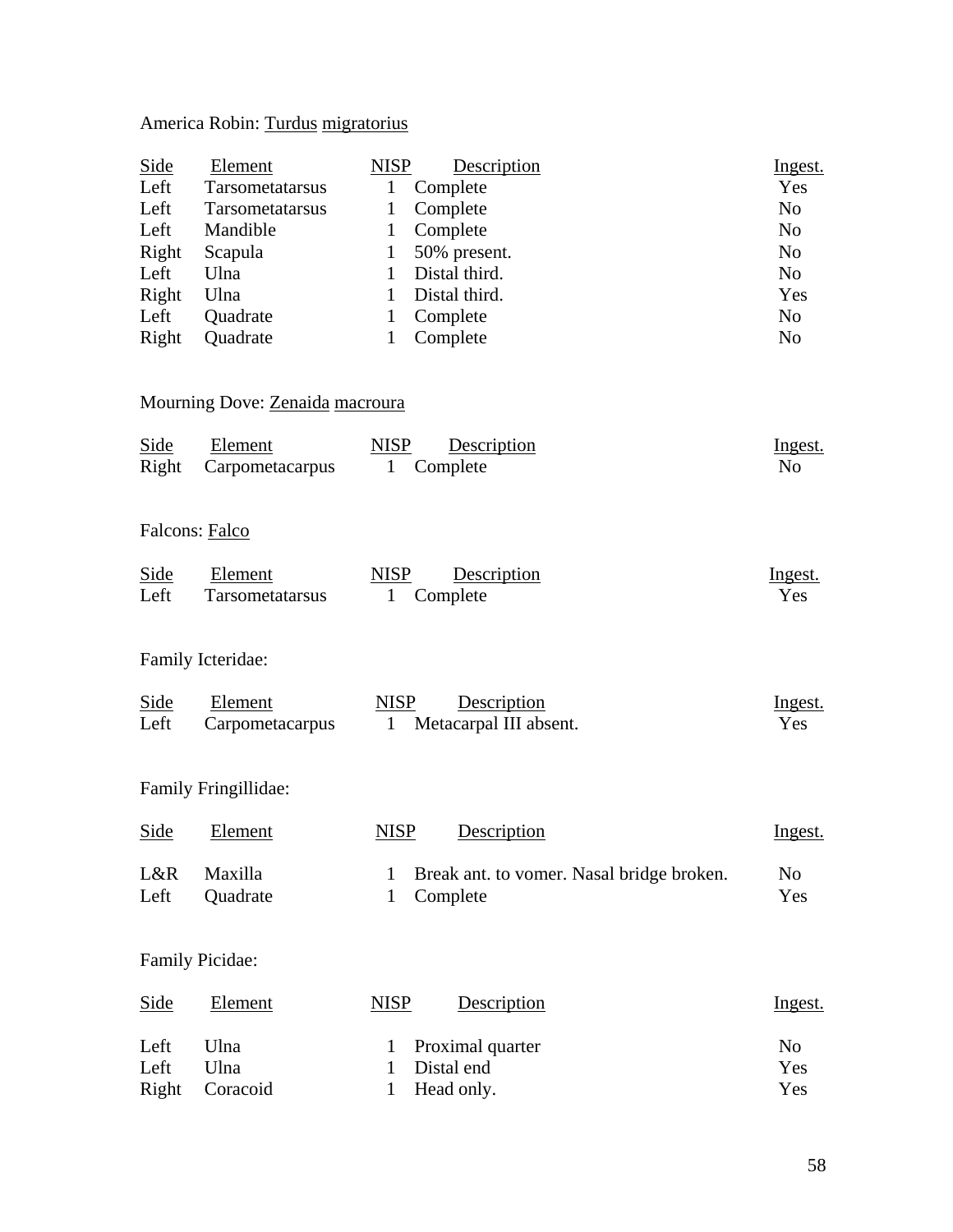America Robin: Turdus migratorius

| Side | Element | NISP | Description | Ingest. |
|---|---|---|---|---|
| Left | Tarsometatarsus | 1 | Complete | Yes |
| Left | Tarsometatarsus | 1 | Complete | No |
| Left | Mandible | 1 | Complete | No |
| Right | Scapula | 1 | 50% present. | No |
| Left | Ulna | 1 | Distal third. | No |
| Right | Ulna | 1 | Distal third. | Yes |
| Left | Quadrate | 1 | Complete | No |
| Right | Quadrate | 1 | Complete | No |

Mourning Dove: Zenaida macroura

| Side | Element | NISP | Description | Ingest. |
|---|---|---|---|---|
| Right | Carpometacarpus | 1 | Complete | No |

Falcons: Falco

| Side | Element | NISP | Description | Ingest. |
|---|---|---|---|---|
| Left | Tarsometatarsus | 1 | Complete | Yes |

Family Icteridae:

| Side | Element | NISP | Description | Ingest. |
|---|---|---|---|---|
| Left | Carpometacarpus | 1 | Metacarpal III absent. | Yes |

Family Fringillidae:

| Side | Element | NISP | Description | Ingest. |
|---|---|---|---|---|
| L&R | Maxilla | 1 | Break ant. to vomer. Nasal bridge broken. | No |
| Left | Quadrate | 1 | Complete | Yes |

Family Picidae:

| Side | Element | NISP | Description | Ingest. |
|---|---|---|---|---|
| Left | Ulna | 1 | Proximal quarter | No |
| Left | Ulna | 1 | Distal end | Yes |
| Right | Coracoid | 1 | Head only. | Yes |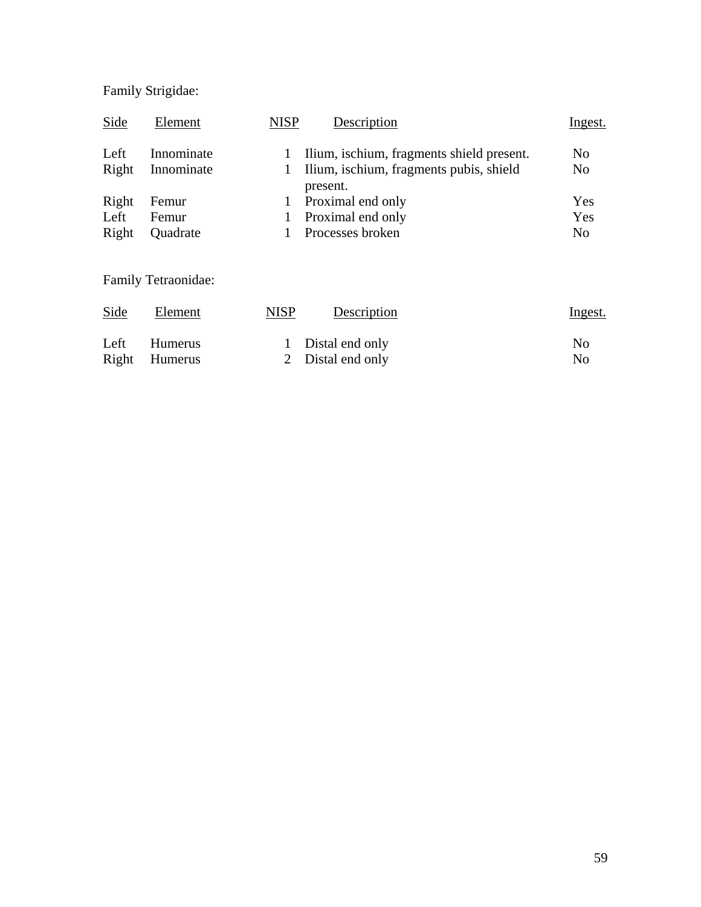Family Strigidae:

| Side | Element | NISP | Description | Ingest. |
|---|---|---|---|---|
| Left | Innominate | 1 | Ilium, ischium, fragments shield present. | No |
| Right | Innominate | 1 | Ilium, ischium, fragments pubis, shield present. | No |
| Right | Femur | 1 | Proximal end only | Yes |
| Left | Femur | 1 | Proximal end only | Yes |
| Right | Quadrate | 1 | Processes broken | No |

Family Tetraonidae:

| Side | Element | NISP | Description | Ingest. |
|---|---|---|---|---|
| Left | Humerus | 1 | Distal end only | No |
| Right | Humerus | 2 | Distal end only | No |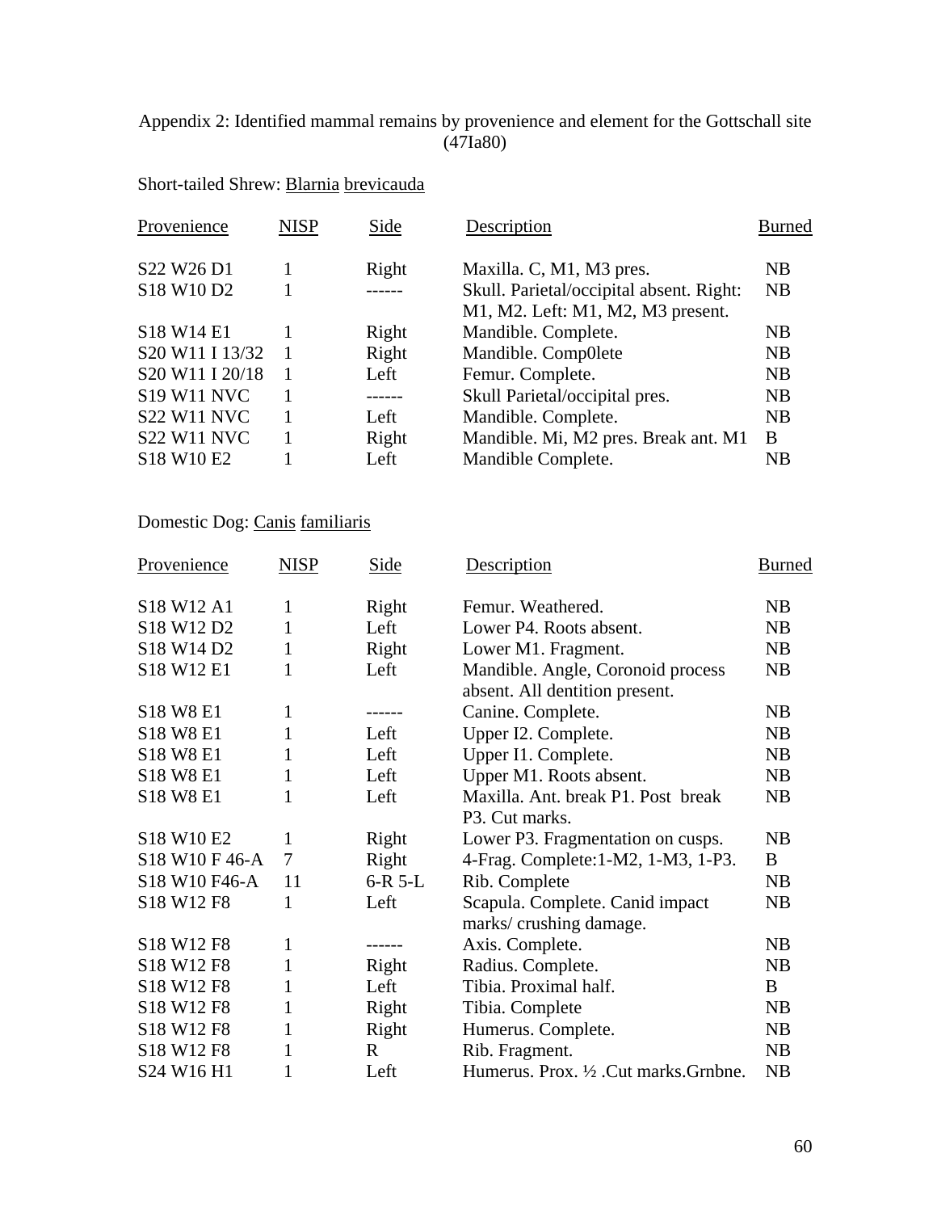Appendix 2: Identified mammal remains by provenience and element for the Gottschall site (47Ia80)

Short-tailed Shrew: Blarnia brevicauda

| Provenience | NISP | Side | Description | Burned |
|---|---|---|---|---|
| S22 W26 D1 | 1 | Right | Maxilla. C, M1, M3 pres. | NB |
| S18 W10 D2 | 1 | ------ | Skull. Parietal/occipital absent. Right: M1, M2. Left: M1, M2, M3 present. | NB |
| S18 W14 E1 | 1 | Right | Mandible. Complete. | NB |
| S20 W11 I 13/32 | 1 | Right | Mandible. Comp0lete | NB |
| S20 W11 I 20/18 | 1 | Left | Femur. Complete. | NB |
| S19 W11 NVC | 1 | ------ | Skull Parietal/occipital pres. | NB |
| S22 W11 NVC | 1 | Left | Mandible. Complete. | NB |
| S22 W11 NVC | 1 | Right | Mandible. Mi, M2 pres. Break ant. M1 | B |
| S18 W10 E2 | 1 | Left | Mandible Complete. | NB |

Domestic Dog: Canis familiaris

| Provenience | NISP | Side | Description | Burned |
|---|---|---|---|---|
| S18 W12 A1 | 1 | Right | Femur. Weathered. | NB |
| S18 W12 D2 | 1 | Left | Lower P4. Roots absent. | NB |
| S18 W14 D2 | 1 | Right | Lower M1. Fragment. | NB |
| S18 W12 E1 | 1 | Left | Mandible. Angle, Coronoid process absent. All dentition present. | NB |
| S18 W8 E1 | 1 | ------ | Canine. Complete. | NB |
| S18 W8 E1 | 1 | Left | Upper I2. Complete. | NB |
| S18 W8 E1 | 1 | Left | Upper I1. Complete. | NB |
| S18 W8 E1 | 1 | Left | Upper M1. Roots absent. | NB |
| S18 W8 E1 | 1 | Left | Maxilla. Ant. break P1. Post break P3. Cut marks. | NB |
| S18 W10 E2 | 1 | Right | Lower P3. Fragmentation on cusps. | NB |
| S18 W10 F 46-A | 7 | Right | 4-Frag. Complete:1-M2, 1-M3, 1-P3. | B |
| S18 W10 F46-A | 11 | 6-R 5-L | Rib. Complete | NB |
| S18 W12 F8 | 1 | Left | Scapula. Complete. Canid impact marks/ crushing damage. | NB |
| S18 W12 F8 | 1 | ------ | Axis. Complete. | NB |
| S18 W12 F8 | 1 | Right | Radius. Complete. | NB |
| S18 W12 F8 | 1 | Left | Tibia. Proximal half. | B |
| S18 W12 F8 | 1 | Right | Tibia. Complete | NB |
| S18 W12 F8 | 1 | Right | Humerus. Complete. | NB |
| S18 W12 F8 | 1 | R | Rib. Fragment. | NB |
| S24 W16 H1 | 1 | Left | Humerus. Prox. ½ .Cut marks.Grnbne. | NB |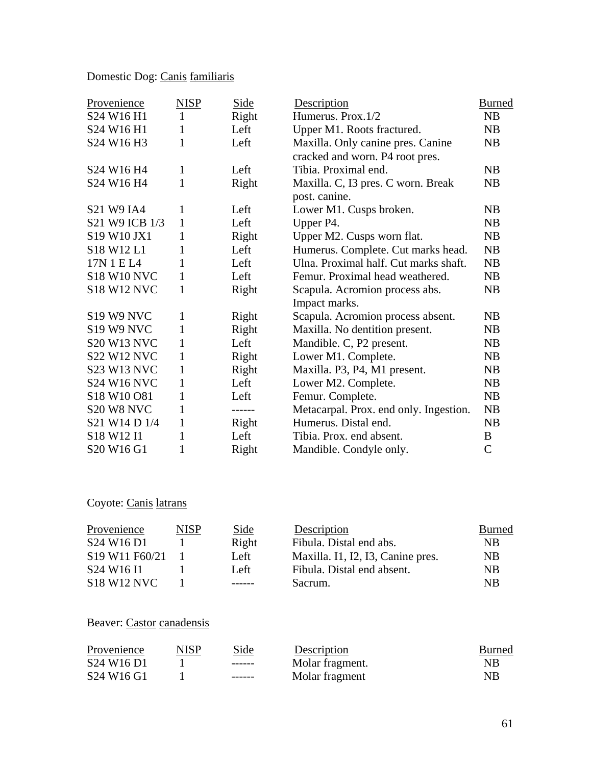Domestic Dog: Canis familiaris

| Provenience | NISP | Side | Description | Burned |
|---|---|---|---|---|
| S24 W16 H1 | 1 | Right | Humerus. Prox.1/2 | NB |
| S24 W16 H1 | 1 | Left | Upper M1. Roots fractured. | NB |
| S24 W16 H3 | 1 | Left | Maxilla. Only canine pres. Canine cracked and worn. P4 root pres. | NB |
| S24 W16 H4 | 1 | Left | Tibia. Proximal end. | NB |
| S24 W16 H4 | 1 | Right | Maxilla. C, I3 pres. C worn. Break post. canine. | NB |
| S21 W9 IA4 | 1 | Left | Lower M1. Cusps broken. | NB |
| S21 W9 ICB 1/3 | 1 | Left | Upper P4. | NB |
| S19 W10 JX1 | 1 | Right | Upper M2. Cusps worn flat. | NB |
| S18 W12 L1 | 1 | Left | Humerus. Complete. Cut marks head. | NB |
| 17N 1 E L4 | 1 | Left | Ulna. Proximal half. Cut marks shaft. | NB |
| S18 W10 NVC | 1 | Left | Femur. Proximal head weathered. | NB |
| S18 W12 NVC | 1 | Right | Scapula. Acromion process abs. Impact marks. | NB |
| S19 W9 NVC | 1 | Right | Scapula. Acromion process absent. | NB |
| S19 W9 NVC | 1 | Right | Maxilla. No dentition present. | NB |
| S20 W13 NVC | 1 | Left | Mandible. C, P2 present. | NB |
| S22 W12 NVC | 1 | Right | Lower M1. Complete. | NB |
| S23 W13 NVC | 1 | Right | Maxilla. P3, P4, M1 present. | NB |
| S24 W16 NVC | 1 | Left | Lower M2. Complete. | NB |
| S18 W10 O81 | 1 | Left | Femur. Complete. | NB |
| S20 W8 NVC | 1 | ------ | Metacarpal. Prox. end only. Ingestion. | NB |
| S21 W14 D 1/4 | 1 | Right | Humerus. Distal end. | NB |
| S18 W12 I1 | 1 | Left | Tibia. Prox. end absent. | B |
| S20 W16 G1 | 1 | Right | Mandible. Condyle only. | C |

Coyote: Canis latrans

| Provenience | NISP | Side | Description | Burned |
|---|---|---|---|---|
| S24 W16 D1 | 1 | Right | Fibula. Distal end abs. | NB |
| S19 W11 F60/21 | 1 | Left | Maxilla. I1, I2, I3, Canine pres. | NB |
| S24 W16 I1 | 1 | Left | Fibula. Distal end absent. | NB |
| S18 W12 NVC | 1 | ------ | Sacrum. | NB |

Beaver: Castor canadensis

| Provenience | NISP | Side | Description | Burned |
|---|---|---|---|---|
| S24 W16 D1 | 1 | ------ | Molar fragment. | NB |
| S24 W16 G1 | 1 | ------ | Molar fragment | NB |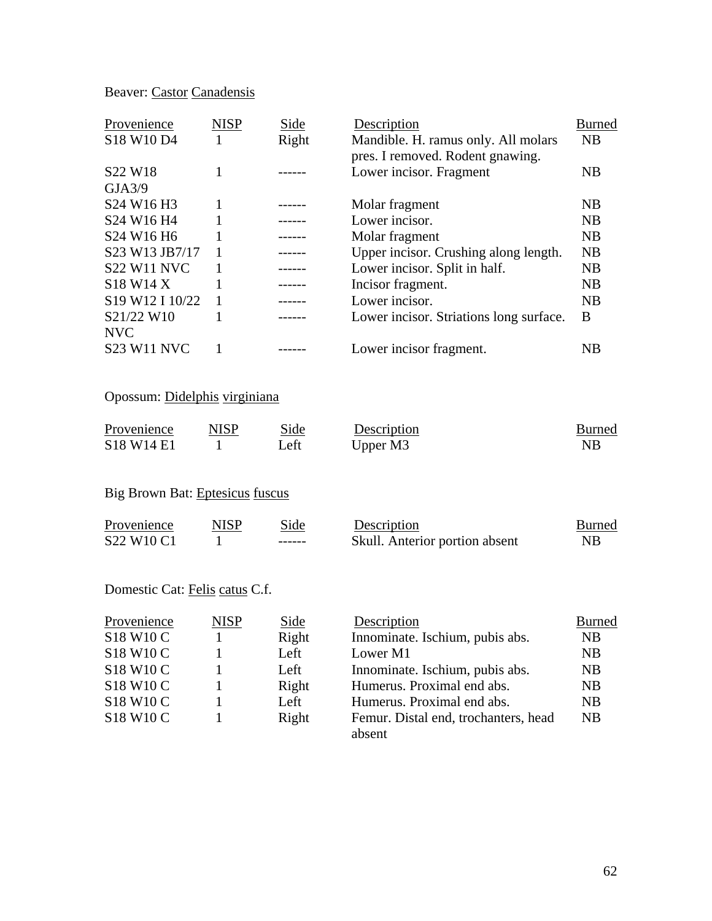Beaver: Castor Canadensis

| Provenience | NISP | Side | Description | Burned |
|---|---|---|---|---|
| S18 W10 D4 | 1 | Right | Mandible. H. ramus only. All molars pres. I removed. Rodent gnawing. | NB |
| S22 W18 GJA3/9 | 1 | ------ | Lower incisor. Fragment | NB |
| S24 W16 H3 | 1 | ------ | Molar fragment | NB |
| S24 W16 H4 | 1 | ------ | Lower incisor. | NB |
| S24 W16 H6 | 1 | ------ | Molar fragment | NB |
| S23 W13 JB7/17 | 1 | ------ | Upper incisor. Crushing along length. | NB |
| S22 W11 NVC | 1 | ------ | Lower incisor. Split in half. | NB |
| S18 W14 X | 1 | ------ | Incisor fragment. | NB |
| S19 W12 I 10/22 | 1 | ------ | Lower incisor. | NB |
| S21/22 W10 NVC | 1 | ------ | Lower incisor. Striations long surface. | B |
| S23 W11 NVC | 1 | ------ | Lower incisor fragment. | NB |

Opossum: Didelphis virginiana

| Provenience | NISP | Side | Description | Burned |
|---|---|---|---|---|
| S18 W14 E1 | 1 | Left | Upper M3 | NB |

Big Brown Bat: Eptesicus fuscus

| Provenience | NISP | Side | Description | Burned |
|---|---|---|---|---|
| S22 W10 C1 | 1 | ------ | Skull. Anterior portion absent | NB |

Domestic Cat: Felis catus C.f.

| Provenience | NISP | Side | Description | Burned |
|---|---|---|---|---|
| S18 W10 C | 1 | Right | Innominate. Ischium, pubis abs. | NB |
| S18 W10 C | 1 | Left | Lower M1 | NB |
| S18 W10 C | 1 | Left | Innominate. Ischium, pubis abs. | NB |
| S18 W10 C | 1 | Right | Humerus. Proximal end abs. | NB |
| S18 W10 C | 1 | Left | Humerus. Proximal end abs. | NB |
| S18 W10 C | 1 | Right | Femur. Distal end, trochanters, head absent | NB |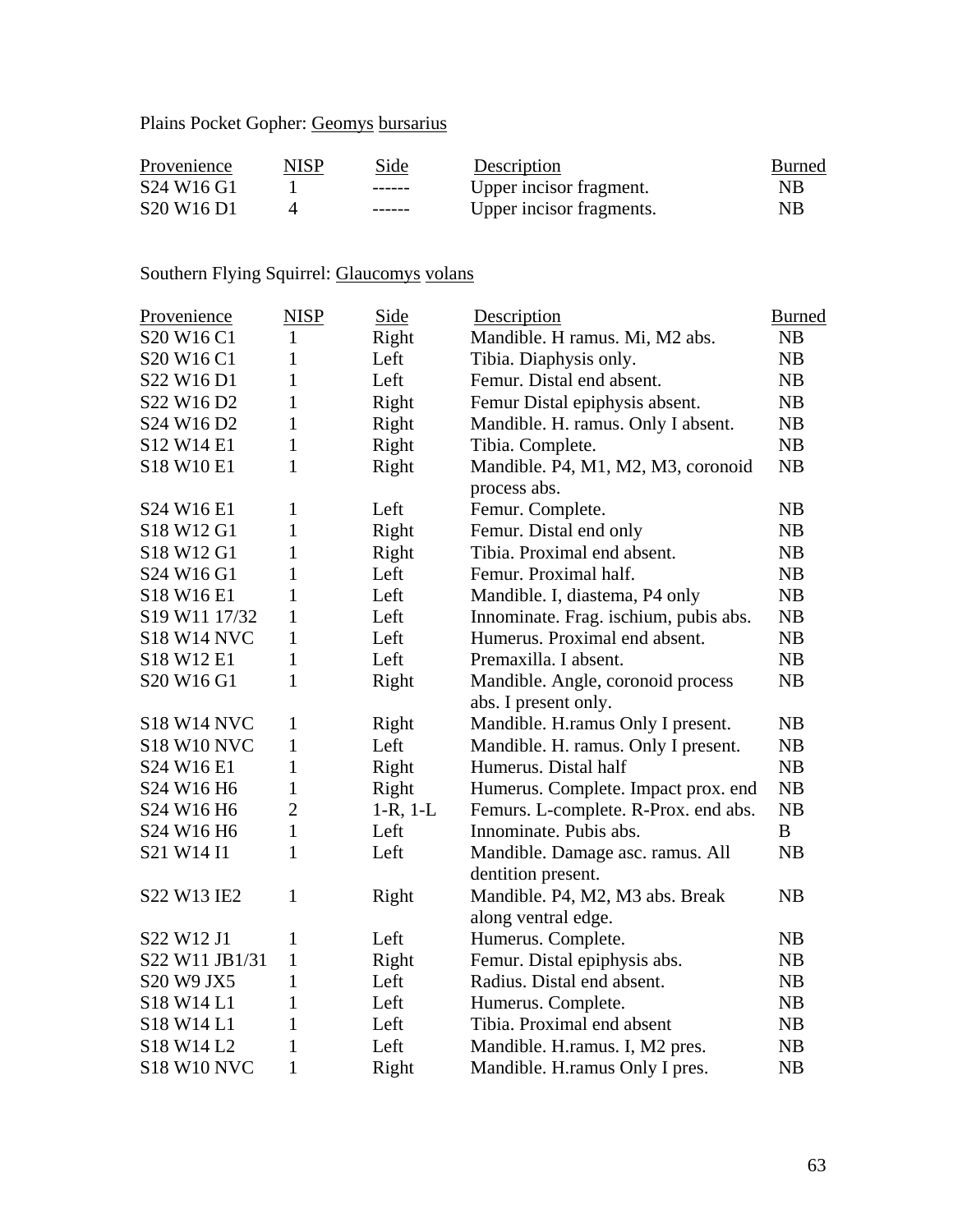Plains Pocket Gopher: Geomys bursarius

| Provenience | NISP | Side | Description | Burned |
|---|---|---|---|---|
| S24 W16 G1 | 1 | ------ | Upper incisor fragment. | NB |
| S20 W16 D1 | 4 | ------ | Upper incisor fragments. | NB |

Southern Flying Squirrel: Glaucomys volans

| Provenience | NISP | Side | Description | Burned |
|---|---|---|---|---|
| S20 W16 C1 | 1 | Right | Mandible. H ramus. Mi, M2 abs. | NB |
| S20 W16 C1 | 1 | Left | Tibia. Diaphysis only. | NB |
| S22 W16 D1 | 1 | Left | Femur. Distal end absent. | NB |
| S22 W16 D2 | 1 | Right | Femur Distal epiphysis absent. | NB |
| S24 W16 D2 | 1 | Right | Mandible. H. ramus. Only I absent. | NB |
| S12 W14 E1 | 1 | Right | Tibia. Complete. | NB |
| S18 W10 E1 | 1 | Right | Mandible. P4, M1, M2, M3, coronoid process abs. | NB |
| S24 W16 E1 | 1 | Left | Femur. Complete. | NB |
| S18 W12 G1 | 1 | Right | Femur. Distal end only | NB |
| S18 W12 G1 | 1 | Right | Tibia. Proximal end absent. | NB |
| S24 W16 G1 | 1 | Left | Femur. Proximal half. | NB |
| S18 W16 E1 | 1 | Left | Mandible. I, diastema, P4 only | NB |
| S19 W11 17/32 | 1 | Left | Innominate. Frag. ischium, pubis abs. | NB |
| S18 W14 NVC | 1 | Left | Humerus. Proximal end absent. | NB |
| S18 W12 E1 | 1 | Left | Premaxilla. I absent. | NB |
| S20 W16 G1 | 1 | Right | Mandible. Angle, coronoid process abs. I present only. | NB |
| S18 W14 NVC | 1 | Right | Mandible. H.ramus Only I present. | NB |
| S18 W10 NVC | 1 | Left | Mandible. H. ramus. Only I present. | NB |
| S24 W16 E1 | 1 | Right | Humerus. Distal half | NB |
| S24 W16 H6 | 1 | Right | Humerus. Complete. Impact prox. end | NB |
| S24 W16 H6 | 2 | 1-R, 1-L | Femurs. L-complete. R-Prox. end abs. | NB |
| S24 W16 H6 | 1 | Left | Innominate. Pubis abs. | B |
| S21 W14 I1 | 1 | Left | Mandible. Damage asc. ramus. All dentition present. | NB |
| S22 W13 IE2 | 1 | Right | Mandible. P4, M2, M3 abs. Break along ventral edge. | NB |
| S22 W12 J1 | 1 | Left | Humerus. Complete. | NB |
| S22 W11 JB1/31 | 1 | Right | Femur. Distal epiphysis abs. | NB |
| S20 W9 JX5 | 1 | Left | Radius. Distal end absent. | NB |
| S18 W14 L1 | 1 | Left | Humerus. Complete. | NB |
| S18 W14 L1 | 1 | Left | Tibia. Proximal end absent | NB |
| S18 W14 L2 | 1 | Left | Mandible. H.ramus. I, M2 pres. | NB |
| S18 W10 NVC | 1 | Right | Mandible. H.ramus Only I pres. | NB |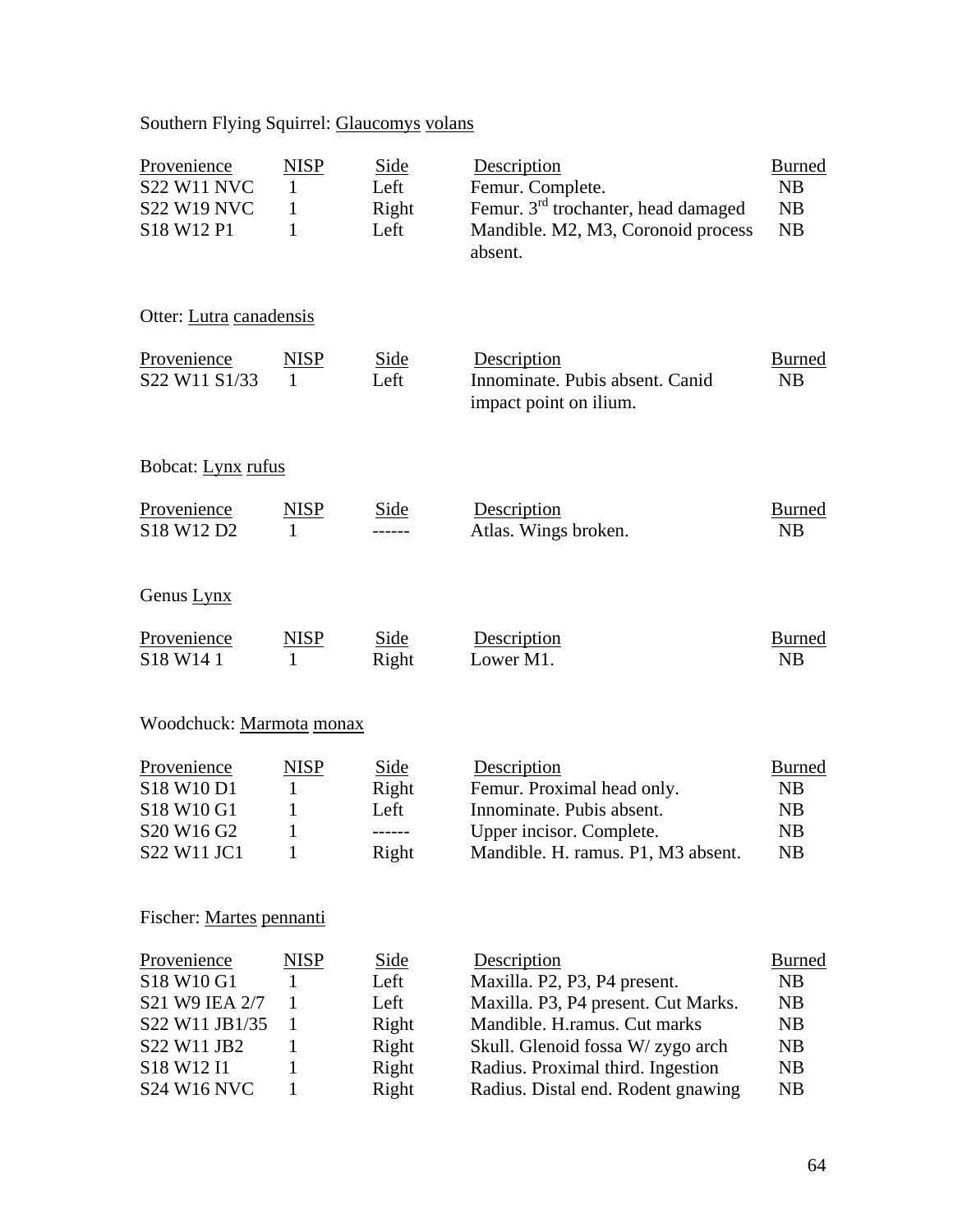Southern Flying Squirrel: _Glaucomys volans_

| Provenience | NISP | Side | Description | Burned |
|---|---|---|---|---|
| S22 W11 NVC | 1 | Left | Femur. Complete. | NB |
| S22 W19 NVC | 1 | Right | Femur. 3rd trochanter, head damaged | NB |
| S18 W12 P1 | 1 | Left | Mandible. M2, M3, Coronoid process absent. | NB |

Otter: _Lutra canadensis_

| Provenience | NISP | Side | Description | Burned |
|---|---|---|---|---|
| S22 W11 S1/33 | 1 | Left | Innominate. Pubis absent. Canid impact point on ilium. | NB |

Bobcat: _Lynx rufus_

| Provenience | NISP | Side | Description | Burned |
|---|---|---|---|---|
| S18 W12 D2 | 1 | ------ | Atlas. Wings broken. | NB |

Genus _Lynx_

| Provenience | NISP | Side | Description | Burned |
|---|---|---|---|---|
| S18 W14 1 | 1 | Right | Lower M1. | NB |

Woodchuck: _Marmota monax_

| Provenience | NISP | Side | Description | Burned |
|---|---|---|---|---|
| S18 W10 D1 | 1 | Right | Femur. Proximal head only. | NB |
| S18 W10 G1 | 1 | Left | Innominate. Pubis absent. | NB |
| S20 W16 G2 | 1 | ------ | Upper incisor. Complete. | NB |
| S22 W11 JC1 | 1 | Right | Mandible. H. ramus. P1, M3 absent. | NB |

Fischer: _Martes pennanti_

| Provenience | NISP | Side | Description | Burned |
|---|---|---|---|---|
| S18 W10 G1 | 1 | Left | Maxilla. P2, P3, P4 present. | NB |
| S21 W9 IEA 2/7 | 1 | Left | Maxilla. P3, P4 present. Cut Marks. | NB |
| S22 W11 JB1/35 | 1 | Right | Mandible. H.ramus. Cut marks | NB |
| S22 W11 JB2 | 1 | Right | Skull. Glenoid fossa W/ zygo arch | NB |
| S18 W12 I1 | 1 | Right | Radius. Proximal third. Ingestion | NB |
| S24 W16 NVC | 1 | Right | Radius. Distal end. Rodent gnawing | NB |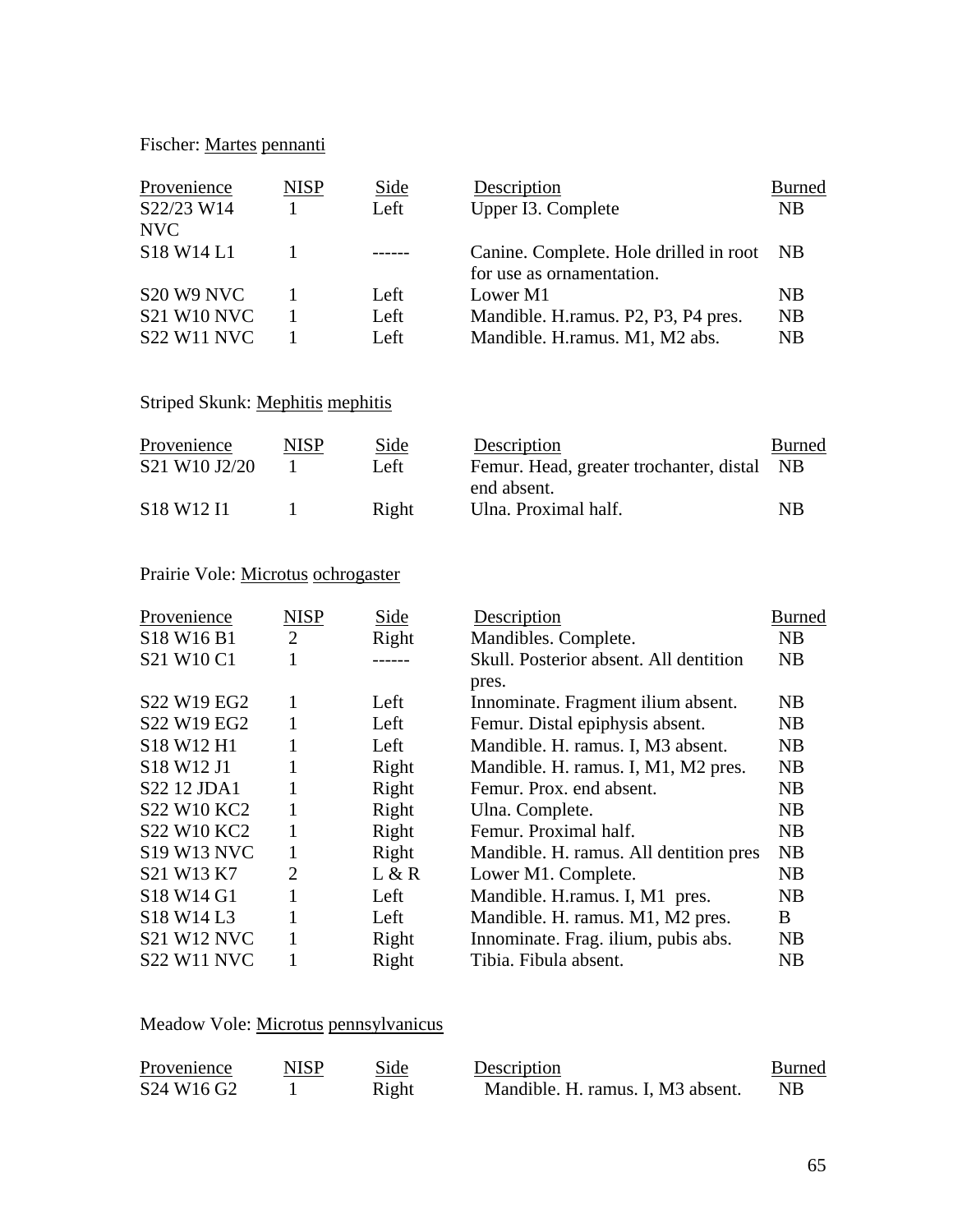Fischer: Martes pennanti

| Provenience | NISP | Side | Description | Burned |
|---|---|---|---|---|
| S22/23 W14 NVC | 1 | Left | Upper I3. Complete | NB |
| S18 W14 L1 | 1 | ------ | Canine. Complete. Hole drilled in root for use as ornamentation. | NB |
| S20 W9 NVC | 1 | Left | Lower M1 | NB |
| S21 W10 NVC | 1 | Left | Mandible. H.ramus. P2, P3, P4 pres. | NB |
| S22 W11 NVC | 1 | Left | Mandible. H.ramus. M1, M2 abs. | NB |

Striped Skunk: Mephitis mephitis

| Provenience | NISP | Side | Description | Burned |
|---|---|---|---|---|
| S21 W10 J2/20 | 1 | Left | Femur. Head, greater trochanter, distal end absent. | NB |
| S18 W12 I1 | 1 | Right | Ulna. Proximal half. | NB |

Prairie Vole: Microtus ochrogaster

| Provenience | NISP | Side | Description | Burned |
|---|---|---|---|---|
| S18 W16 B1 | 2 | Right | Mandibles. Complete. | NB |
| S21 W10 C1 | 1 | ------ | Skull. Posterior absent. All dentition pres. | NB |
| S22 W19 EG2 | 1 | Left | Innominate. Fragment ilium absent. | NB |
| S22 W19 EG2 | 1 | Left | Femur. Distal epiphysis absent. | NB |
| S18 W12 H1 | 1 | Left | Mandible. H. ramus. I, M3 absent. | NB |
| S18 W12 J1 | 1 | Right | Mandible. H. ramus. I, M1, M2 pres. | NB |
| S22 12 JDA1 | 1 | Right | Femur. Prox. end absent. | NB |
| S22 W10 KC2 | 1 | Right | Ulna. Complete. | NB |
| S22 W10 KC2 | 1 | Right | Femur. Proximal half. | NB |
| S19 W13 NVC | 1 | Right | Mandible. H. ramus. All dentition pres | NB |
| S21 W13 K7 | 2 | L & R | Lower M1. Complete. | NB |
| S18 W14 G1 | 1 | Left | Mandible. H.ramus. I, M1 pres. | NB |
| S18 W14 L3 | 1 | Left | Mandible. H. ramus. M1, M2 pres. | B |
| S21 W12 NVC | 1 | Right | Innominate. Frag. ilium, pubis abs. | NB |
| S22 W11 NVC | 1 | Right | Tibia. Fibula absent. | NB |

Meadow Vole: Microtus pennsylvanicus

| Provenience | NISP | Side | Description | Burned |
|---|---|---|---|---|
| S24 W16 G2 | 1 | Right | Mandible. H. ramus. I, M3 absent. | NB |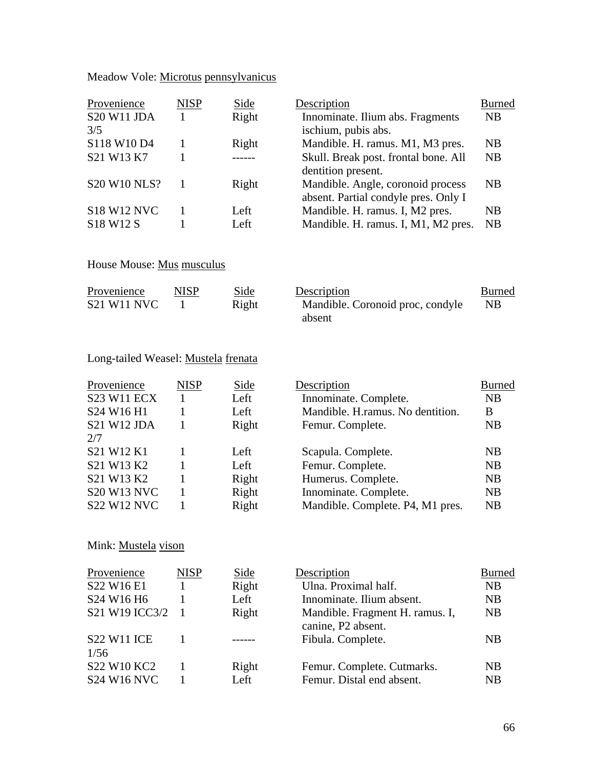Meadow Vole: Microtus pennsylvanicus

| Provenience | NISP | Side | Description | Burned |
|---|---|---|---|---|
| S20 W11 JDA 3/5 | 1 | Right | Innominate. Ilium abs. Fragments ischium, pubis abs. | NB |
| S118 W10 D4 | 1 | Right | Mandible. H. ramus. M1, M3 pres. | NB |
| S21 W13 K7 | 1 | ------ | Skull. Break post. frontal bone. All dentition present. | NB |
| S20 W10 NLS? | 1 | Right | Mandible. Angle, coronoid process absent. Partial condyle pres. Only I | NB |
| S18 W12 NVC | 1 | Left | Mandible. H. ramus. I, M2 pres. | NB |
| S18 W12 S | 1 | Left | Mandible. H. ramus. I, M1, M2 pres. | NB |

House Mouse: Mus musculus

| Provenience | NISP | Side | Description | Burned |
|---|---|---|---|---|
| S21 W11 NVC | 1 | Right | Mandible. Coronoid proc, condyle absent | NB |

Long-tailed Weasel: Mustela frenata

| Provenience | NISP | Side | Description | Burned |
|---|---|---|---|---|
| S23 W11 ECX | 1 | Left | Innominate. Complete. | NB |
| S24 W16 H1 | 1 | Left | Mandible. H.ramus. No dentition. | B |
| S21 W12 JDA 2/7 | 1 | Right | Femur. Complete. | NB |
| S21 W12 K1 | 1 | Left | Scapula. Complete. | NB |
| S21 W13 K2 | 1 | Left | Femur. Complete. | NB |
| S21 W13 K2 | 1 | Right | Humerus. Complete. | NB |
| S20 W13 NVC | 1 | Right | Innominate. Complete. | NB |
| S22 W12 NVC | 1 | Right | Mandible. Complete. P4, M1 pres. | NB |

Mink: Mustela vison

| Provenience | NISP | Side | Description | Burned |
|---|---|---|---|---|
| S22 W16 E1 | 1 | Right | Ulna. Proximal half. | NB |
| S24 W16 H6 | 1 | Left | Innominate. Ilium absent. | NB |
| S21 W19 ICC3/2 | 1 | Right | Mandible. Fragment H. ramus. I, canine, P2 absent. | NB |
| S22 W11 ICE 1/56 | 1 | ------ | Fibula. Complete. | NB |
| S22 W10 KC2 | 1 | Right | Femur. Complete. Cutmarks. | NB |
| S24 W16 NVC | 1 | Left | Femur. Distal end absent. | NB |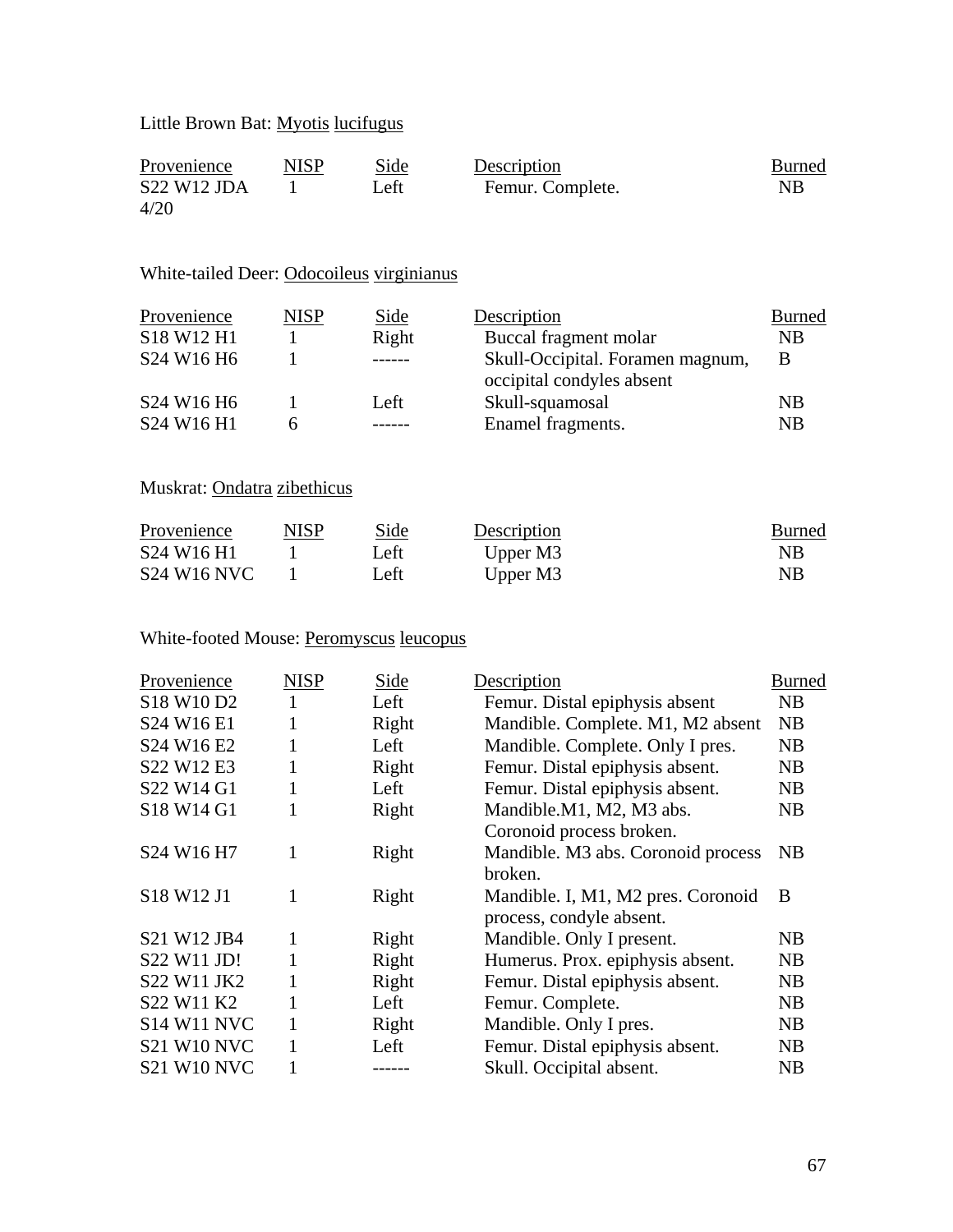Little Brown Bat: Myotis lucifugus

| Provenience | NISP | Side | Description | Burned |
|---|---|---|---|---|
| S22 W12 JDA 4/20 | 1 | Left | Femur. Complete. | NB |

White-tailed Deer: Odocoileus virginianus

| Provenience | NISP | Side | Description | Burned |
|---|---|---|---|---|
| S18 W12 H1 | 1 | Right | Buccal fragment molar | NB |
| S24 W16 H6 | 1 | ------ | Skull-Occipital. Foramen magnum, occipital condyles absent | B |
| S24 W16 H6 | 1 | Left | Skull-squamosal | NB |
| S24 W16 H1 | 6 | ------ | Enamel fragments. | NB |

Muskrat: Ondatra zibethicus

| Provenience | NISP | Side | Description | Burned |
|---|---|---|---|---|
| S24 W16 H1 | 1 | Left | Upper M3 | NB |
| S24 W16 NVC | 1 | Left | Upper M3 | NB |

White-footed Mouse: Peromyscus leucopus

| Provenience | NISP | Side | Description | Burned |
|---|---|---|---|---|
| S18 W10 D2 | 1 | Left | Femur. Distal epiphysis absent | NB |
| S24 W16 E1 | 1 | Right | Mandible. Complete. M1, M2 absent | NB |
| S24 W16 E2 | 1 | Left | Mandible. Complete. Only I pres. | NB |
| S22 W12 E3 | 1 | Right | Femur. Distal epiphysis absent. | NB |
| S22 W14 G1 | 1 | Left | Femur. Distal epiphysis absent. | NB |
| S18 W14 G1 | 1 | Right | Mandible.M1, M2, M3 abs. Coronoid process broken. | NB |
| S24 W16 H7 | 1 | Right | Mandible. M3 abs. Coronoid process broken. | NB |
| S18 W12 J1 | 1 | Right | Mandible. I, M1, M2 pres. Coronoid process, condyle absent. | B |
| S21 W12 JB4 | 1 | Right | Mandible. Only I present. | NB |
| S22 W11 JD! | 1 | Right | Humerus. Prox. epiphysis absent. | NB |
| S22 W11 JK2 | 1 | Right | Femur. Distal epiphysis absent. | NB |
| S22 W11 K2 | 1 | Left | Femur. Complete. | NB |
| S14 W11 NVC | 1 | Right | Mandible. Only I pres. | NB |
| S21 W10 NVC | 1 | Left | Femur. Distal epiphysis absent. | NB |
| S21 W10 NVC | 1 | ------ | Skull. Occipital absent. | NB |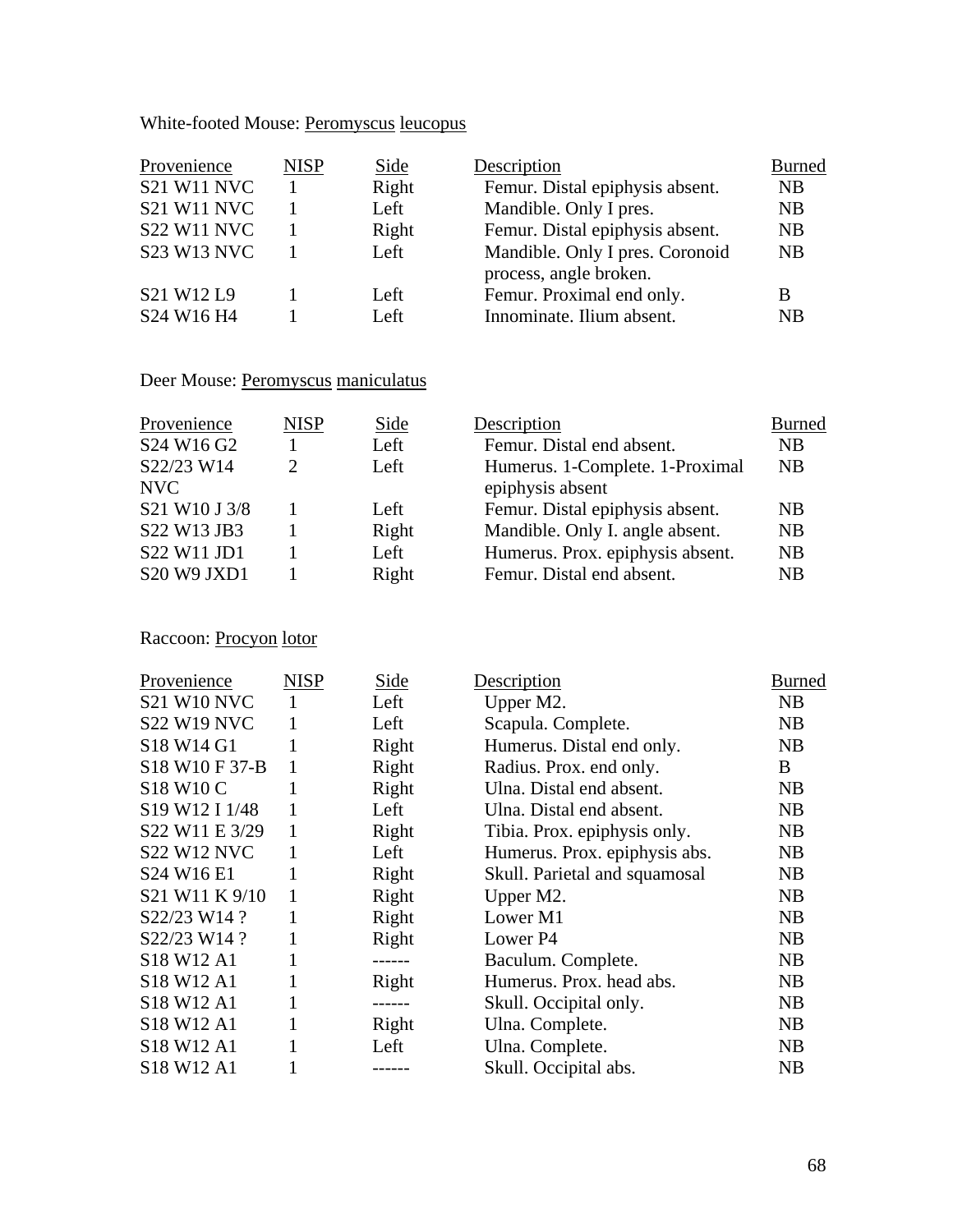White-footed Mouse: Peromyscus leucopus

| Provenience | NISP | Side | Description | Burned |
|---|---|---|---|---|
| S21 W11 NVC | 1 | Right | Femur. Distal epiphysis absent. | NB |
| S21 W11 NVC | 1 | Left | Mandible. Only I pres. | NB |
| S22 W11 NVC | 1 | Right | Femur. Distal epiphysis absent. | NB |
| S23 W13 NVC | 1 | Left | Mandible. Only I pres. Coronoid process, angle broken. | NB |
| S21 W12 L9 | 1 | Left | Femur. Proximal end only. | B |
| S24 W16 H4 | 1 | Left | Innominate. Ilium absent. | NB |

Deer Mouse: Peromyscus maniculatus

| Provenience | NISP | Side | Description | Burned |
|---|---|---|---|---|
| S24 W16 G2 | 1 | Left | Femur. Distal end absent. | NB |
| S22/23 W14 NVC | 2 | Left | Humerus. 1-Complete. 1-Proximal epiphysis absent | NB |
| S21 W10 J 3/8 | 1 | Left | Femur. Distal epiphysis absent. | NB |
| S22 W13 JB3 | 1 | Right | Mandible. Only I. angle absent. | NB |
| S22 W11 JD1 | 1 | Left | Humerus. Prox. epiphysis absent. | NB |
| S20 W9 JXD1 | 1 | Right | Femur. Distal end absent. | NB |

Raccoon: Procyon lotor

| Provenience | NISP | Side | Description | Burned |
|---|---|---|---|---|
| S21 W10 NVC | 1 | Left | Upper M2. | NB |
| S22 W19 NVC | 1 | Left | Scapula. Complete. | NB |
| S18 W14 G1 | 1 | Right | Humerus. Distal end only. | NB |
| S18 W10 F 37-B | 1 | Right | Radius. Prox. end only. | B |
| S18 W10 C | 1 | Right | Ulna. Distal end absent. | NB |
| S19 W12 I 1/48 | 1 | Left | Ulna. Distal end absent. | NB |
| S22 W11 E 3/29 | 1 | Right | Tibia. Prox. epiphysis only. | NB |
| S22 W12 NVC | 1 | Left | Humerus. Prox. epiphysis abs. | NB |
| S24 W16 E1 | 1 | Right | Skull. Parietal and squamosal | NB |
| S21 W11 K 9/10 | 1 | Right | Upper M2. | NB |
| S22/23 W14 ? | 1 | Right | Lower M1 | NB |
| S22/23 W14 ? | 1 | Right | Lower P4 | NB |
| S18 W12 A1 | 1 | ------ | Baculum. Complete. | NB |
| S18 W12 A1 | 1 | Right | Humerus. Prox. head abs. | NB |
| S18 W12 A1 | 1 | ------ | Skull. Occipital only. | NB |
| S18 W12 A1 | 1 | Right | Ulna. Complete. | NB |
| S18 W12 A1 | 1 | Left | Ulna. Complete. | NB |
| S18 W12 A1 | 1 | ------ | Skull. Occipital abs. | NB |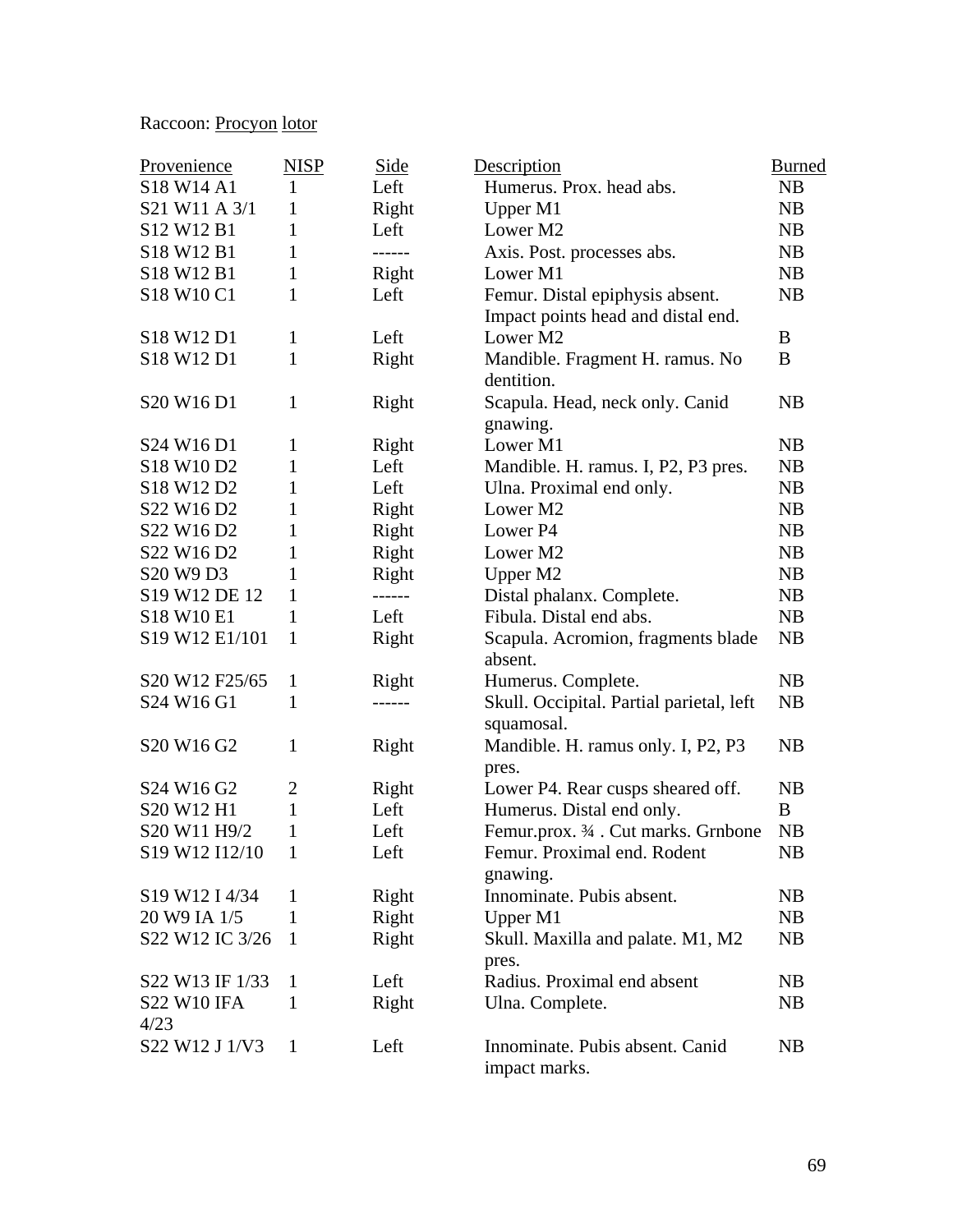Raccoon: Procyon lotor

| Provenience | NISP | Side | Description | Burned |
|---|---|---|---|---|
| S18 W14 A1 | 1 | Left | Humerus. Prox. head abs. | NB |
| S21 W11 A 3/1 | 1 | Right | Upper M1 | NB |
| S12 W12 B1 | 1 | Left | Lower M2 | NB |
| S18 W12 B1 | 1 | ------ | Axis. Post. processes abs. | NB |
| S18 W12 B1 | 1 | Right | Lower M1 | NB |
| S18 W10 C1 | 1 | Left | Femur. Distal epiphysis absent. Impact points head and distal end. | NB |
| S18 W12 D1 | 1 | Left | Lower M2 | B |
| S18 W12 D1 | 1 | Right | Mandible. Fragment H. ramus. No dentition. | B |
| S20 W16 D1 | 1 | Right | Scapula. Head, neck only. Canid gnawing. | NB |
| S24 W16 D1 | 1 | Right | Lower M1 | NB |
| S18 W10 D2 | 1 | Left | Mandible. H. ramus. I, P2, P3 pres. | NB |
| S18 W12 D2 | 1 | Left | Ulna. Proximal end only. | NB |
| S22 W16 D2 | 1 | Right | Lower M2 | NB |
| S22 W16 D2 | 1 | Right | Lower P4 | NB |
| S22 W16 D2 | 1 | Right | Lower M2 | NB |
| S20 W9 D3 | 1 | Right | Upper M2 | NB |
| S19 W12 DE 12 | 1 | ------ | Distal phalanx. Complete. | NB |
| S18 W10 E1 | 1 | Left | Fibula. Distal end abs. | NB |
| S19 W12 E1/101 | 1 | Right | Scapula. Acromion, fragments blade absent. | NB |
| S20 W12 F25/65 | 1 | Right | Humerus. Complete. | NB |
| S24 W16 G1 | 1 | ------ | Skull. Occipital. Partial parietal, left squamosal. | NB |
| S20 W16 G2 | 1 | Right | Mandible. H. ramus only. I, P2, P3 pres. | NB |
| S24 W16 G2 | 2 | Right | Lower P4. Rear cusps sheared off. | NB |
| S20 W12 H1 | 1 | Left | Humerus. Distal end only. | B |
| S20 W11 H9/2 | 1 | Left | Femur.prox. ¾ . Cut marks. Grnbone | NB |
| S19 W12 I12/10 | 1 | Left | Femur. Proximal end. Rodent gnawing. | NB |
| S19 W12 I 4/34 | 1 | Right | Innominate. Pubis absent. | NB |
| 20 W9 IA 1/5 | 1 | Right | Upper M1 | NB |
| S22 W12 IC 3/26 | 1 | Right | Skull. Maxilla and palate. M1, M2 pres. | NB |
| S22 W13 IF 1/33 | 1 | Left | Radius. Proximal end absent | NB |
| S22 W10 IFA 4/23 | 1 | Right | Ulna. Complete. | NB |
| S22 W12 J 1/V3 | 1 | Left | Innominate. Pubis absent. Canid impact marks. | NB |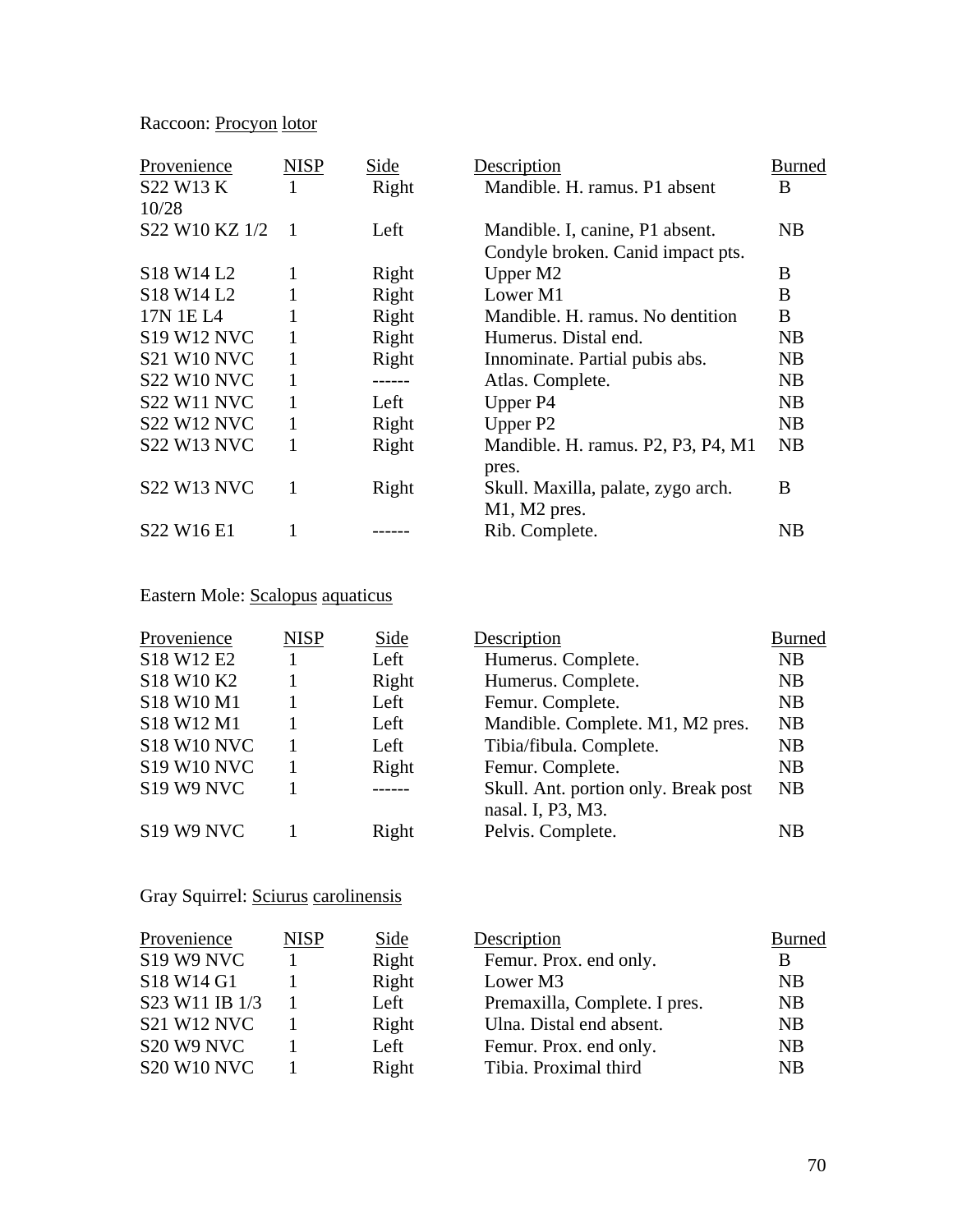Raccoon: Procyon lotor

| Provenience | NISP | Side | Description | Burned |
|---|---|---|---|---|
| S22 W13 K 10/28 | 1 | Right | Mandible. H. ramus. P1 absent | B |
| S22 W10 KZ 1/2 | 1 | Left | Mandible. I, canine, P1 absent. Condyle broken. Canid impact pts. | NB |
| S18 W14 L2 | 1 | Right | Upper M2 | B |
| S18 W14 L2 | 1 | Right | Lower M1 | B |
| 17N 1E L4 | 1 | Right | Mandible. H. ramus. No dentition | B |
| S19 W12 NVC | 1 | Right | Humerus. Distal end. | NB |
| S21 W10 NVC | 1 | Right | Innominate. Partial pubis abs. | NB |
| S22 W10 NVC | 1 | ------ | Atlas. Complete. | NB |
| S22 W11 NVC | 1 | Left | Upper P4 | NB |
| S22 W12 NVC | 1 | Right | Upper P2 | NB |
| S22 W13 NVC | 1 | Right | Mandible. H. ramus. P2, P3, P4, M1 pres. | NB |
| S22 W13 NVC | 1 | Right | Skull. Maxilla, palate, zygo arch. M1, M2 pres. | B |
| S22 W16 E1 | 1 | ------ | Rib. Complete. | NB |

Eastern Mole: Scalopus aquaticus

| Provenience | NISP | Side | Description | Burned |
|---|---|---|---|---|
| S18 W12 E2 | 1 | Left | Humerus. Complete. | NB |
| S18 W10 K2 | 1 | Right | Humerus. Complete. | NB |
| S18 W10 M1 | 1 | Left | Femur. Complete. | NB |
| S18 W12 M1 | 1 | Left | Mandible. Complete. M1, M2 pres. | NB |
| S18 W10 NVC | 1 | Left | Tibia/fibula. Complete. | NB |
| S19 W10 NVC | 1 | Right | Femur. Complete. | NB |
| S19 W9 NVC | 1 | ------ | Skull. Ant. portion only. Break post nasal. I, P3, M3. | NB |
| S19 W9 NVC | 1 | Right | Pelvis. Complete. | NB |

Gray Squirrel: Sciurus carolinensis

| Provenience | NISP | Side | Description | Burned |
|---|---|---|---|---|
| S19 W9 NVC | 1 | Right | Femur. Prox. end only. | B |
| S18 W14 G1 | 1 | Right | Lower M3 | NB |
| S23 W11 IB 1/3 | 1 | Left | Premaxilla, Complete. I pres. | NB |
| S21 W12 NVC | 1 | Right | Ulna. Distal end absent. | NB |
| S20 W9 NVC | 1 | Left | Femur. Prox. end only. | NB |
| S20 W10 NVC | 1 | Right | Tibia. Proximal third | NB |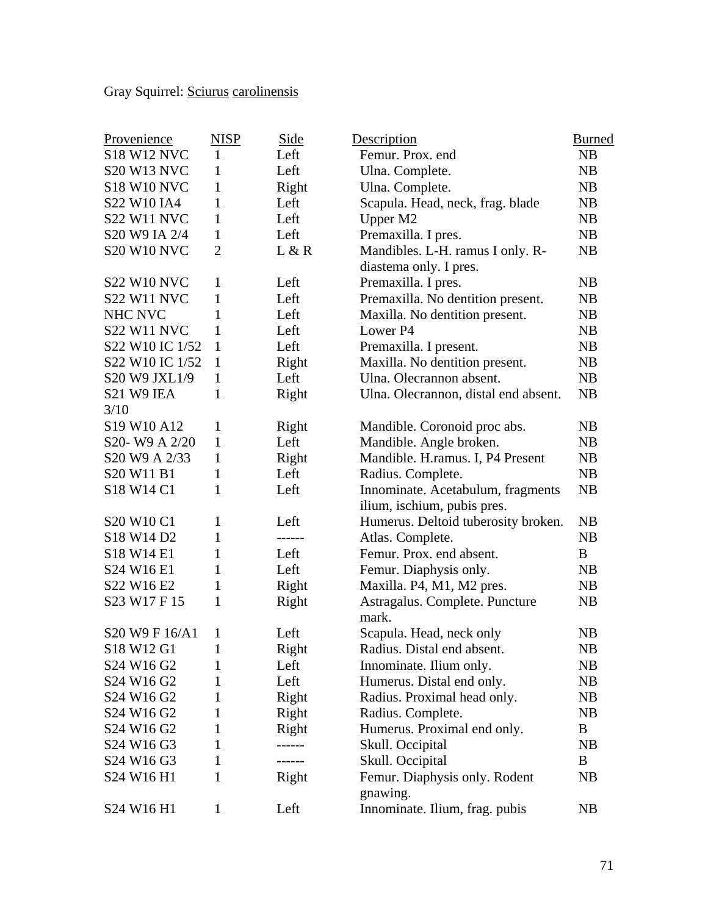Gray Squirrel: Sciurus carolinensis

| Provenience | NISP | Side | Description | Burned |
|---|---|---|---|---|
| S18 W12 NVC | 1 | Left | Femur. Prox. end | NB |
| S20 W13 NVC | 1 | Left | Ulna. Complete. | NB |
| S18 W10 NVC | 1 | Right | Ulna. Complete. | NB |
| S22 W10 IA4 | 1 | Left | Scapula. Head, neck, frag. blade | NB |
| S22 W11 NVC | 1 | Left | Upper M2 | NB |
| S20 W9 IA 2/4 | 1 | Left | Premaxilla. I pres. | NB |
| S20 W10 NVC | 2 | L & R | Mandibles. L-H. ramus I only. R-diastema only. I pres. | NB |
| S22 W10 NVC | 1 | Left | Premaxilla. I pres. | NB |
| S22 W11 NVC | 1 | Left | Premaxilla. No dentition present. | NB |
| NHC NVC | 1 | Left | Maxilla. No dentition present. | NB |
| S22 W11 NVC | 1 | Left | Lower P4 | NB |
| S22 W10 IC 1/52 | 1 | Left | Premaxilla. I present. | NB |
| S22 W10 IC 1/52 | 1 | Right | Maxilla. No dentition present. | NB |
| S20 W9 JXL1/9 | 1 | Left | Ulna. Olecrannon absent. | NB |
| S21 W9 IEA 3/10 | 1 | Right | Ulna. Olecrannon, distal end absent. | NB |
| S19 W10 A12 | 1 | Right | Mandible. Coronoid proc abs. | NB |
| S20- W9 A 2/20 | 1 | Left | Mandible. Angle broken. | NB |
| S20 W9 A 2/33 | 1 | Right | Mandible. H.ramus. I, P4 Present | NB |
| S20 W11 B1 | 1 | Left | Radius. Complete. | NB |
| S18 W14 C1 | 1 | Left | Innominate. Acetabulum, fragments ilium, ischium, pubis pres. | NB |
| S20 W10 C1 | 1 | Left | Humerus. Deltoid tuberosity broken. | NB |
| S18 W14 D2 | 1 | ------ | Atlas. Complete. | NB |
| S18 W14 E1 | 1 | Left | Femur. Prox. end absent. | B |
| S24 W16 E1 | 1 | Left | Femur. Diaphysis only. | NB |
| S22 W16 E2 | 1 | Right | Maxilla. P4, M1, M2 pres. | NB |
| S23 W17 F 15 | 1 | Right | Astragalus. Complete. Puncture mark. | NB |
| S20 W9 F 16/A1 | 1 | Left | Scapula. Head, neck only | NB |
| S18 W12 G1 | 1 | Right | Radius. Distal end absent. | NB |
| S24 W16 G2 | 1 | Left | Innominate. Ilium only. | NB |
| S24 W16 G2 | 1 | Left | Humerus. Distal end only. | NB |
| S24 W16 G2 | 1 | Right | Radius. Proximal head only. | NB |
| S24 W16 G2 | 1 | Right | Radius. Complete. | NB |
| S24 W16 G2 | 1 | Right | Humerus. Proximal end only. | B |
| S24 W16 G3 | 1 | ------ | Skull. Occipital | NB |
| S24 W16 G3 | 1 | ------ | Skull. Occipital | B |
| S24 W16 H1 | 1 | Right | Femur. Diaphysis only. Rodent gnawing. | NB |
| S24 W16 H1 | 1 | Left | Innominate. Ilium, frag. pubis | NB |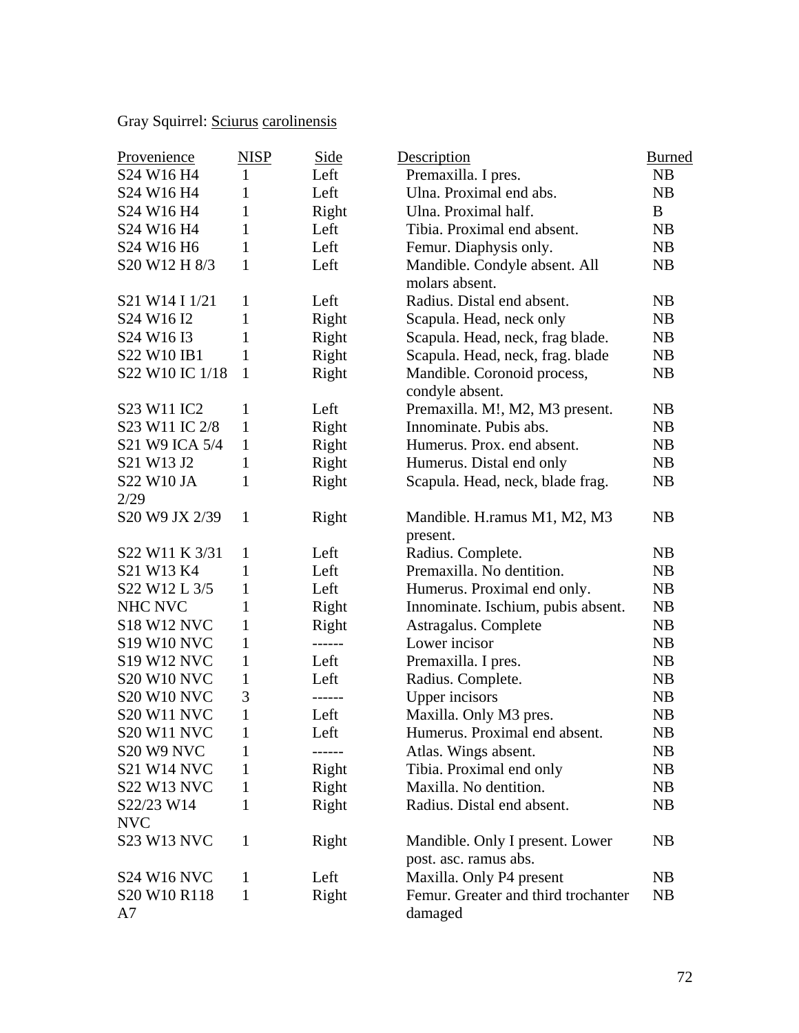Gray Squirrel: Sciurus carolinensis

| Provenience | NISP | Side | Description | Burned |
|---|---|---|---|---|
| S24 W16 H4 | 1 | Left | Premaxilla. I pres. | NB |
| S24 W16 H4 | 1 | Left | Ulna. Proximal end abs. | NB |
| S24 W16 H4 | 1 | Right | Ulna. Proximal half. | B |
| S24 W16 H4 | 1 | Left | Tibia. Proximal end absent. | NB |
| S24 W16 H6 | 1 | Left | Femur. Diaphysis only. | NB |
| S20 W12 H 8/3 | 1 | Left | Mandible. Condyle absent. All molars absent. | NB |
| S21 W14 I 1/21 | 1 | Left | Radius. Distal end absent. | NB |
| S24 W16 I2 | 1 | Right | Scapula. Head, neck only | NB |
| S24 W16 I3 | 1 | Right | Scapula. Head, neck, frag blade. | NB |
| S22 W10 IB1 | 1 | Right | Scapula. Head, neck, frag. blade | NB |
| S22 W10 IC 1/18 | 1 | Right | Mandible. Coronoid process, condyle absent. | NB |
| S23 W11 IC2 | 1 | Left | Premaxilla. M!, M2, M3 present. | NB |
| S23 W11 IC 2/8 | 1 | Right | Innominate. Pubis abs. | NB |
| S21 W9 ICA 5/4 | 1 | Right | Humerus. Prox. end absent. | NB |
| S21 W13 J2 | 1 | Right | Humerus. Distal end only | NB |
| S22 W10 JA 2/29 | 1 | Right | Scapula. Head, neck, blade frag. | NB |
| S20 W9 JX 2/39 | 1 | Right | Mandible. H.ramus M1, M2, M3 present. | NB |
| S22 W11 K 3/31 | 1 | Left | Radius. Complete. | NB |
| S21 W13 K4 | 1 | Left | Premaxilla. No dentition. | NB |
| S22 W12 L 3/5 | 1 | Left | Humerus. Proximal end only. | NB |
| NHC NVC | 1 | Right | Innominate. Ischium, pubis absent. | NB |
| S18 W12 NVC | 1 | Right | Astragalus. Complete | NB |
| S19 W10 NVC | 1 | ------ | Lower incisor | NB |
| S19 W12 NVC | 1 | Left | Premaxilla. I pres. | NB |
| S20 W10 NVC | 1 | Left | Radius. Complete. | NB |
| S20 W10 NVC | 3 | ------ | Upper incisors | NB |
| S20 W11 NVC | 1 | Left | Maxilla. Only M3 pres. | NB |
| S20 W11 NVC | 1 | Left | Humerus. Proximal end absent. | NB |
| S20 W9 NVC | 1 | ------ | Atlas. Wings absent. | NB |
| S21 W14 NVC | 1 | Right | Tibia. Proximal end only | NB |
| S22 W13 NVC | 1 | Right | Maxilla. No dentition. | NB |
| S22/23 W14 NVC | 1 | Right | Radius. Distal end absent. | NB |
| S23 W13 NVC | 1 | Right | Mandible. Only I present. Lower post. asc. ramus abs. | NB |
| S24 W16 NVC | 1 | Left | Maxilla. Only P4 present | NB |
| S20 W10 R118 A7 | 1 | Right | Femur. Greater and third trochanter damaged | NB |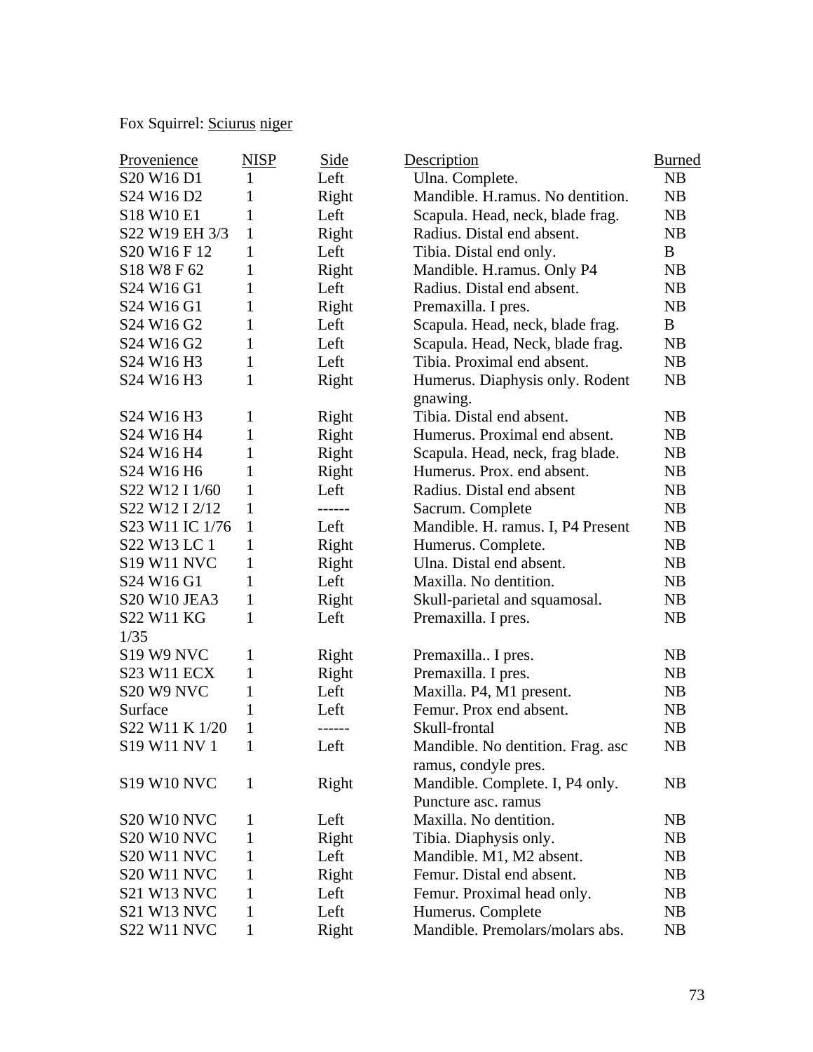Fox Squirrel: Sciurus niger

| Provenience | NISP | Side | Description | Burned |
|---|---|---|---|---|
| S20 W16 D1 | 1 | Left | Ulna. Complete. | NB |
| S24 W16 D2 | 1 | Right | Mandible. H.ramus. No dentition. | NB |
| S18 W10 E1 | 1 | Left | Scapula. Head, neck, blade frag. | NB |
| S22 W19 EH 3/3 | 1 | Right | Radius. Distal end absent. | NB |
| S20 W16 F 12 | 1 | Left | Tibia. Distal end only. | B |
| S18 W8 F 62 | 1 | Right | Mandible. H.ramus. Only P4 | NB |
| S24 W16 G1 | 1 | Left | Radius. Distal end absent. | NB |
| S24 W16 G1 | 1 | Right | Premaxilla. I pres. | NB |
| S24 W16 G2 | 1 | Left | Scapula. Head, neck, blade frag. | B |
| S24 W16 G2 | 1 | Left | Scapula. Head, Neck, blade frag. | NB |
| S24 W16 H3 | 1 | Left | Tibia. Proximal end absent. | NB |
| S24 W16 H3 | 1 | Right | Humerus. Diaphysis only. Rodent gnawing. | NB |
| S24 W16 H3 | 1 | Right | Tibia. Distal end absent. | NB |
| S24 W16 H4 | 1 | Right | Humerus. Proximal end absent. | NB |
| S24 W16 H4 | 1 | Right | Scapula. Head, neck, frag blade. | NB |
| S24 W16 H6 | 1 | Right | Humerus. Prox. end absent. | NB |
| S22 W12 I 1/60 | 1 | Left | Radius. Distal end absent | NB |
| S22 W12 I 2/12 | 1 | ------ | Sacrum. Complete | NB |
| S23 W11 IC 1/76 | 1 | Left | Mandible. H. ramus. I, P4 Present | NB |
| S22 W13 LC 1 | 1 | Right | Humerus. Complete. | NB |
| S19 W11 NVC | 1 | Right | Ulna. Distal end absent. | NB |
| S24 W16 G1 | 1 | Left | Maxilla. No dentition. | NB |
| S20 W10 JEA3 | 1 | Right | Skull-parietal and squamosal. | NB |
| S22 W11 KG 1/35 | 1 | Left | Premaxilla. I pres. | NB |
| S19 W9 NVC | 1 | Right | Premaxilla.. I pres. | NB |
| S23 W11 ECX | 1 | Right | Premaxilla. I pres. | NB |
| S20 W9 NVC | 1 | Left | Maxilla. P4, M1 present. | NB |
| Surface | 1 | Left | Femur. Prox end absent. | NB |
| S22 W11 K 1/20 | 1 | ------ | Skull-frontal | NB |
| S19 W11 NV 1 | 1 | Left | Mandible. No dentition. Frag. asc ramus, condyle pres. | NB |
| S19 W10 NVC | 1 | Right | Mandible. Complete. I, P4 only. Puncture asc. ramus | NB |
| S20 W10 NVC | 1 | Left | Maxilla. No dentition. | NB |
| S20 W10 NVC | 1 | Right | Tibia. Diaphysis only. | NB |
| S20 W11 NVC | 1 | Left | Mandible. M1, M2 absent. | NB |
| S20 W11 NVC | 1 | Right | Femur. Distal end absent. | NB |
| S21 W13 NVC | 1 | Left | Femur. Proximal head only. | NB |
| S21 W13 NVC | 1 | Left | Humerus. Complete | NB |
| S22 W11 NVC | 1 | Right | Mandible. Premolars/molars abs. | NB |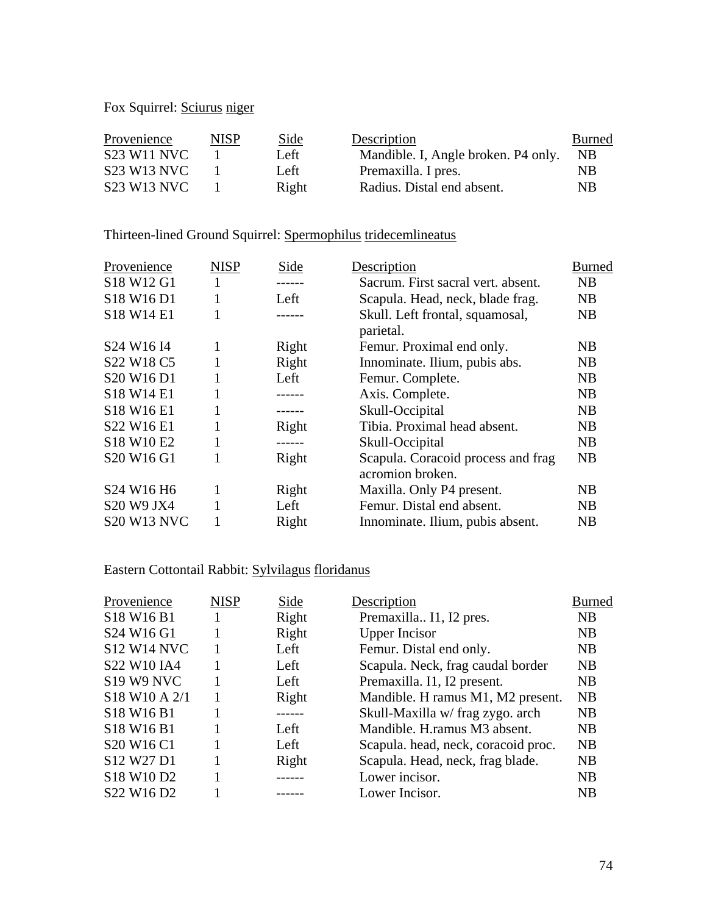Fox Squirrel: _Sciurus niger_

| Provenience | NISP | Side | Description | Burned |
|---|---|---|---|---|
| S23 W11 NVC | 1 | Left | Mandible. I, Angle broken. P4 only. | NB |
| S23 W13 NVC | 1 | Left | Premaxilla. I pres. | NB |
| S23 W13 NVC | 1 | Right | Radius. Distal end absent. | NB |

Thirteen-lined Ground Squirrel: _Spermophilus tridecemlineatus_

| Provenience | NISP | Side | Description | Burned |
|---|---|---|---|---|
| S18 W12 G1 | 1 | ------ | Sacrum. First sacral vert. absent. | NB |
| S18 W16 D1 | 1 | Left | Scapula. Head, neck, blade frag. | NB |
| S18 W14 E1 | 1 | ------ | Skull. Left frontal, squamosal, parietal. | NB |
| S24 W16 I4 | 1 | Right | Femur. Proximal end only. | NB |
| S22 W18 C5 | 1 | Right | Innominate. Ilium, pubis abs. | NB |
| S20 W16 D1 | 1 | Left | Femur. Complete. | NB |
| S18 W14 E1 | 1 | ------ | Axis. Complete. | NB |
| S18 W16 E1 | 1 | ------ | Skull-Occipital | NB |
| S22 W16 E1 | 1 | Right | Tibia. Proximal head absent. | NB |
| S18 W10 E2 | 1 | ------ | Skull-Occipital | NB |
| S20 W16 G1 | 1 | Right | Scapula. Coracoid process and frag acromion broken. | NB |
| S24 W16 H6 | 1 | Right | Maxilla. Only P4 present. | NB |
| S20 W9 JX4 | 1 | Left | Femur. Distal end absent. | NB |
| S20 W13 NVC | 1 | Right | Innominate. Ilium, pubis absent. | NB |

Eastern Cottontail Rabbit: _Sylvilagus floridanus_

| Provenience | NISP | Side | Description | Burned |
|---|---|---|---|---|
| S18 W16 B1 | 1 | Right | Premaxilla.. I1, I2 pres. | NB |
| S24 W16 G1 | 1 | Right | Upper Incisor | NB |
| S12 W14 NVC | 1 | Left | Femur. Distal end only. | NB |
| S22 W10 IA4 | 1 | Left | Scapula. Neck, frag caudal border | NB |
| S19 W9 NVC | 1 | Left | Premaxilla. I1, I2 present. | NB |
| S18 W10 A 2/1 | 1 | Right | Mandible. H ramus M1, M2 present. | NB |
| S18 W16 B1 | 1 | ------ | Skull-Maxilla w/ frag zygo. arch | NB |
| S18 W16 B1 | 1 | Left | Mandible. H.ramus M3 absent. | NB |
| S20 W16 C1 | 1 | Left | Scapula. head, neck, coracoid proc. | NB |
| S12 W27 D1 | 1 | Right | Scapula. Head, neck, frag blade. | NB |
| S18 W10 D2 | 1 | ------ | Lower incisor. | NB |
| S22 W16 D2 | 1 | ------ | Lower Incisor. | NB |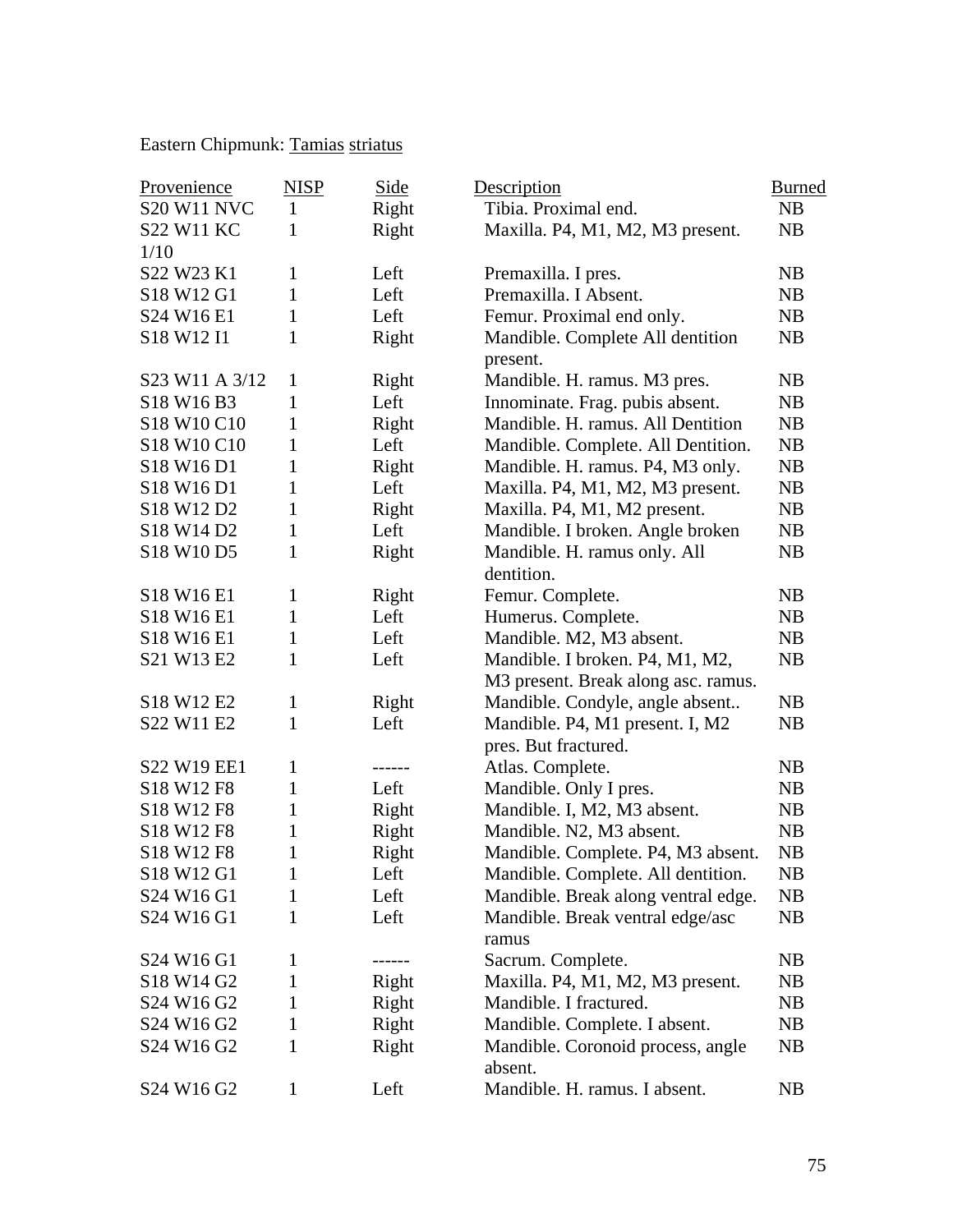Eastern Chipmunk: Tamias striatus

| Provenience | NISP | Side | Description | Burned |
|---|---|---|---|---|
| S20 W11 NVC | 1 | Right | Tibia. Proximal end. | NB |
| S22 W11 KC 1/10 | 1 | Right | Maxilla. P4, M1, M2, M3 present. | NB |
| S22 W23 K1 | 1 | Left | Premaxilla. I pres. | NB |
| S18 W12 G1 | 1 | Left | Premaxilla. I Absent. | NB |
| S24 W16 E1 | 1 | Left | Femur. Proximal end only. | NB |
| S18 W12 I1 | 1 | Right | Mandible. Complete All dentition present. | NB |
| S23 W11 A 3/12 | 1 | Right | Mandible. H. ramus. M3 pres. | NB |
| S18 W16 B3 | 1 | Left | Innominate. Frag. pubis absent. | NB |
| S18 W10 C10 | 1 | Right | Mandible. H. ramus. All Dentition | NB |
| S18 W10 C10 | 1 | Left | Mandible. Complete. All Dentition. | NB |
| S18 W16 D1 | 1 | Right | Mandible. H. ramus. P4, M3 only. | NB |
| S18 W16 D1 | 1 | Left | Maxilla. P4, M1, M2, M3 present. | NB |
| S18 W12 D2 | 1 | Right | Maxilla. P4, M1, M2 present. | NB |
| S18 W14 D2 | 1 | Left | Mandible. I broken. Angle broken | NB |
| S18 W10 D5 | 1 | Right | Mandible. H. ramus only. All dentition. | NB |
| S18 W16 E1 | 1 | Right | Femur. Complete. | NB |
| S18 W16 E1 | 1 | Left | Humerus. Complete. | NB |
| S18 W16 E1 | 1 | Left | Mandible. M2, M3 absent. | NB |
| S21 W13 E2 | 1 | Left | Mandible. I broken. P4, M1, M2, M3 present. Break along asc. ramus. | NB |
| S18 W12 E2 | 1 | Right | Mandible. Condyle, angle absent.. | NB |
| S22 W11 E2 | 1 | Left | Mandible. P4, M1 present. I, M2 pres. But fractured. | NB |
| S22 W19 EE1 | 1 | ------ | Atlas. Complete. | NB |
| S18 W12 F8 | 1 | Left | Mandible. Only I pres. | NB |
| S18 W12 F8 | 1 | Right | Mandible. I, M2, M3 absent. | NB |
| S18 W12 F8 | 1 | Right | Mandible. N2, M3 absent. | NB |
| S18 W12 F8 | 1 | Right | Mandible. Complete. P4, M3 absent. | NB |
| S18 W12 G1 | 1 | Left | Mandible. Complete. All dentition. | NB |
| S24 W16 G1 | 1 | Left | Mandible. Break along ventral edge. | NB |
| S24 W16 G1 | 1 | Left | Mandible. Break ventral edge/asc ramus | NB |
| S24 W16 G1 | 1 | ------ | Sacrum. Complete. | NB |
| S18 W14 G2 | 1 | Right | Maxilla. P4, M1, M2, M3 present. | NB |
| S24 W16 G2 | 1 | Right | Mandible. I fractured. | NB |
| S24 W16 G2 | 1 | Right | Mandible. Complete. I absent. | NB |
| S24 W16 G2 | 1 | Right | Mandible. Coronoid process, angle absent. | NB |
| S24 W16 G2 | 1 | Left | Mandible. H. ramus. I absent. | NB |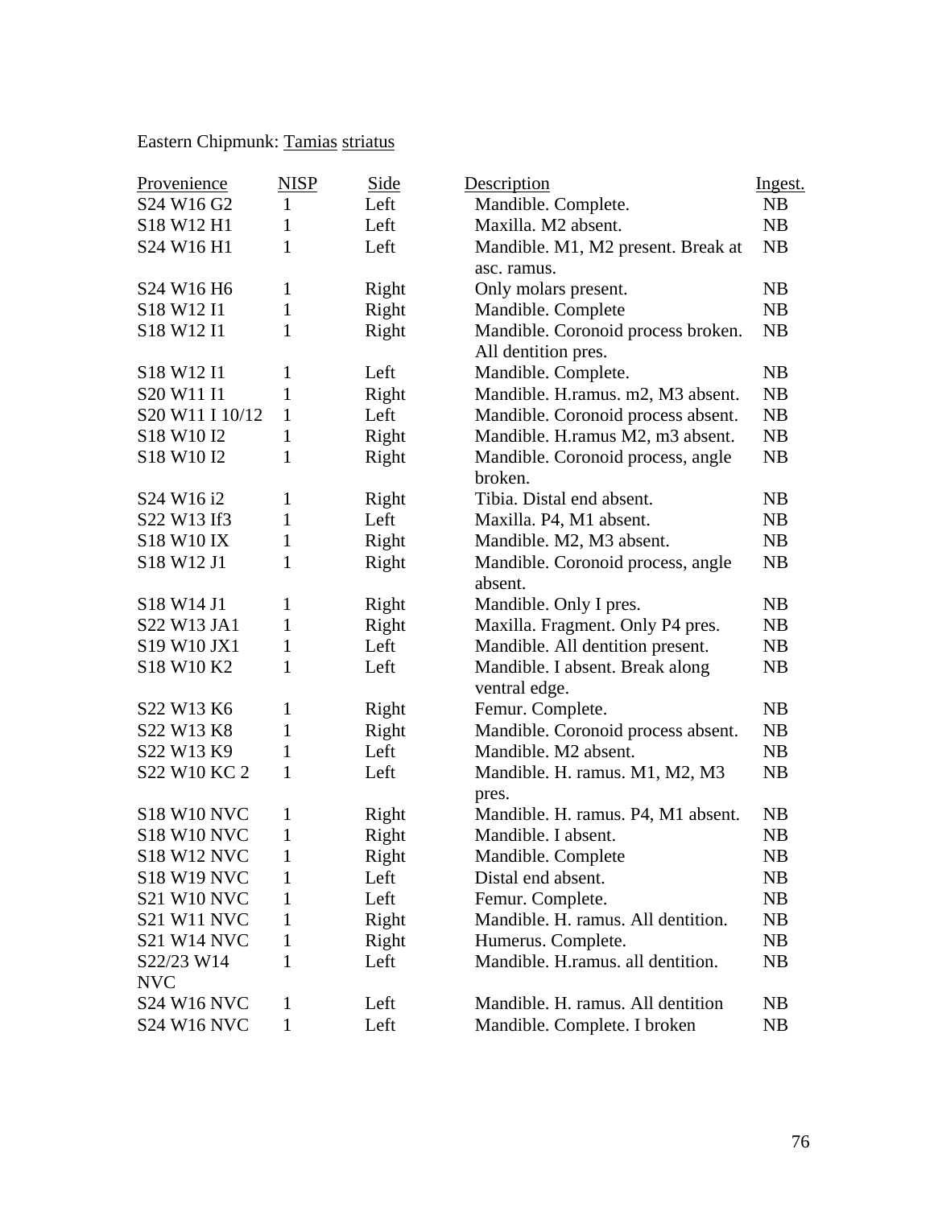Eastern Chipmunk: <u>Tamias</u> <u>striatus</u>

| Provenience | NISP | Side | Description | Ingest. |
|---|---|---|---|---|
| S24 W16 G2 | 1 | Left | Mandible. Complete. | NB |
| S18 W12 H1 | 1 | Left | Maxilla. M2 absent. | NB |
| S24 W16 H1 | 1 | Left | Mandible. M1, M2 present. Break at asc. ramus. | NB |
| S24 W16 H6 | 1 | Right | Only molars present. | NB |
| S18 W12 I1 | 1 | Right | Mandible. Complete | NB |
| S18 W12 I1 | 1 | Right | Mandible. Coronoid process broken. All dentition pres. | NB |
| S18 W12 I1 | 1 | Left | Mandible. Complete. | NB |
| S20 W11 I1 | 1 | Right | Mandible. H.ramus. m2, M3 absent. | NB |
| S20 W11 I 10/12 | 1 | Left | Mandible. Coronoid process absent. | NB |
| S18 W10 I2 | 1 | Right | Mandible. H.ramus M2, m3 absent. | NB |
| S18 W10 I2 | 1 | Right | Mandible. Coronoid process, angle broken. | NB |
| S24 W16 i2 | 1 | Right | Tibia. Distal end absent. | NB |
| S22 W13 If3 | 1 | Left | Maxilla. P4, M1 absent. | NB |
| S18 W10 IX | 1 | Right | Mandible. M2, M3 absent. | NB |
| S18 W12 J1 | 1 | Right | Mandible. Coronoid process, angle absent. | NB |
| S18 W14 J1 | 1 | Right | Mandible. Only I pres. | NB |
| S22 W13 JA1 | 1 | Right | Maxilla. Fragment. Only P4 pres. | NB |
| S19 W10 JX1 | 1 | Left | Mandible. All dentition present. | NB |
| S18 W10 K2 | 1 | Left | Mandible. I absent. Break along ventral edge. | NB |
| S22 W13 K6 | 1 | Right | Femur. Complete. | NB |
| S22 W13 K8 | 1 | Right | Mandible. Coronoid process absent. | NB |
| S22 W13 K9 | 1 | Left | Mandible. M2 absent. | NB |
| S22 W10 KC 2 | 1 | Left | Mandible. H. ramus. M1, M2, M3 pres. | NB |
| S18 W10 NVC | 1 | Right | Mandible. H. ramus. P4, M1 absent. | NB |
| S18 W10 NVC | 1 | Right | Mandible. I absent. | NB |
| S18 W12 NVC | 1 | Right | Mandible. Complete | NB |
| S18 W19 NVC | 1 | Left | Distal end absent. | NB |
| S21 W10 NVC | 1 | Left | Femur. Complete. | NB |
| S21 W11 NVC | 1 | Right | Mandible. H. ramus. All dentition. | NB |
| S21 W14 NVC | 1 | Right | Humerus. Complete. | NB |
| S22/23 W14 NVC | 1 | Left | Mandible. H.ramus. all dentition. | NB |
| S24 W16 NVC | 1 | Left | Mandible. H. ramus. All dentition | NB |
| S24 W16 NVC | 1 | Left | Mandible. Complete. I broken | NB |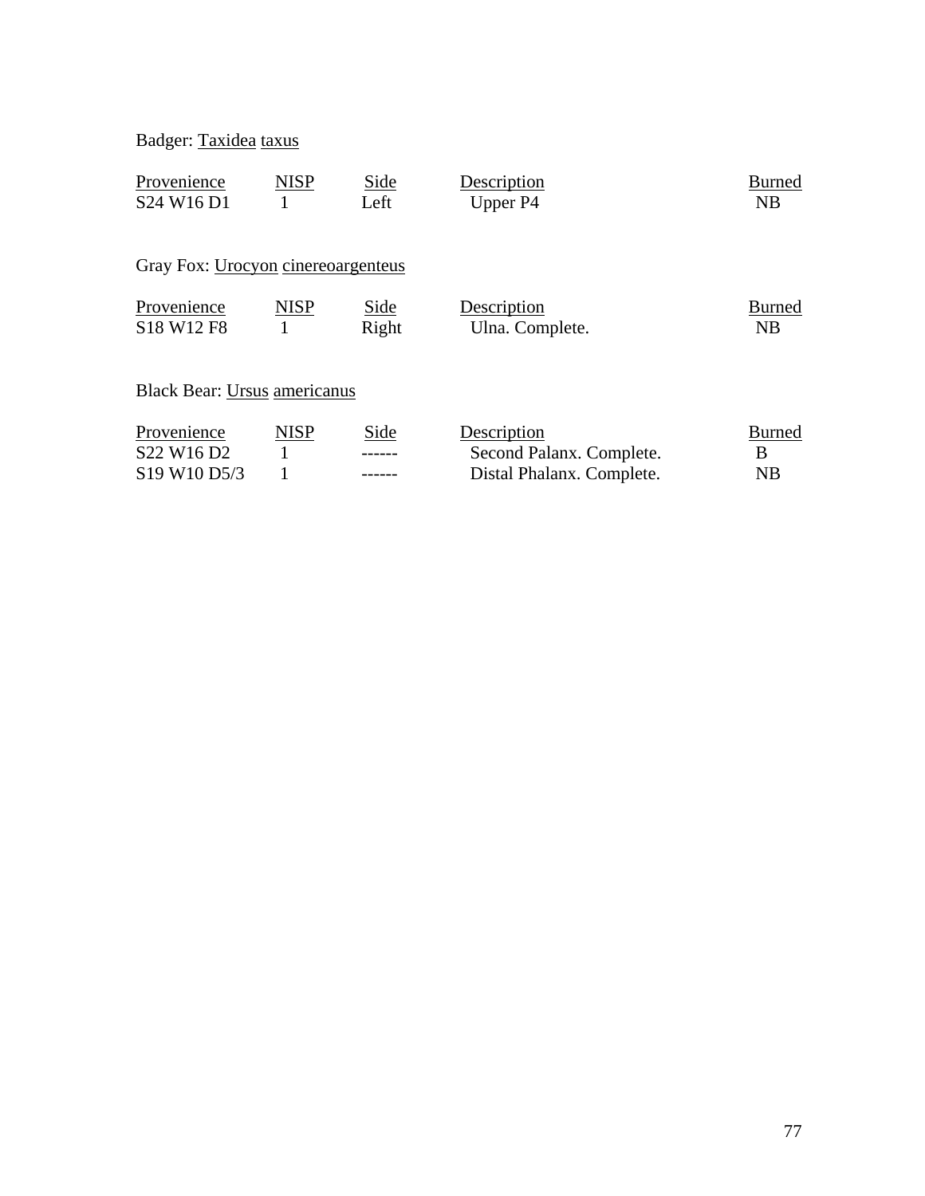Badger: Taxidea taxus

| Provenience | NISP | Side | Description | Burned |
|---|---|---|---|---|
| S24 W16 D1 | 1 | Left | Upper P4 | NB |

Gray Fox: Urocyon cinereoargenteus

| Provenience | NISP | Side | Description | Burned |
|---|---|---|---|---|
| S18 W12 F8 | 1 | Right | Ulna. Complete. | NB |

Black Bear: Ursus americanus

| Provenience | NISP | Side | Description | Burned |
|---|---|---|---|---|
| S22 W16 D2 | 1 | ------ | Second Palanx. Complete. | B |
| S19 W10 D5/3 | 1 | ------ | Distal Phalanx. Complete. | NB |